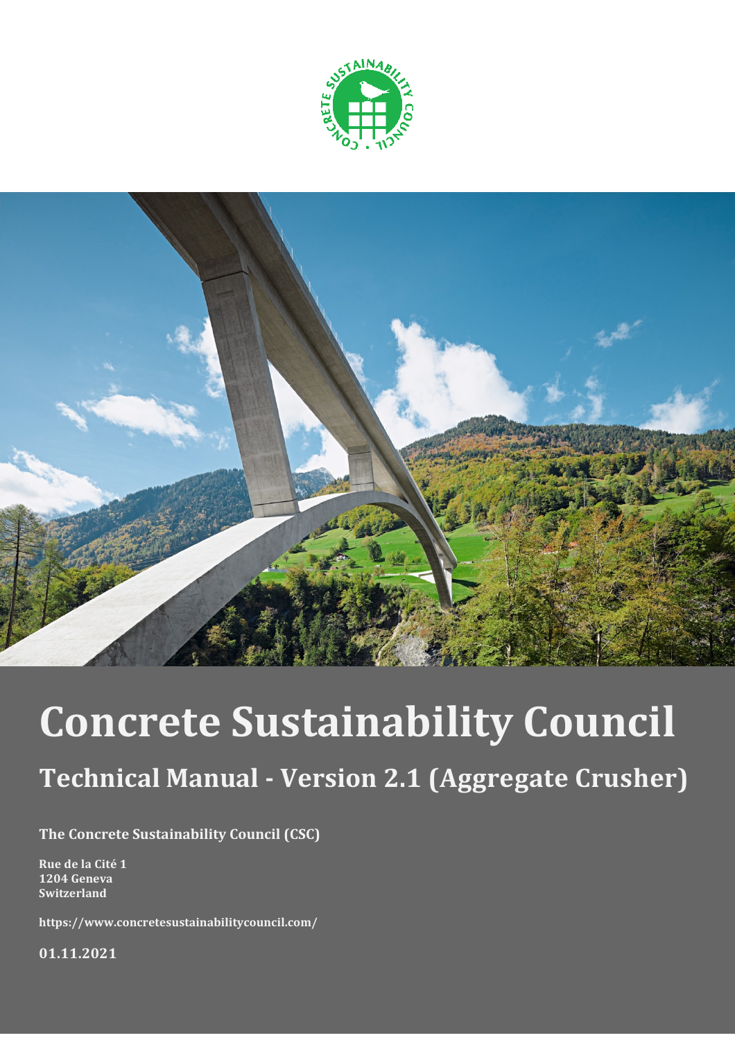# Concrete Sustainability Council

## Technical Manual - Version 2.1 (Aggregate Crusher)

**The Concrete Sustainability Council (CSC)**

**Rue de la Cité 1**
**1204 Geneva**
**Switzerland**

**https://www.concretesustainabilitycouncil.com/**

**01.11.2021**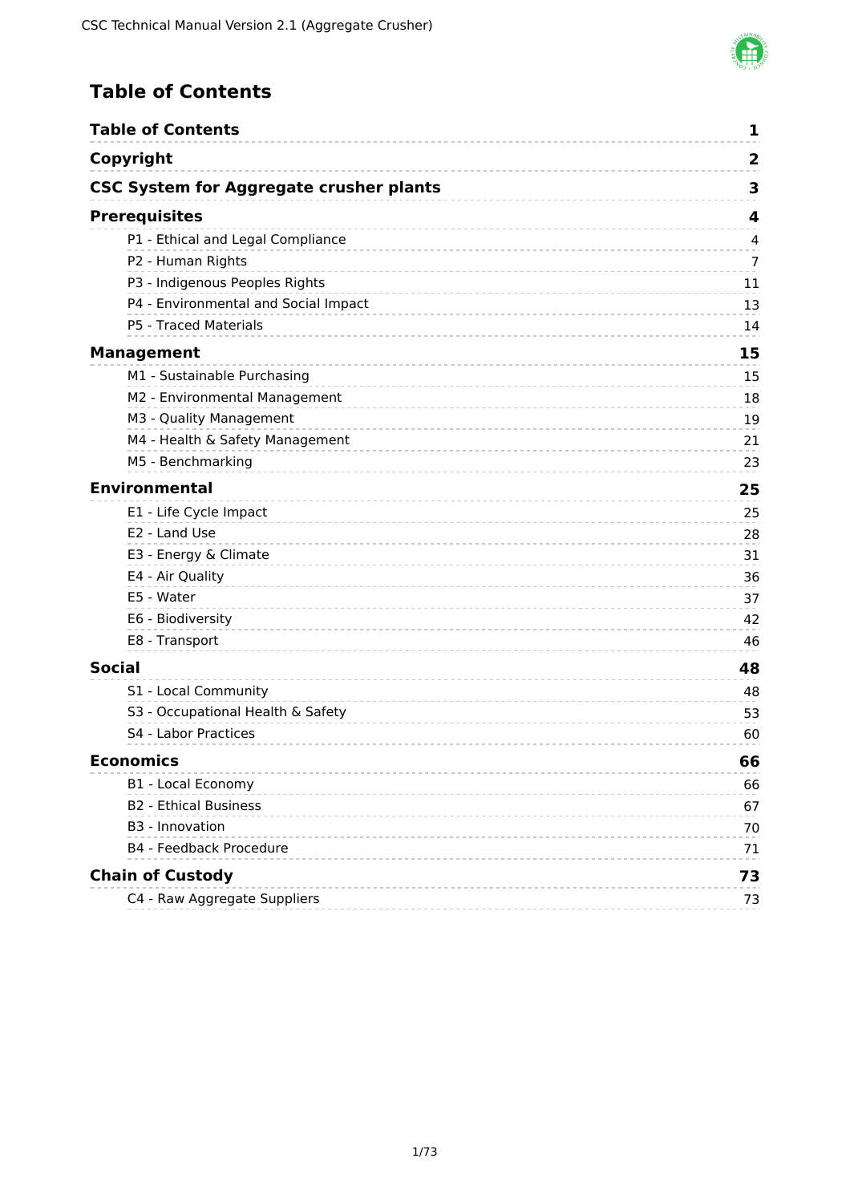# Table of Contents

| | |
|---|---|
| **Table of Contents** | **1** |
| **Copyright** | **2** |
| **CSC System for Aggregate crusher plants** | **3** |
| **Prerequisites** | **4** |
| P1 - Ethical and Legal Compliance | 4 |
| P2 - Human Rights | 7 |
| P3 - Indigenous Peoples Rights | 11 |
| P4 - Environmental and Social Impact | 13 |
| P5 - Traced Materials | 14 |
| **Management** | **15** |
| M1 - Sustainable Purchasing | 15 |
| M2 - Environmental Management | 18 |
| M3 - Quality Management | 19 |
| M4 - Health & Safety Management | 21 |
| M5 - Benchmarking | 23 |
| **Environmental** | **25** |
| E1 - Life Cycle Impact | 25 |
| E2 - Land Use | 28 |
| E3 - Energy & Climate | 31 |
| E4 - Air Quality | 36 |
| E5 - Water | 37 |
| E6 - Biodiversity | 42 |
| E8 - Transport | 46 |
| **Social** | **48** |
| S1 - Local Community | 48 |
| S3 - Occupational Health & Safety | 53 |
| S4 - Labor Practices | 60 |
| **Economics** | **66** |
| B1 - Local Economy | 66 |
| B2 - Ethical Business | 67 |
| B3 - Innovation | 70 |
| B4 - Feedback Procedure | 71 |
| **Chain of Custody** | **73** |
| C4 - Raw Aggregate Suppliers | 73 |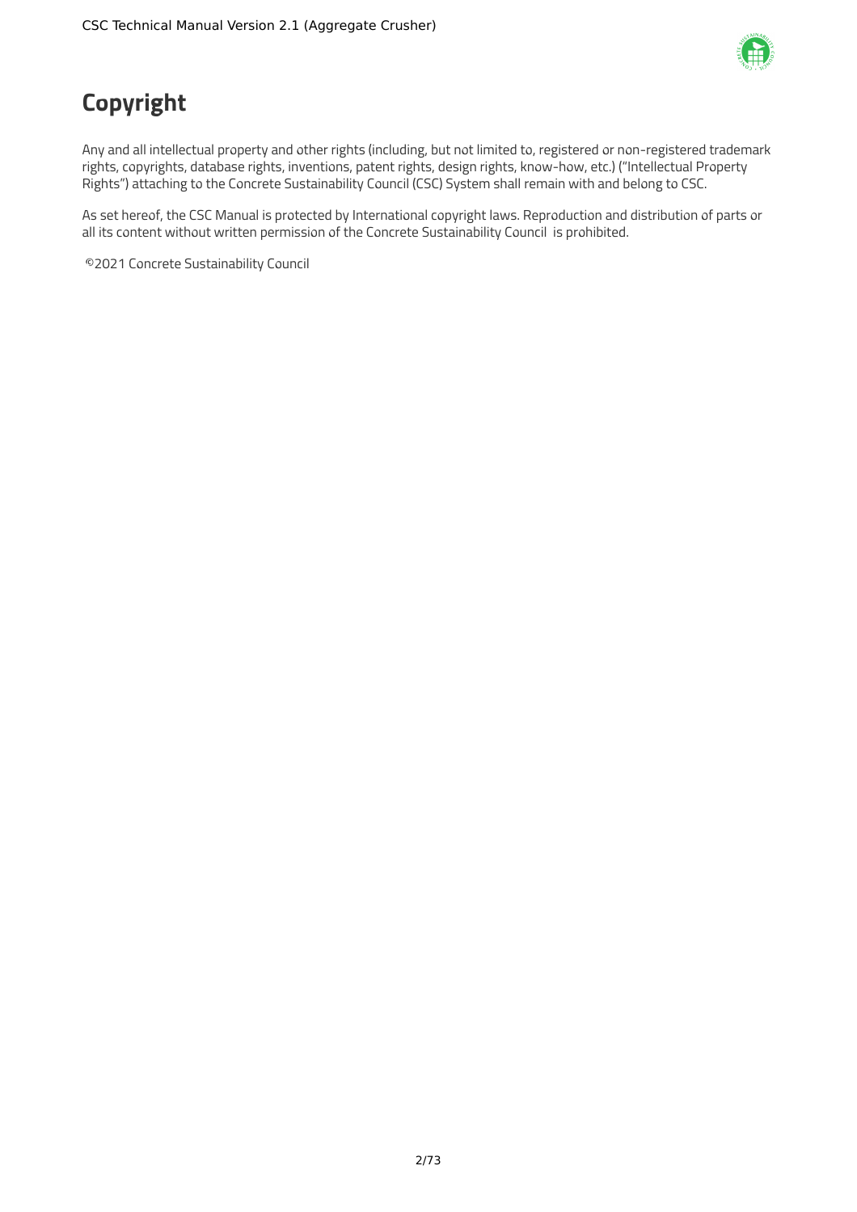# Copyright

Any and all intellectual property and other rights (including, but not limited to, registered or non-registered trademark rights, copyrights, database rights, inventions, patent rights, design rights, know-how, etc.) ("Intellectual Property Rights") attaching to the Concrete Sustainability Council (CSC) System shall remain with and belong to CSC.

As set hereof, the CSC Manual is protected by International copyright laws. Reproduction and distribution of parts or all its content without written permission of the Concrete Sustainability Council is prohibited.

©2021 Concrete Sustainability Council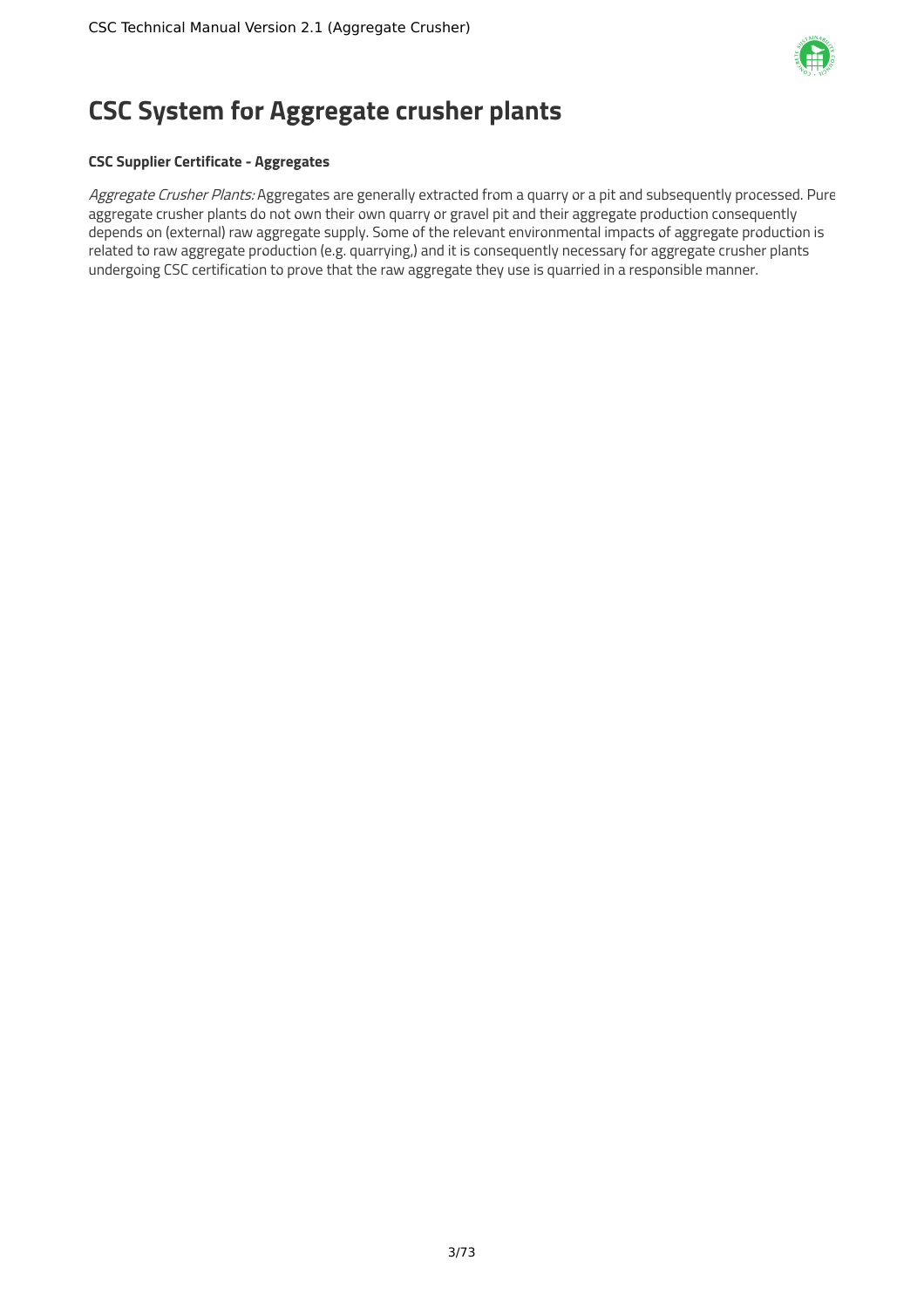# CSC System for Aggregate crusher plants

**CSC Supplier Certificate - Aggregates**

*Aggregate Crusher Plants:* Aggregates are generally extracted from a quarry or a pit and subsequently processed. Pure aggregate crusher plants do not own their own quarry or gravel pit and their aggregate production consequently depends on (external) raw aggregate supply. Some of the relevant environmental impacts of aggregate production is related to raw aggregate production (e.g. quarrying,) and it is consequently necessary for aggregate crusher plants undergoing CSC certification to prove that the raw aggregate they use is quarried in a responsible manner.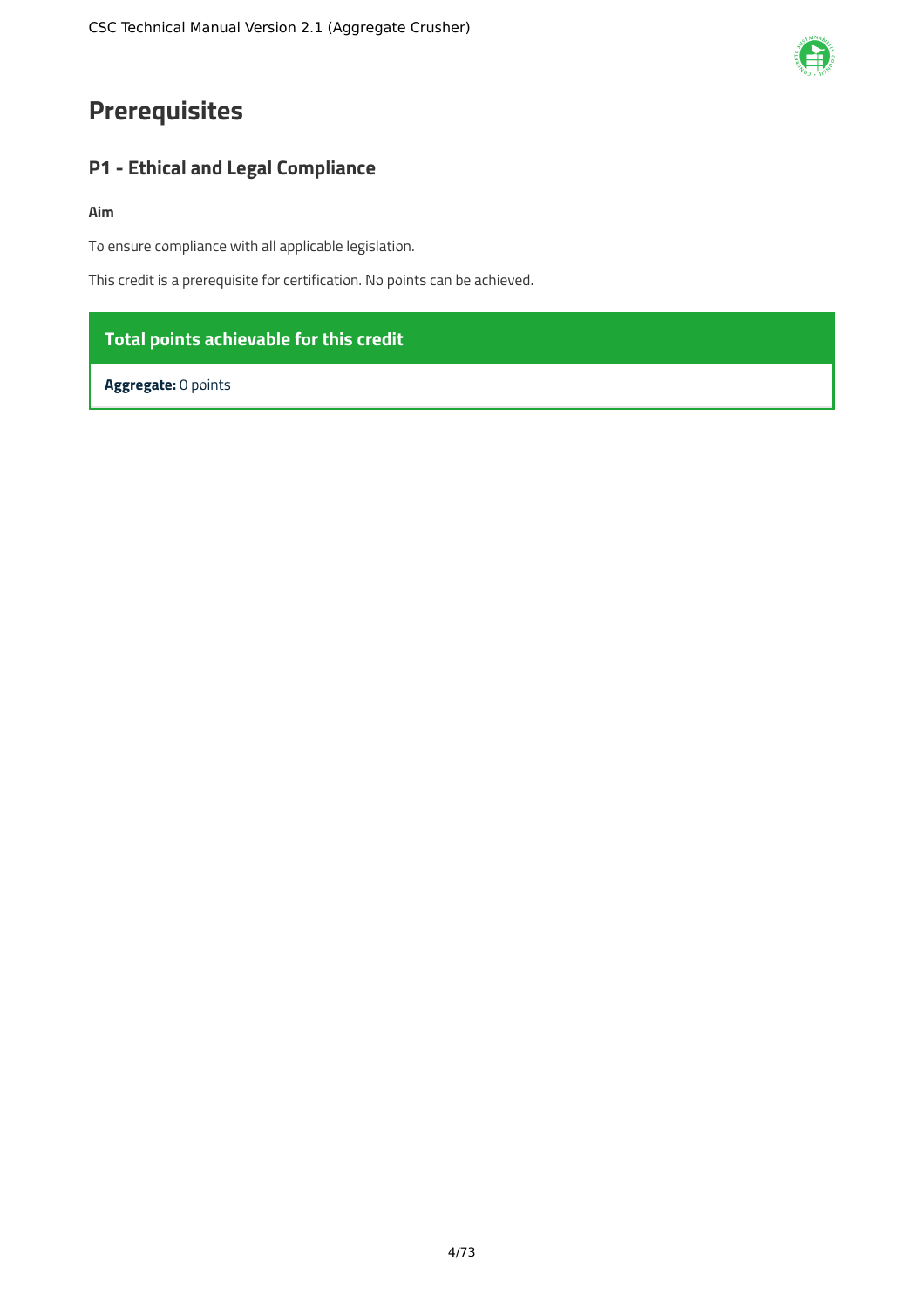# Prerequisites

## P1 - Ethical and Legal Compliance

**Aim**

To ensure compliance with all applicable legislation.

This credit is a prerequisite for certification. No points can be achieved.

| Total points achievable for this credit |
| --- |
| **Aggregate:** 0 points |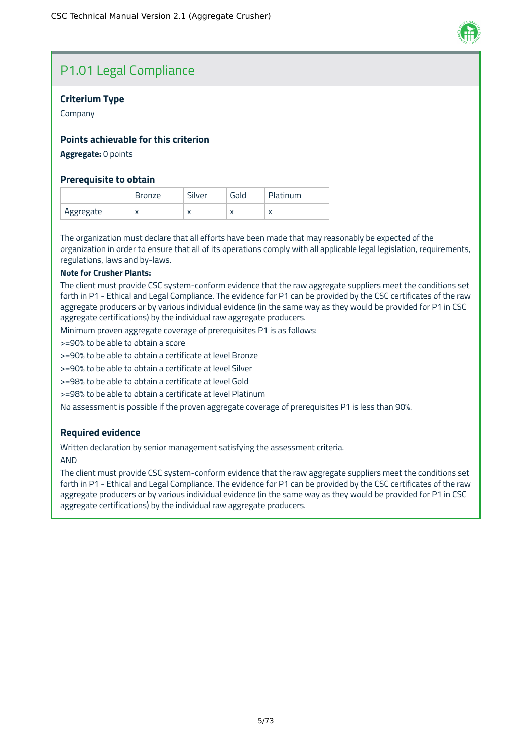## P1.01 Legal Compliance

### Criterium Type

Company

### Points achievable for this criterion

**Aggregate:** 0 points

### Prerequisite to obtain

| | Bronze | Silver | Gold | Platinum |
|---|---|---|---|---|
| Aggregate | x | x | x | x |

The organization must declare that all efforts have been made that may reasonably be expected of the organization in order to ensure that all of its operations comply with all applicable legal legislation, requirements, regulations, laws and by-laws.

**Note for Crusher Plants:**

The client must provide CSC system-conform evidence that the raw aggregate suppliers meet the conditions set forth in P1 - Ethical and Legal Compliance. The evidence for P1 can be provided by the CSC certificates of the raw aggregate producers or by various individual evidence (in the same way as they would be provided for P1 in CSC aggregate certifications) by the individual raw aggregate producers.

Minimum proven aggregate coverage of prerequisites P1 is as follows:

>=90% to be able to obtain a score

>=90% to be able to obtain a certificate at level Bronze

>=90% to be able to obtain a certificate at level Silver

>=98% to be able to obtain a certificate at level Gold

>=98% to be able to obtain a certificate at level Platinum

No assessment is possible if the proven aggregate coverage of prerequisites P1 is less than 90%.

### Required evidence

Written declaration by senior management satisfying the assessment criteria.

AND

The client must provide CSC system-conform evidence that the raw aggregate suppliers meet the conditions set forth in P1 - Ethical and Legal Compliance. The evidence for P1 can be provided by the CSC certificates of the raw aggregate producers or by various individual evidence (in the same way as they would be provided for P1 in CSC aggregate certifications) by the individual raw aggregate producers.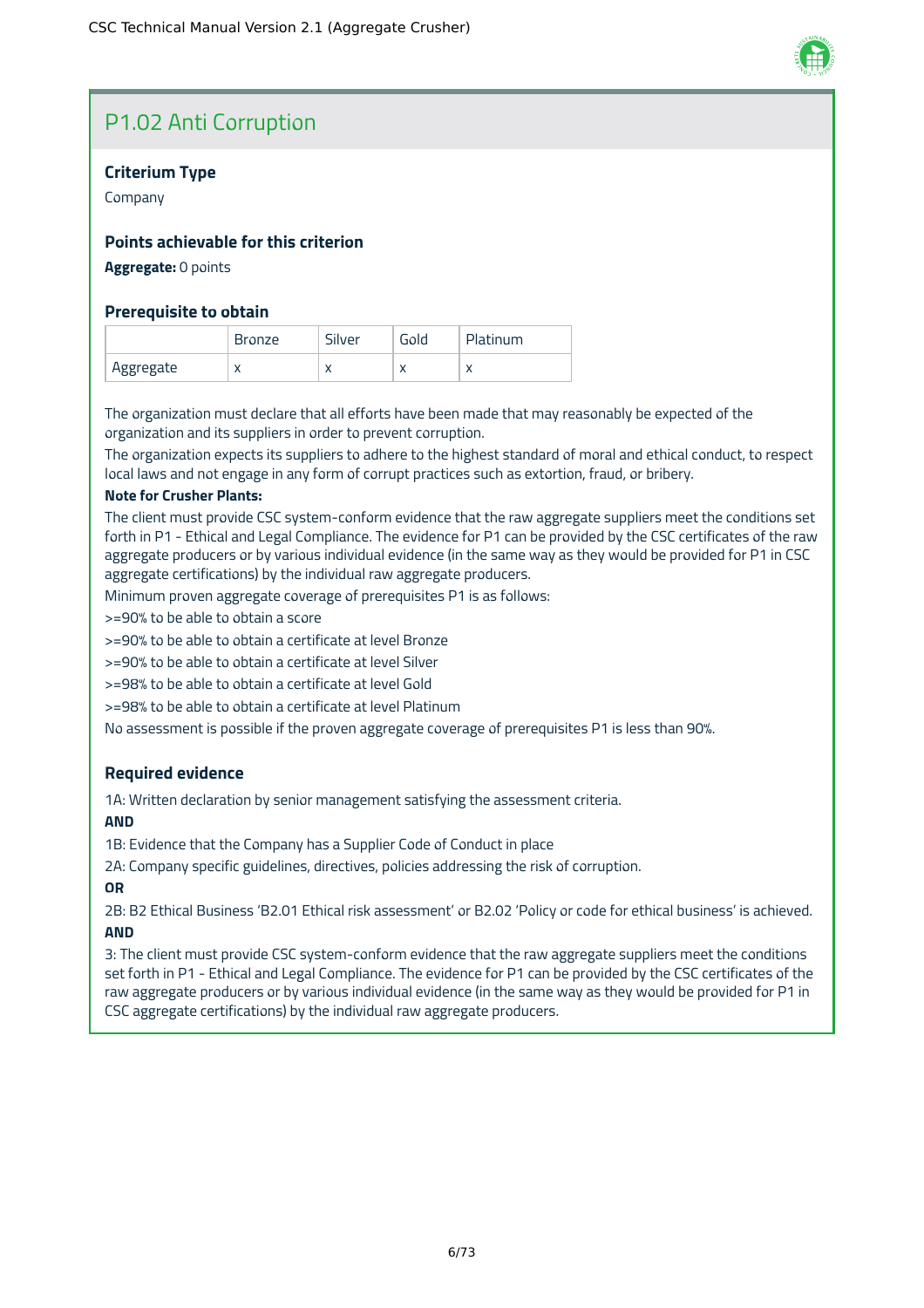## P1.02 Anti Corruption

### Criterium Type

Company

### Points achievable for this criterion

**Aggregate:** 0 points

### Prerequisite to obtain

| | Bronze | Silver | Gold | Platinum |
|---|---|---|---|---|
| Aggregate | x | x | x | x |

The organization must declare that all efforts have been made that may reasonably be expected of the organization and its suppliers in order to prevent corruption.

The organization expects its suppliers to adhere to the highest standard of moral and ethical conduct, to respect local laws and not engage in any form of corrupt practices such as extortion, fraud, or bribery.

**Note for Crusher Plants:**

The client must provide CSC system-conform evidence that the raw aggregate suppliers meet the conditions set forth in P1 - Ethical and Legal Compliance. The evidence for P1 can be provided by the CSC certificates of the raw aggregate producers or by various individual evidence (in the same way as they would be provided for P1 in CSC aggregate certifications) by the individual raw aggregate producers.

Minimum proven aggregate coverage of prerequisites P1 is as follows:

>=90% to be able to obtain a score

>=90% to be able to obtain a certificate at level Bronze

>=90% to be able to obtain a certificate at level Silver

>=98% to be able to obtain a certificate at level Gold

>=98% to be able to obtain a certificate at level Platinum

No assessment is possible if the proven aggregate coverage of prerequisites P1 is less than 90%.

### Required evidence

1A: Written declaration by senior management satisfying the assessment criteria.

**AND**

1B: Evidence that the Company has a Supplier Code of Conduct in place

2A: Company specific guidelines, directives, policies addressing the risk of corruption.

**OR**

2B: B2 Ethical Business 'B2.01 Ethical risk assessment' or B2.02 'Policy or code for ethical business' is achieved.

**AND**

3: The client must provide CSC system-conform evidence that the raw aggregate suppliers meet the conditions set forth in P1 - Ethical and Legal Compliance. The evidence for P1 can be provided by the CSC certificates of the raw aggregate producers or by various individual evidence (in the same way as they would be provided for P1 in CSC aggregate certifications) by the individual raw aggregate producers.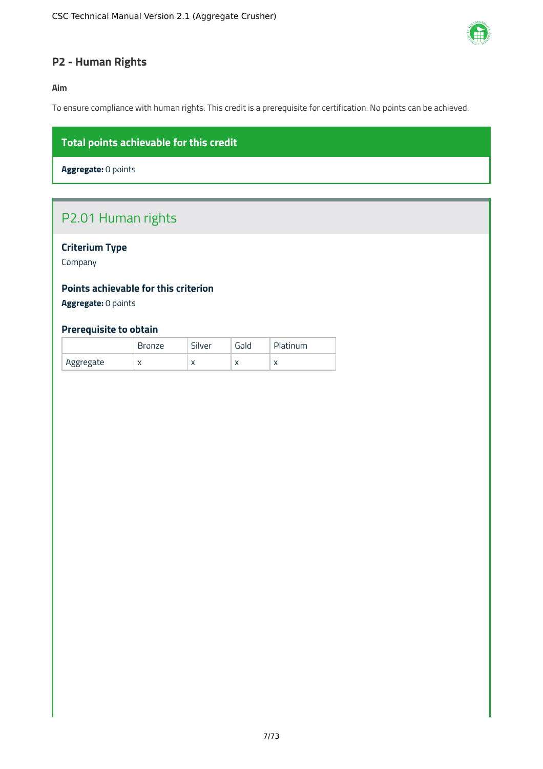## P2 - Human Rights

**Aim**

To ensure compliance with human rights. This credit is a prerequisite for certification. No points can be achieved.

**Total points achievable for this credit**

**Aggregate:** 0 points

### P2.01 Human rights

**Criterium Type**

Company

**Points achievable for this criterion**

**Aggregate:** 0 points

**Prerequisite to obtain**

| | Bronze | Silver | Gold | Platinum |
|---|---|---|---|---|
| Aggregate | x | x | x | x |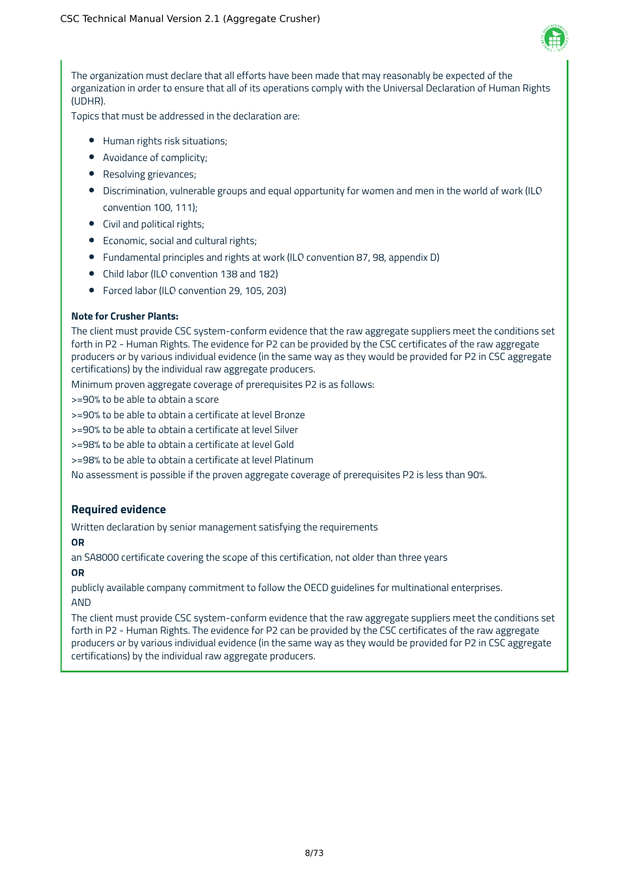The organization must declare that all efforts have been made that may reasonably be expected of the organization in order to ensure that all of its operations comply with the Universal Declaration of Human Rights (UDHR).

Topics that must be addressed in the declaration are:

- Human rights risk situations;
- Avoidance of complicity;
- Resolving grievances;
- Discrimination, vulnerable groups and equal opportunity for women and men in the world of work (ILO convention 100, 111);
- Civil and political rights;
- Economic, social and cultural rights;
- Fundamental principles and rights at work (ILO convention 87, 98, appendix D)
- Child labor (ILO convention 138 and 182)
- Forced labor (ILO convention 29, 105, 203)

**Note for Crusher Plants:**

The client must provide CSC system-conform evidence that the raw aggregate suppliers meet the conditions set forth in P2 - Human Rights. The evidence for P2 can be provided by the CSC certificates of the raw aggregate producers or by various individual evidence (in the same way as they would be provided for P2 in CSC aggregate certifications) by the individual raw aggregate producers.

Minimum proven aggregate coverage of prerequisites P2 is as follows:

>=90% to be able to obtain a score

>=90% to be able to obtain a certificate at level Bronze

>=90% to be able to obtain a certificate at level Silver

>=98% to be able to obtain a certificate at level Gold

>=98% to be able to obtain a certificate at level Platinum

No assessment is possible if the proven aggregate coverage of prerequisites P2 is less than 90%.

### Required evidence

Written declaration by senior management satisfying the requirements

**OR**

an SA8000 certificate covering the scope of this certification, not older than three years

**OR**

publicly available company commitment to follow the OECD guidelines for multinational enterprises.

AND

The client must provide CSC system-conform evidence that the raw aggregate suppliers meet the conditions set forth in P2 - Human Rights. The evidence for P2 can be provided by the CSC certificates of the raw aggregate producers or by various individual evidence (in the same way as they would be provided for P2 in CSC aggregate certifications) by the individual raw aggregate producers.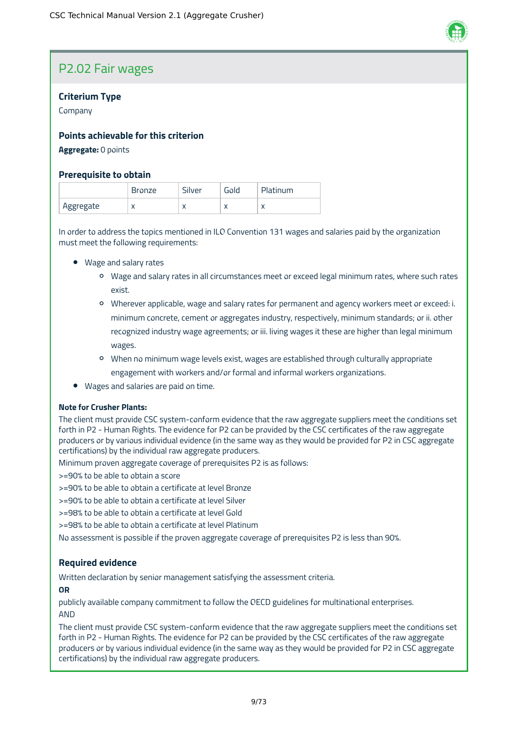## P2.02 Fair wages

### Criterium Type

Company

### Points achievable for this criterion

**Aggregate:** 0 points

### Prerequisite to obtain

| | Bronze | Silver | Gold | Platinum |
|---|---|---|---|---|
| Aggregate | x | x | x | x |

In order to address the topics mentioned in ILO Convention 131 wages and salaries paid by the organization must meet the following requirements:

- Wage and salary rates
  - Wage and salary rates in all circumstances meet or exceed legal minimum rates, where such rates exist.
  - Wherever applicable, wage and salary rates for permanent and agency workers meet or exceed: i. minimum concrete, cement or aggregates industry, respectively, minimum standards; or ii. other recognized industry wage agreements; or iii. living wages it these are higher than legal minimum wages.
  - When no minimum wage levels exist, wages are established through culturally appropriate engagement with workers and/or formal and informal workers organizations.
- Wages and salaries are paid on time.

**Note for Crusher Plants:**

The client must provide CSC system-conform evidence that the raw aggregate suppliers meet the conditions set forth in P2 - Human Rights. The evidence for P2 can be provided by the CSC certificates of the raw aggregate producers or by various individual evidence (in the same way as they would be provided for P2 in CSC aggregate certifications) by the individual raw aggregate producers.

Minimum proven aggregate coverage of prerequisites P2 is as follows:

>=90% to be able to obtain a score

>=90% to be able to obtain a certificate at level Bronze

>=90% to be able to obtain a certificate at level Silver

>=98% to be able to obtain a certificate at level Gold

>=98% to be able to obtain a certificate at level Platinum

No assessment is possible if the proven aggregate coverage of prerequisites P2 is less than 90%.

### Required evidence

Written declaration by senior management satisfying the assessment criteria.

**OR**

publicly available company commitment to follow the OECD guidelines for multinational enterprises.

AND

The client must provide CSC system-conform evidence that the raw aggregate suppliers meet the conditions set forth in P2 - Human Rights. The evidence for P2 can be provided by the CSC certificates of the raw aggregate producers or by various individual evidence (in the same way as they would be provided for P2 in CSC aggregate certifications) by the individual raw aggregate producers.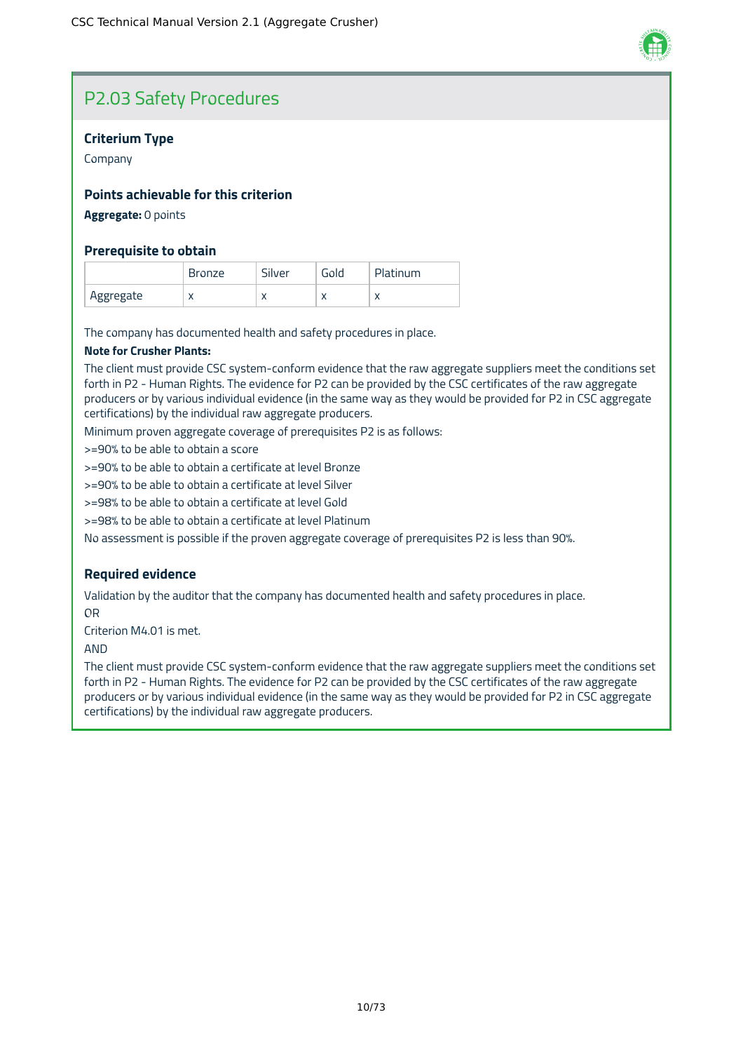## P2.03 Safety Procedures

### Criterium Type

Company

### Points achievable for this criterion

**Aggregate:** 0 points

### Prerequisite to obtain

| | Bronze | Silver | Gold | Platinum |
|---|---|---|---|---|
| Aggregate | x | x | x | x |

The company has documented health and safety procedures in place.

**Note for Crusher Plants:**

The client must provide CSC system-conform evidence that the raw aggregate suppliers meet the conditions set forth in P2 - Human Rights. The evidence for P2 can be provided by the CSC certificates of the raw aggregate producers or by various individual evidence (in the same way as they would be provided for P2 in CSC aggregate certifications) by the individual raw aggregate producers.

Minimum proven aggregate coverage of prerequisites P2 is as follows:

>=90% to be able to obtain a score

>=90% to be able to obtain a certificate at level Bronze

>=90% to be able to obtain a certificate at level Silver

>=98% to be able to obtain a certificate at level Gold

>=98% to be able to obtain a certificate at level Platinum

No assessment is possible if the proven aggregate coverage of prerequisites P2 is less than 90%.

### Required evidence

Validation by the auditor that the company has documented health and safety procedures in place.

OR

Criterion M4.01 is met.

AND

The client must provide CSC system-conform evidence that the raw aggregate suppliers meet the conditions set forth in P2 - Human Rights. The evidence for P2 can be provided by the CSC certificates of the raw aggregate producers or by various individual evidence (in the same way as they would be provided for P2 in CSC aggregate certifications) by the individual raw aggregate producers.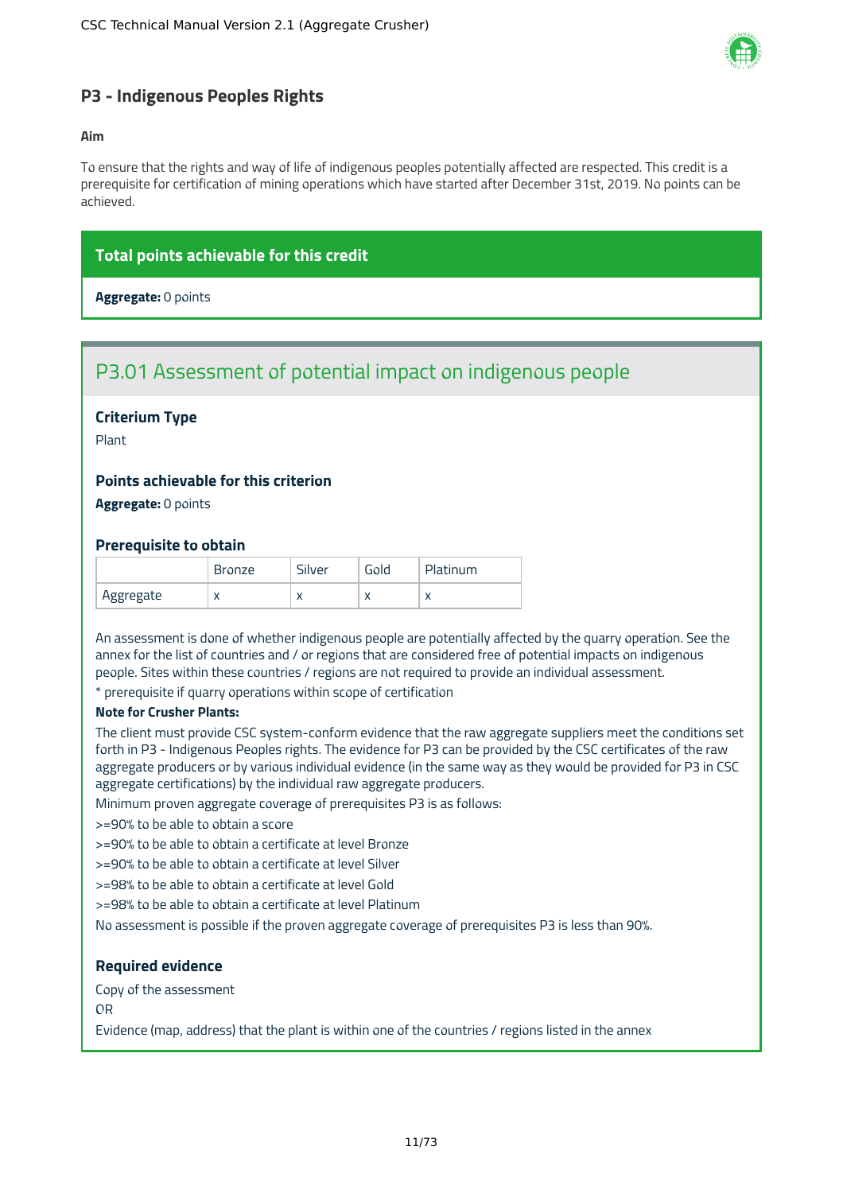## P3 - Indigenous Peoples Rights

**Aim**

To ensure that the rights and way of life of indigenous peoples potentially affected are respected. This credit is a prerequisite for certification of mining operations which have started after December 31st, 2019. No points can be achieved.

**Total points achievable for this credit**

**Aggregate:** 0 points

### P3.01 Assessment of potential impact on indigenous people

#### Criterium Type

Plant

#### Points achievable for this criterion

**Aggregate:** 0 points

#### Prerequisite to obtain

| | Bronze | Silver | Gold | Platinum |
|---|---|---|---|---|
| Aggregate | x | x | x | x |

An assessment is done of whether indigenous people are potentially affected by the quarry operation. See the annex for the list of countries and / or regions that are considered free of potential impacts on indigenous people. Sites within these countries / regions are not required to provide an individual assessment.

* prerequisite if quarry operations within scope of certification

**Note for Crusher Plants:**

The client must provide CSC system-conform evidence that the raw aggregate suppliers meet the conditions set forth in P3 - Indigenous Peoples rights. The evidence for P3 can be provided by the CSC certificates of the raw aggregate producers or by various individual evidence (in the same way as they would be provided for P3 in CSC aggregate certifications) by the individual raw aggregate producers.

Minimum proven aggregate coverage of prerequisites P3 is as follows:

>=90% to be able to obtain a score

>=90% to be able to obtain a certificate at level Bronze

>=90% to be able to obtain a certificate at level Silver

>=98% to be able to obtain a certificate at level Gold

>=98% to be able to obtain a certificate at level Platinum

No assessment is possible if the proven aggregate coverage of prerequisites P3 is less than 90%.

#### Required evidence

Copy of the assessment

OR

Evidence (map, address) that the plant is within one of the countries / regions listed in the annex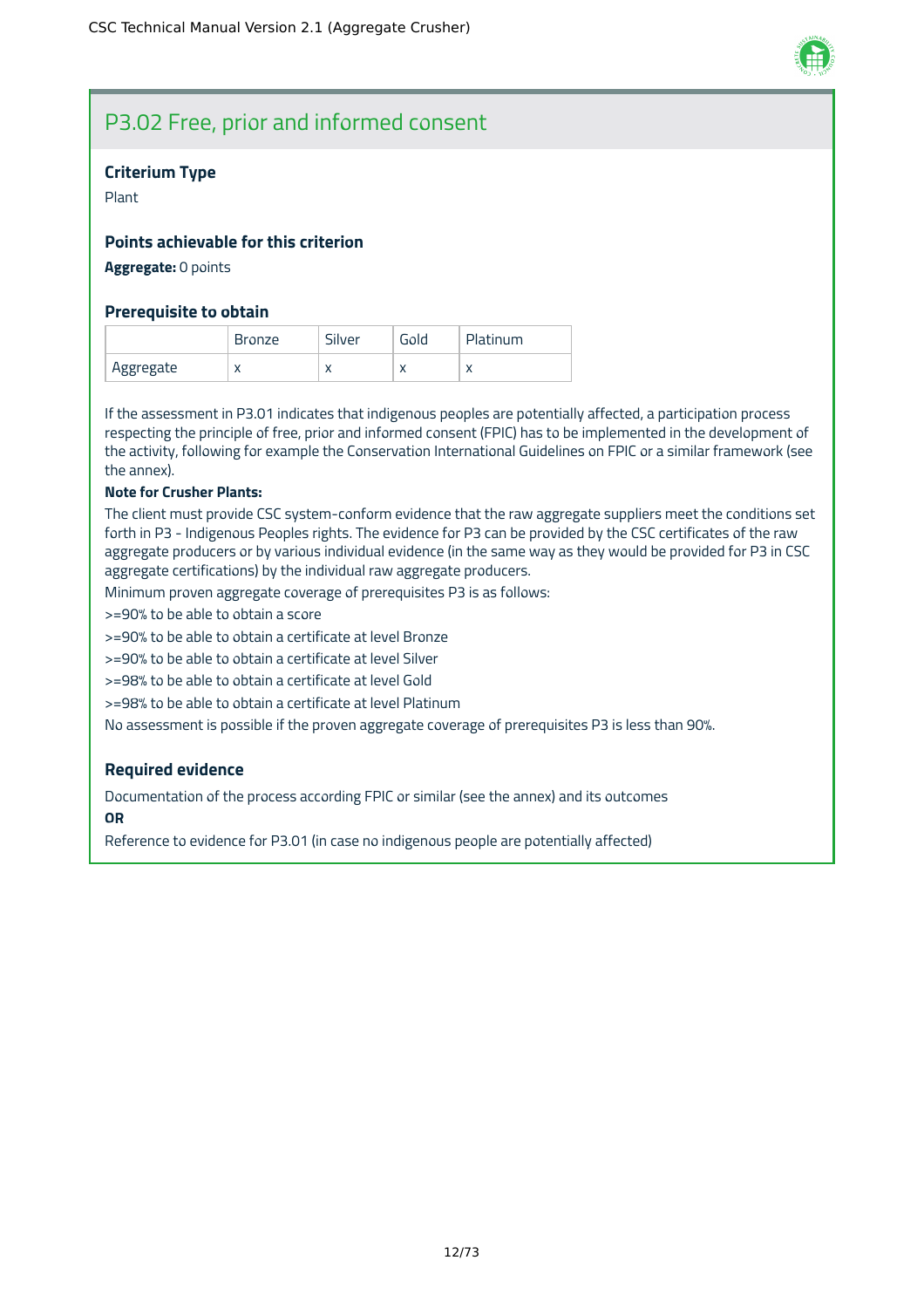## P3.02 Free, prior and informed consent

### Criterium Type

Plant

### Points achievable for this criterion

**Aggregate:** 0 points

### Prerequisite to obtain

| | Bronze | Silver | Gold | Platinum |
|---|---|---|---|---|
| Aggregate | x | x | x | x |

If the assessment in P3.01 indicates that indigenous peoples are potentially affected, a participation process respecting the principle of free, prior and informed consent (FPIC) has to be implemented in the development of the activity, following for example the Conservation International Guidelines on FPIC or a similar framework (see the annex).

**Note for Crusher Plants:**

The client must provide CSC system-conform evidence that the raw aggregate suppliers meet the conditions set forth in P3 - Indigenous Peoples rights. The evidence for P3 can be provided by the CSC certificates of the raw aggregate producers or by various individual evidence (in the same way as they would be provided for P3 in CSC aggregate certifications) by the individual raw aggregate producers.

Minimum proven aggregate coverage of prerequisites P3 is as follows:

>=90% to be able to obtain a score

>=90% to be able to obtain a certificate at level Bronze

>=90% to be able to obtain a certificate at level Silver

>=98% to be able to obtain a certificate at level Gold

>=98% to be able to obtain a certificate at level Platinum

No assessment is possible if the proven aggregate coverage of prerequisites P3 is less than 90%.

### Required evidence

Documentation of the process according FPIC or similar (see the annex) and its outcomes

**OR**

Reference to evidence for P3.01 (in case no indigenous people are potentially affected)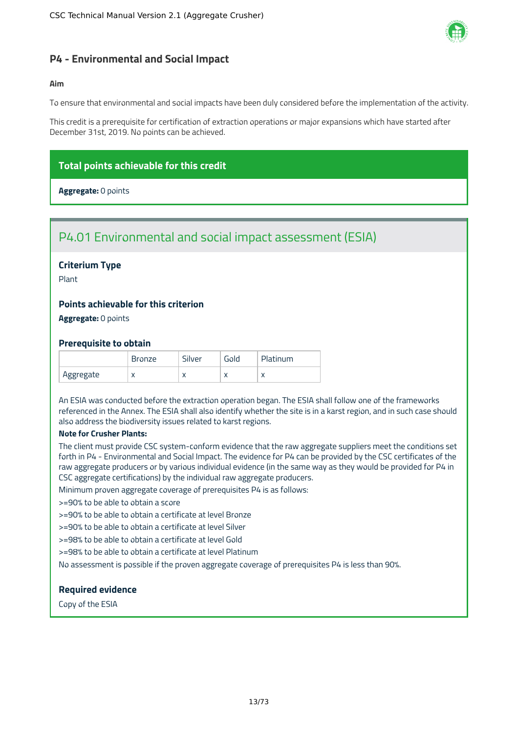## P4 - Environmental and Social Impact

**Aim**

To ensure that environmental and social impacts have been duly considered before the implementation of the activity.

This credit is a prerequisite for certification of extraction operations or major expansions which have started after December 31st, 2019. No points can be achieved.

### Total points achievable for this credit

**Aggregate:** 0 points

## P4.01 Environmental and social impact assessment (ESIA)

### Criterium Type

Plant

### Points achievable for this criterion

**Aggregate:** 0 points

### Prerequisite to obtain

| | Bronze | Silver | Gold | Platinum |
|---|---|---|---|---|
| Aggregate | x | x | x | x |

An ESIA was conducted before the extraction operation began. The ESIA shall follow one of the frameworks referenced in the Annex. The ESIA shall also identify whether the site is in a karst region, and in such case should also address the biodiversity issues related to karst regions.

**Note for Crusher Plants:**

The client must provide CSC system-conform evidence that the raw aggregate suppliers meet the conditions set forth in P4 - Environmental and Social Impact. The evidence for P4 can be provided by the CSC certificates of the raw aggregate producers or by various individual evidence (in the same way as they would be provided for P4 in CSC aggregate certifications) by the individual raw aggregate producers.

Minimum proven aggregate coverage of prerequisites P4 is as follows:

>=90% to be able to obtain a score

>=90% to be able to obtain a certificate at level Bronze

>=90% to be able to obtain a certificate at level Silver

>=98% to be able to obtain a certificate at level Gold

>=98% to be able to obtain a certificate at level Platinum

No assessment is possible if the proven aggregate coverage of prerequisites P4 is less than 90%.

### Required evidence

Copy of the ESIA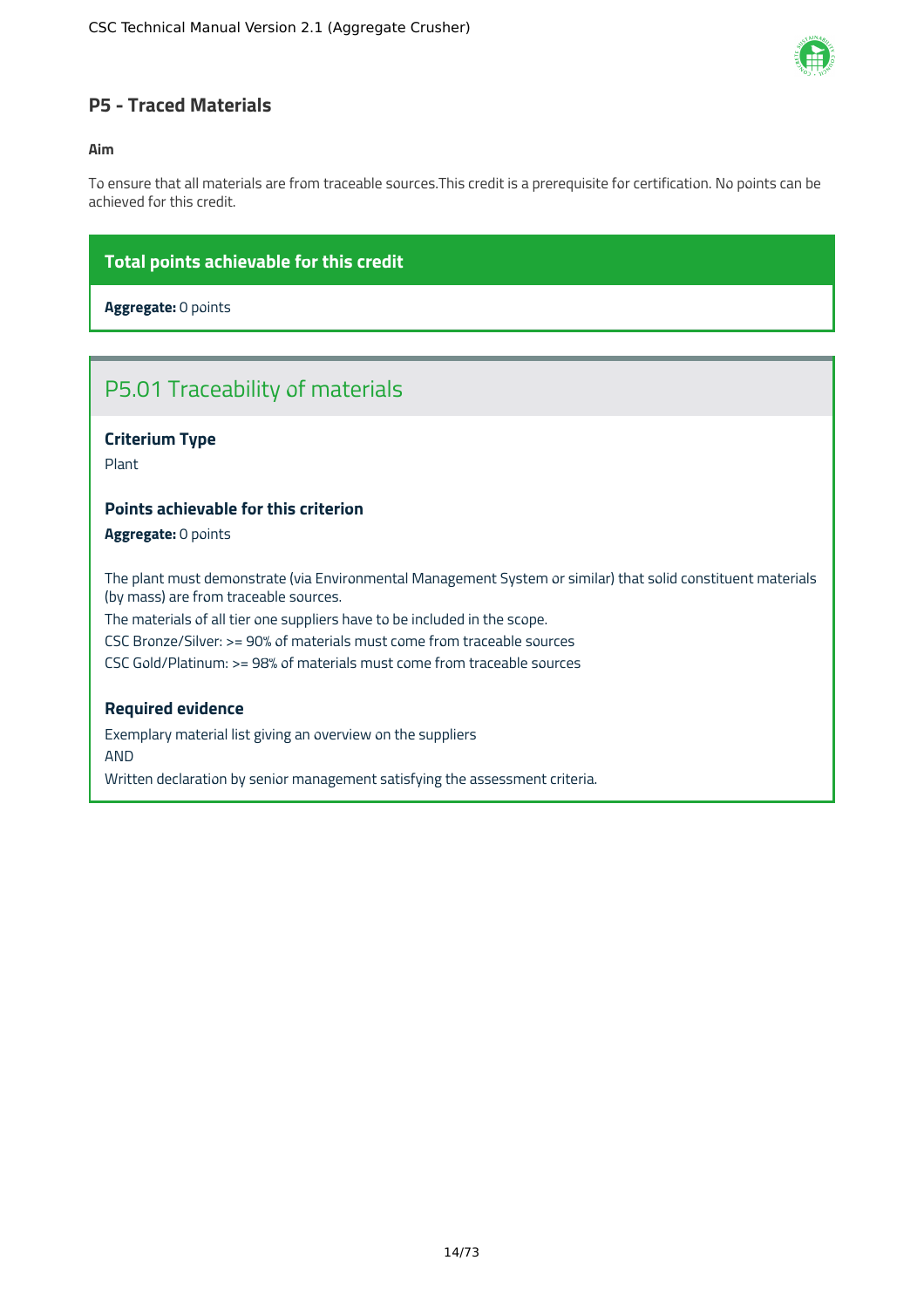## P5 - Traced Materials

**Aim**

To ensure that all materials are from traceable sources.This credit is a prerequisite for certification. No points can be achieved for this credit.

### Total points achievable for this credit

**Aggregate:** 0 points

### P5.01 Traceability of materials

**Criterium Type**

Plant

**Points achievable for this criterion**

**Aggregate:** 0 points

The plant must demonstrate (via Environmental Management System or similar) that solid constituent materials (by mass) are from traceable sources.

The materials of all tier one suppliers have to be included in the scope.

CSC Bronze/Silver: >= 90% of materials must come from traceable sources

CSC Gold/Platinum: >= 98% of materials must come from traceable sources

**Required evidence**

Exemplary material list giving an overview on the suppliers

AND

Written declaration by senior management satisfying the assessment criteria.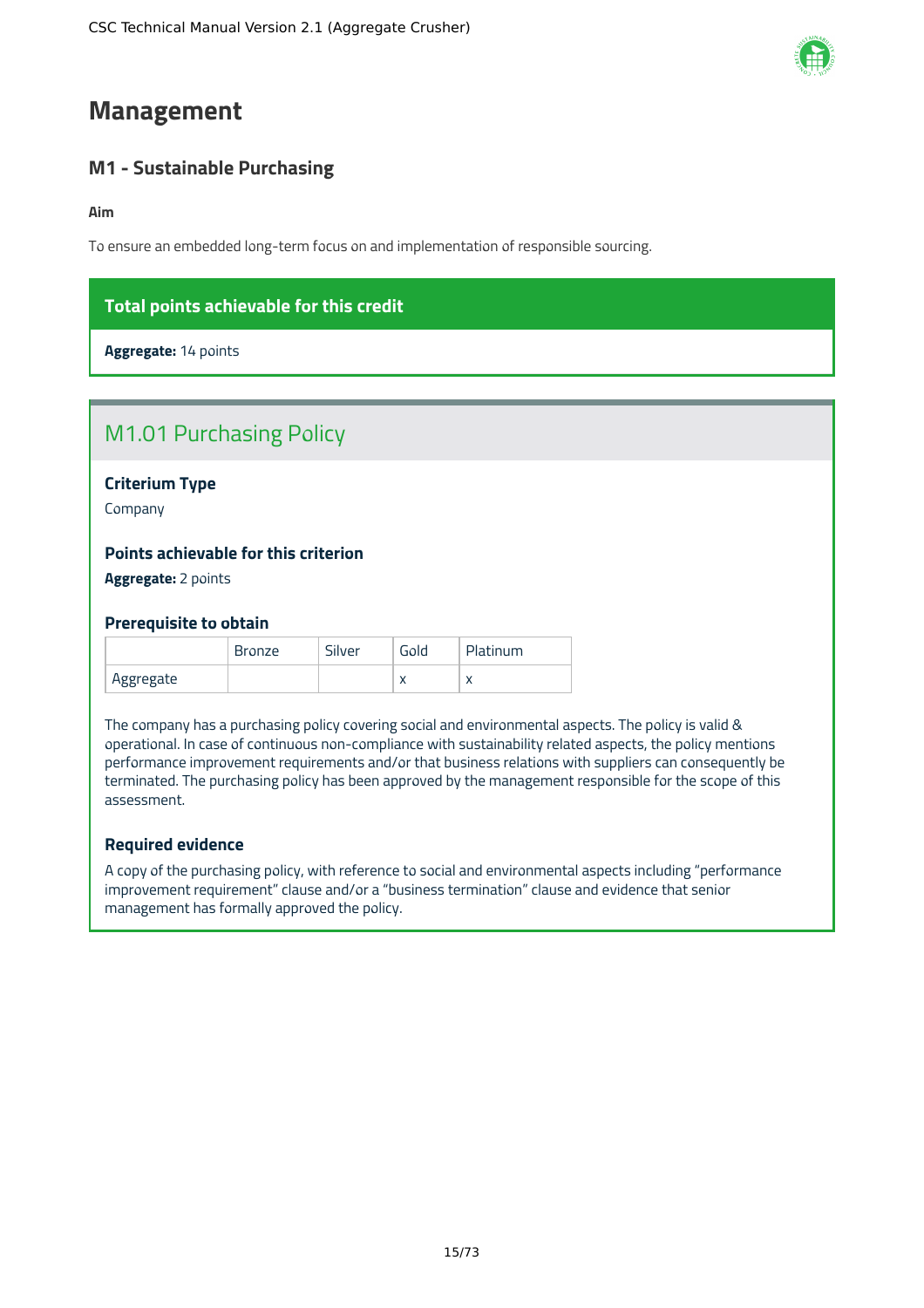# Management

## M1 - Sustainable Purchasing

**Aim**

To ensure an embedded long-term focus on and implementation of responsible sourcing.

**Total points achievable for this credit**

**Aggregate:** 14 points

### M1.01 Purchasing Policy

#### Criterium Type

Company

#### Points achievable for this criterion

**Aggregate:** 2 points

#### Prerequisite to obtain

| | Bronze | Silver | Gold | Platinum |
|---|---|---|---|---|
| Aggregate | | | x | x |

The company has a purchasing policy covering social and environmental aspects. The policy is valid & operational. In case of continuous non-compliance with sustainability related aspects, the policy mentions performance improvement requirements and/or that business relations with suppliers can consequently be terminated. The purchasing policy has been approved by the management responsible for the scope of this assessment.

#### Required evidence

A copy of the purchasing policy, with reference to social and environmental aspects including "performance improvement requirement" clause and/or a "business termination" clause and evidence that senior management has formally approved the policy.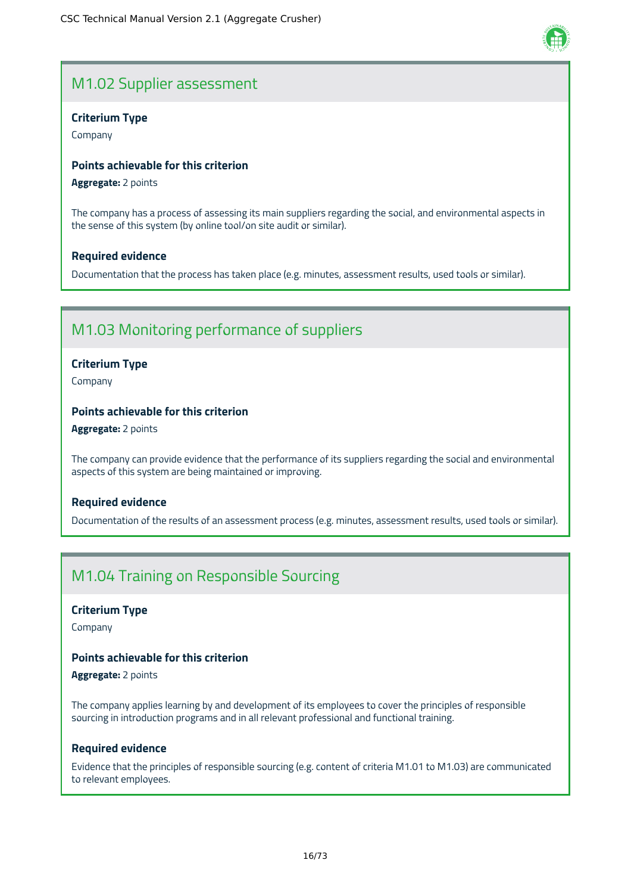## M1.02 Supplier assessment

**Criterium Type**

Company

**Points achievable for this criterion**

**Aggregate:** 2 points

The company has a process of assessing its main suppliers regarding the social, and environmental aspects in the sense of this system (by online tool/on site audit or similar).

**Required evidence**

Documentation that the process has taken place (e.g. minutes, assessment results, used tools or similar).

## M1.03 Monitoring performance of suppliers

**Criterium Type**

Company

**Points achievable for this criterion**

**Aggregate:** 2 points

The company can provide evidence that the performance of its suppliers regarding the social and environmental aspects of this system are being maintained or improving.

**Required evidence**

Documentation of the results of an assessment process (e.g. minutes, assessment results, used tools or similar).

## M1.04 Training on Responsible Sourcing

**Criterium Type**

Company

**Points achievable for this criterion**

**Aggregate:** 2 points

The company applies learning by and development of its employees to cover the principles of responsible sourcing in introduction programs and in all relevant professional and functional training.

**Required evidence**

Evidence that the principles of responsible sourcing (e.g. content of criteria M1.01 to M1.03) are communicated to relevant employees.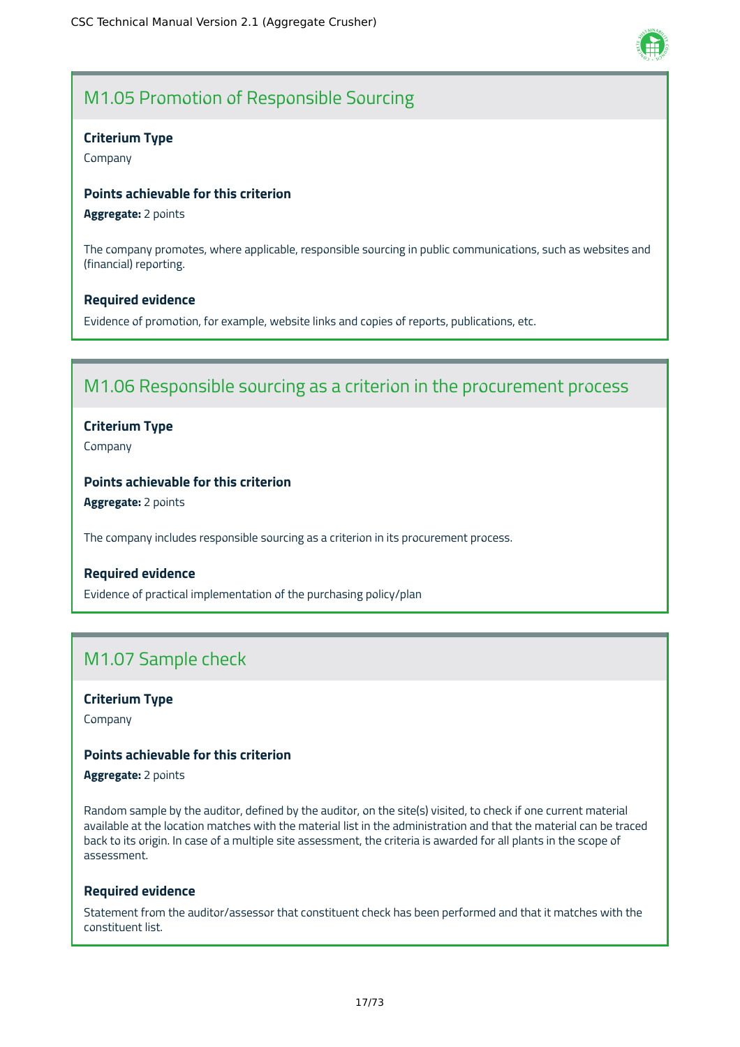## M1.05 Promotion of Responsible Sourcing

**Criterium Type**

Company

**Points achievable for this criterion**

**Aggregate:** 2 points

The company promotes, where applicable, responsible sourcing in public communications, such as websites and (financial) reporting.

**Required evidence**

Evidence of promotion, for example, website links and copies of reports, publications, etc.

## M1.06 Responsible sourcing as a criterion in the procurement process

**Criterium Type**

Company

**Points achievable for this criterion**

**Aggregate:** 2 points

The company includes responsible sourcing as a criterion in its procurement process.

**Required evidence**

Evidence of practical implementation of the purchasing policy/plan

## M1.07 Sample check

**Criterium Type**

Company

**Points achievable for this criterion**

**Aggregate:** 2 points

Random sample by the auditor, defined by the auditor, on the site(s) visited, to check if one current material available at the location matches with the material list in the administration and that the material can be traced back to its origin. In case of a multiple site assessment, the criteria is awarded for all plants in the scope of assessment.

**Required evidence**

Statement from the auditor/assessor that constituent check has been performed and that it matches with the constituent list.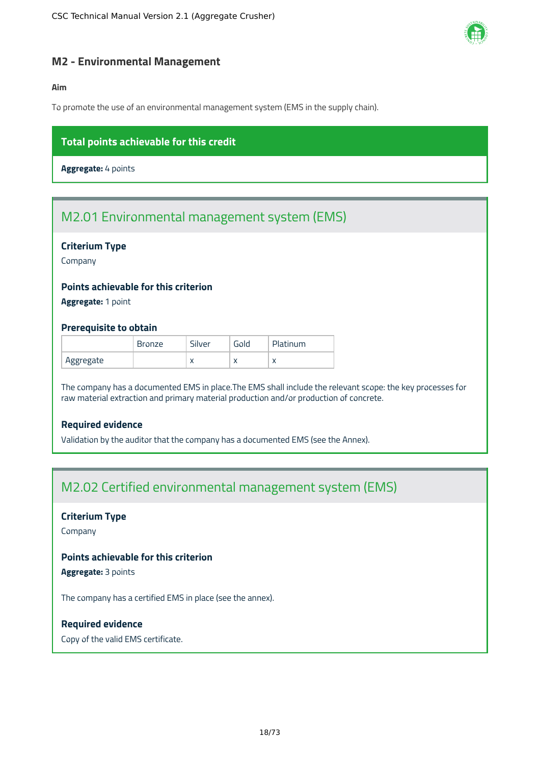## M2 - Environmental Management

**Aim**

To promote the use of an environmental management system (EMS in the supply chain).

**Total points achievable for this credit**

**Aggregate:** 4 points

### M2.01 Environmental management system (EMS)

#### Criterium Type

Company

#### Points achievable for this criterion

**Aggregate:** 1 point

#### Prerequisite to obtain

| | Bronze | Silver | Gold | Platinum |
|---|---|---|---|---|
| Aggregate | | x | x | x |

The company has a documented EMS in place.The EMS shall include the relevant scope: the key processes for raw material extraction and primary material production and/or production of concrete.

#### Required evidence

Validation by the auditor that the company has a documented EMS (see the Annex).

### M2.02 Certified environmental management system (EMS)

#### Criterium Type

Company

#### Points achievable for this criterion

**Aggregate:** 3 points

The company has a certified EMS in place (see the annex).

#### Required evidence

Copy of the valid EMS certificate.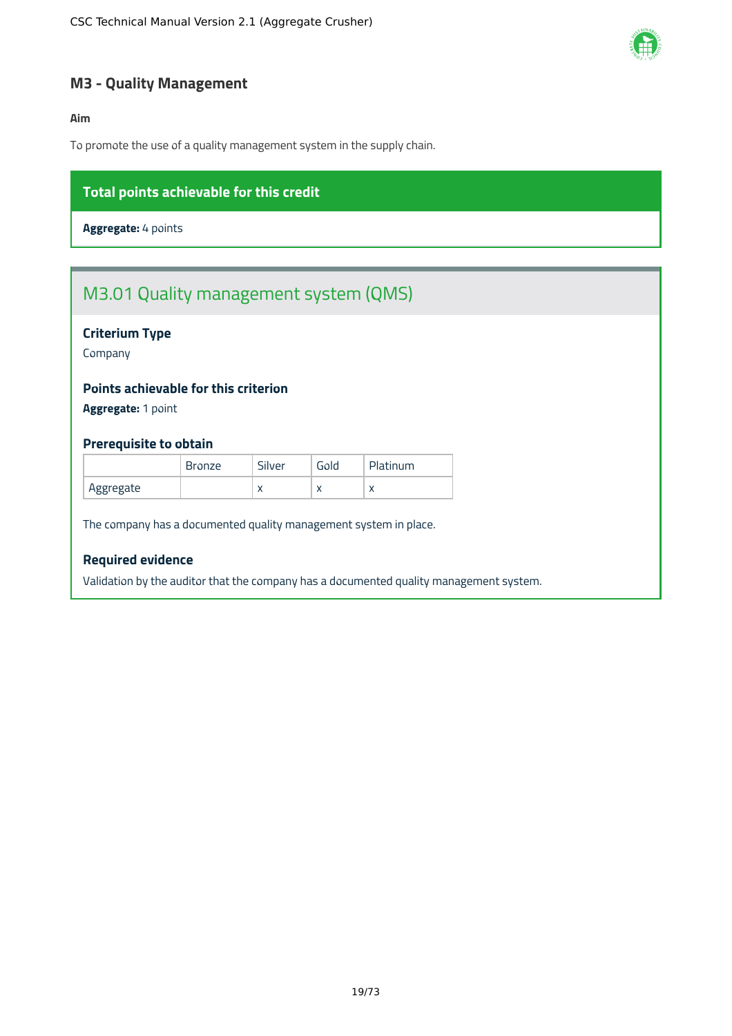## M3 - Quality Management

**Aim**

To promote the use of a quality management system in the supply chain.

**Total points achievable for this credit**

**Aggregate:** 4 points

### M3.01 Quality management system (QMS)

#### Criterium Type

Company

#### Points achievable for this criterion

**Aggregate:** 1 point

#### Prerequisite to obtain

| | Bronze | Silver | Gold | Platinum |
|---|---|---|---|---|
| Aggregate | | x | x | x |

The company has a documented quality management system in place.

#### Required evidence

Validation by the auditor that the company has a documented quality management system.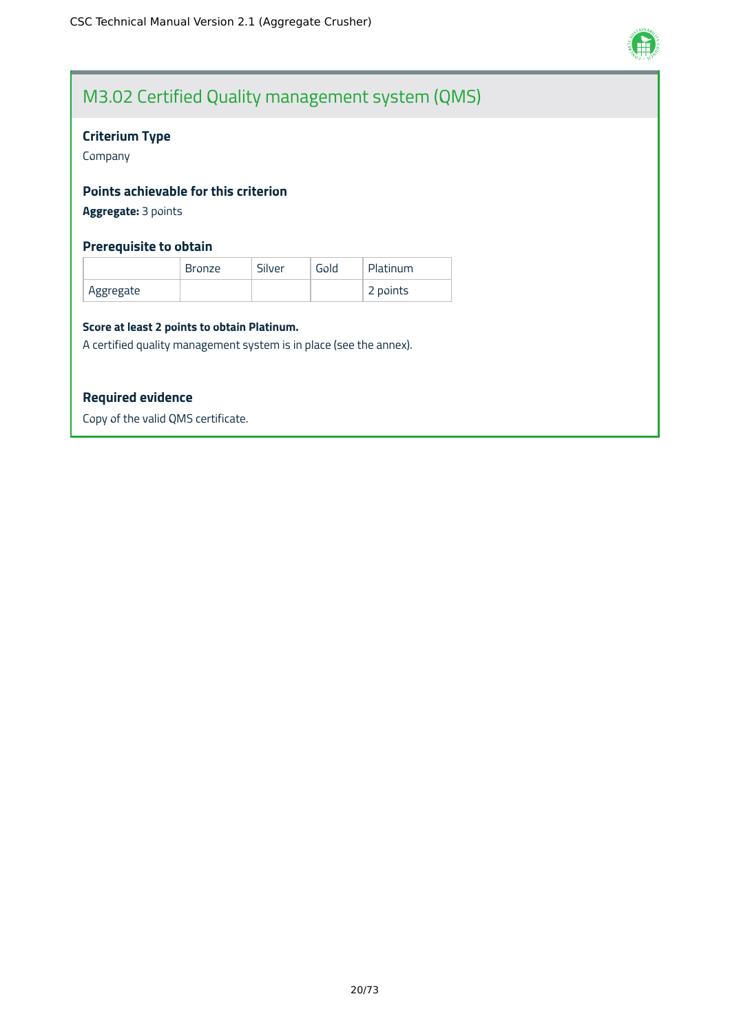# M3.02 Certified Quality management system (QMS)

### Criterium Type

Company

### Points achievable for this criterion

**Aggregate:** 3 points

### Prerequisite to obtain

| | Bronze | Silver | Gold | Platinum |
|---|---|---|---|---|
| Aggregate | | | | 2 points |

**Score at least 2 points to obtain Platinum.**

A certified quality management system is in place (see the annex).

### Required evidence

Copy of the valid QMS certificate.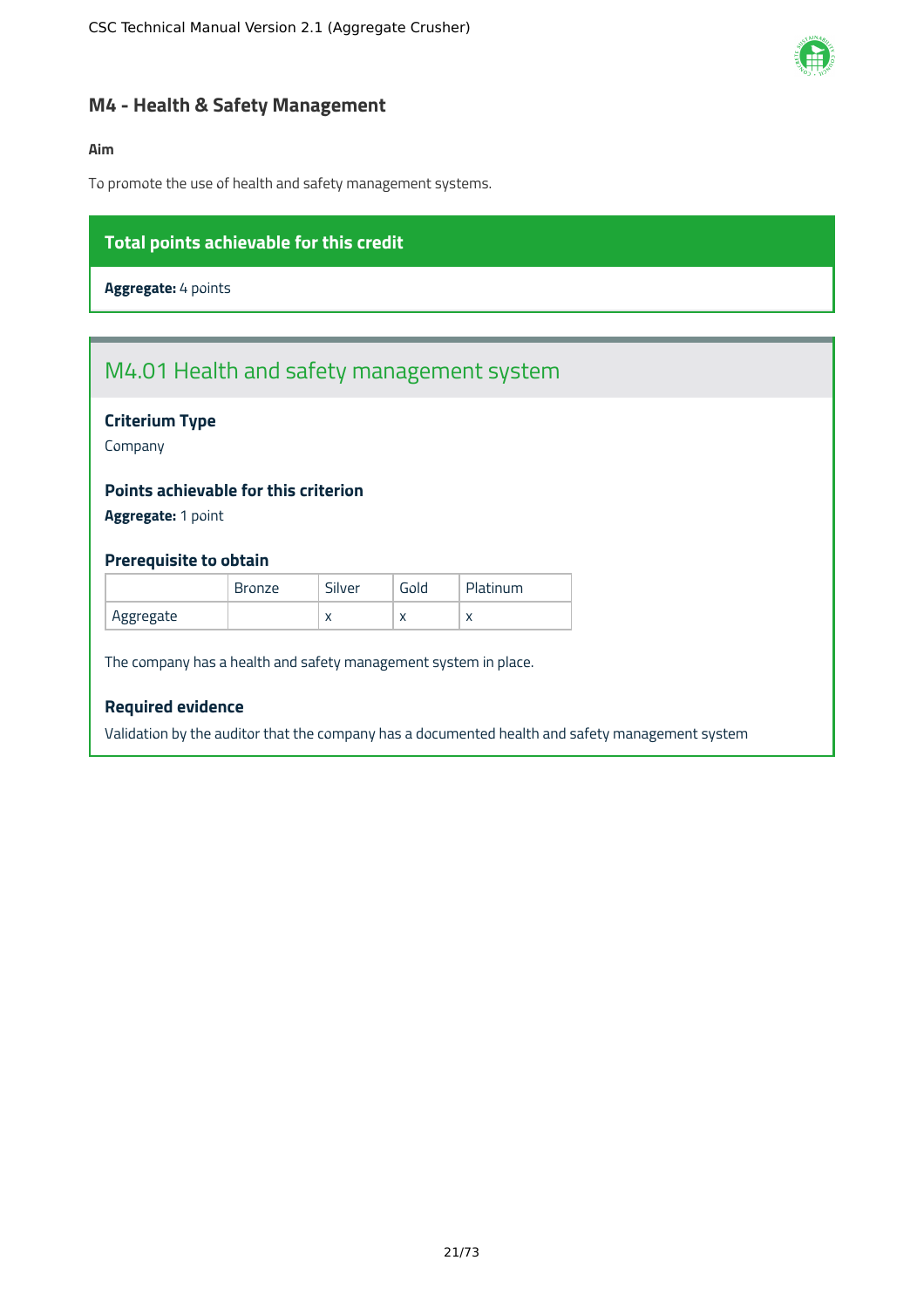## M4 - Health & Safety Management

**Aim**

To promote the use of health and safety management systems.

**Total points achievable for this credit**

**Aggregate:** 4 points

### M4.01 Health and safety management system

**Criterium Type**

Company

**Points achievable for this criterion**

**Aggregate:** 1 point

**Prerequisite to obtain**

| | Bronze | Silver | Gold | Platinum |
|---|---|---|---|---|
| Aggregate | | x | x | x |

The company has a health and safety management system in place.

**Required evidence**

Validation by the auditor that the company has a documented health and safety management system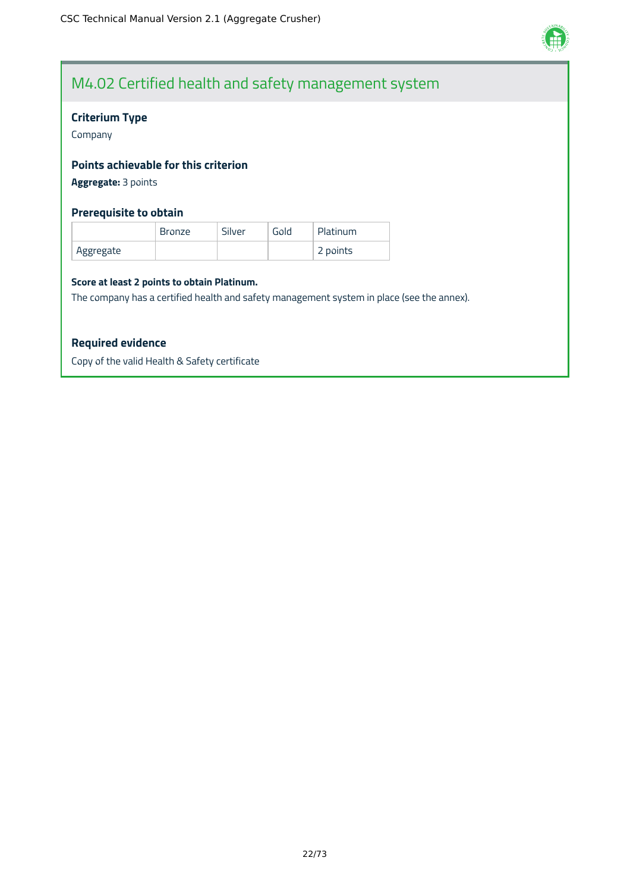# M4.02 Certified health and safety management system

### Criterium Type

Company

### Points achievable for this criterion

**Aggregate:** 3 points

### Prerequisite to obtain

| | Bronze | Silver | Gold | Platinum |
|---|---|---|---|---|
| Aggregate | | | | 2 points |

**Score at least 2 points to obtain Platinum.**

The company has a certified health and safety management system in place (see the annex).

### Required evidence

Copy of the valid Health & Safety certificate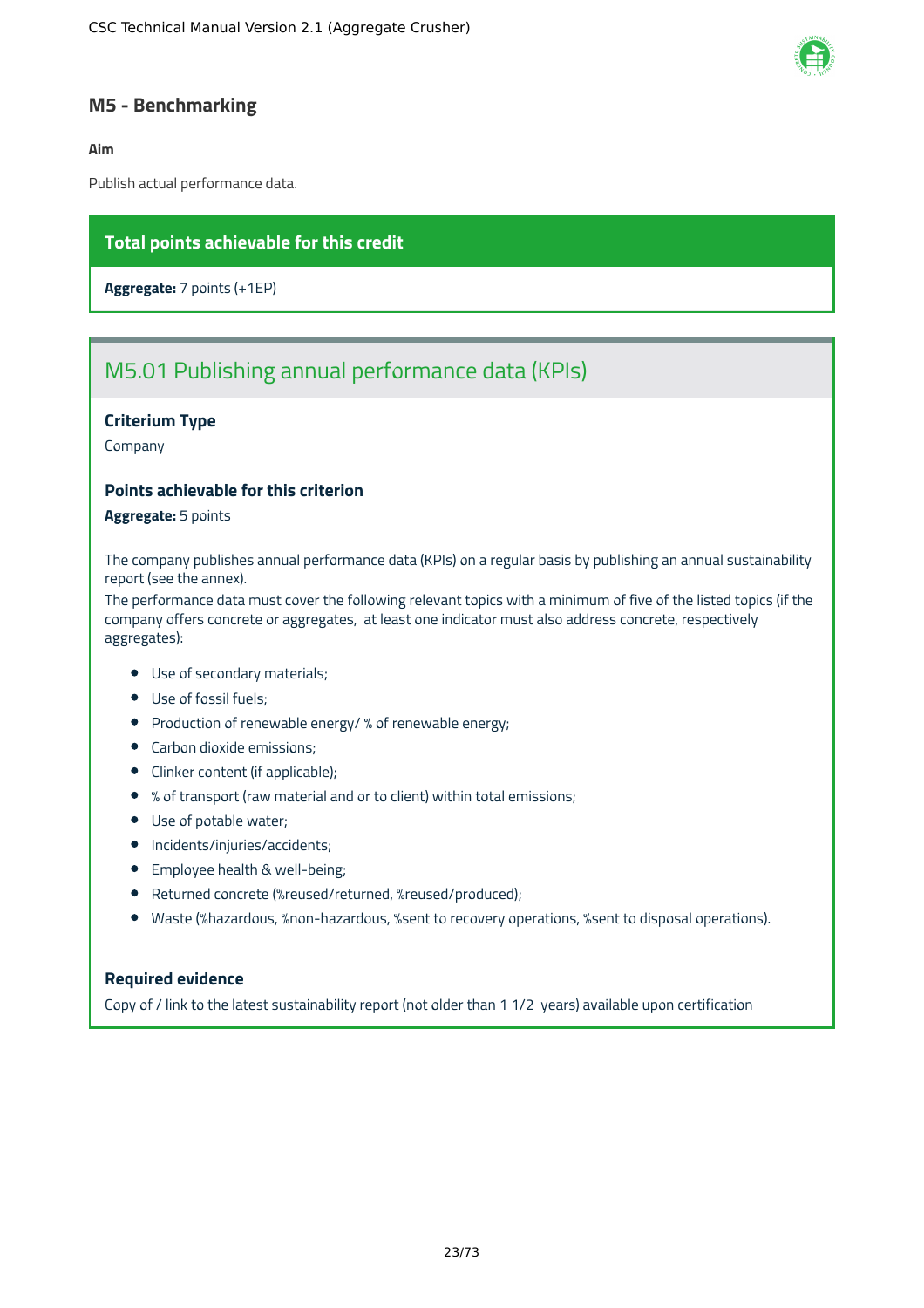## M5 - Benchmarking

**Aim**

Publish actual performance data.

**Total points achievable for this credit**

**Aggregate:** 7 points (+1EP)

### M5.01 Publishing annual performance data (KPIs)

**Criterium Type**

Company

**Points achievable for this criterion**

**Aggregate:** 5 points

The company publishes annual performance data (KPIs) on a regular basis by publishing an annual sustainability report (see the annex).

The performance data must cover the following relevant topics with a minimum of five of the listed topics (if the company offers concrete or aggregates, at least one indicator must also address concrete, respectively aggregates):

- Use of secondary materials;
- Use of fossil fuels;
- Production of renewable energy/ % of renewable energy;
- Carbon dioxide emissions;
- Clinker content (if applicable);
- % of transport (raw material and or to client) within total emissions;
- Use of potable water;
- Incidents/injuries/accidents;
- Employee health & well-being;
- Returned concrete (%reused/returned, %reused/produced);
- Waste (%hazardous, %non-hazardous, %sent to recovery operations, %sent to disposal operations).

**Required evidence**

Copy of / link to the latest sustainability report (not older than 1 1/2 years) available upon certification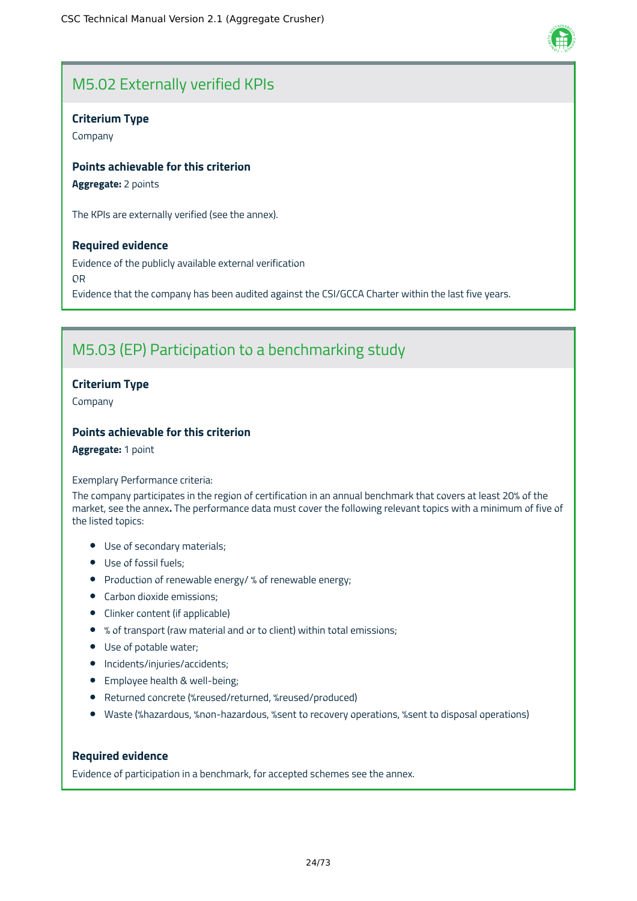## M5.02 Externally verified KPIs

**Criterium Type**

Company

**Points achievable for this criterion**

**Aggregate:** 2 points

The KPIs are externally verified (see the annex).

**Required evidence**

Evidence of the publicly available external verification

OR

Evidence that the company has been audited against the CSI/GCCA Charter within the last five years.

## M5.03 (EP) Participation to a benchmarking study

**Criterium Type**

Company

**Points achievable for this criterion**

**Aggregate:** 1 point

Exemplary Performance criteria:

The company participates in the region of certification in an annual benchmark that covers at least 20% of the market, see the annex**.** The performance data must cover the following relevant topics with a minimum of five of the listed topics:

- Use of secondary materials;
- Use of fossil fuels;
- Production of renewable energy/ % of renewable energy;
- Carbon dioxide emissions;
- Clinker content (if applicable)
- % of transport (raw material and or to client) within total emissions;
- Use of potable water;
- Incidents/injuries/accidents;
- Employee health & well-being;
- Returned concrete (%reused/returned, %reused/produced)
- Waste (%hazardous, %non-hazardous, %sent to recovery operations, %sent to disposal operations)

**Required evidence**

Evidence of participation in a benchmark, for accepted schemes see the annex.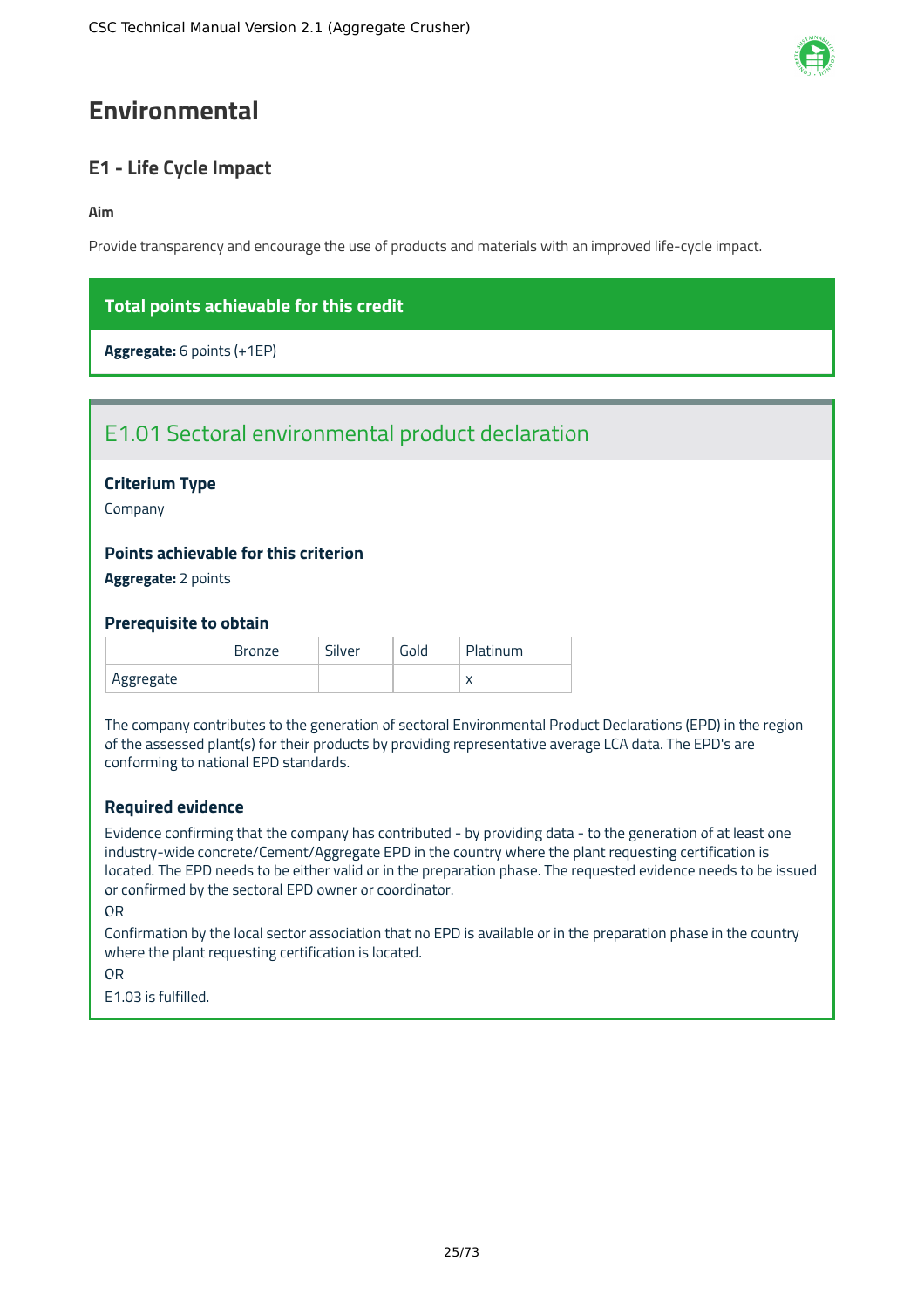# Environmental

## E1 - Life Cycle Impact

**Aim**

Provide transparency and encourage the use of products and materials with an improved life-cycle impact.

**Total points achievable for this credit**

**Aggregate:** 6 points (+1EP)

### E1.01 Sectoral environmental product declaration

**Criterium Type**

Company

**Points achievable for this criterion**

**Aggregate:** 2 points

**Prerequisite to obtain**

| | Bronze | Silver | Gold | Platinum |
|---|---|---|---|---|
| Aggregate | | | | x |

The company contributes to the generation of sectoral Environmental Product Declarations (EPD) in the region of the assessed plant(s) for their products by providing representative average LCA data. The EPD's are conforming to national EPD standards.

**Required evidence**

Evidence confirming that the company has contributed - by providing data - to the generation of at least one industry-wide concrete/Cement/Aggregate EPD in the country where the plant requesting certification is located. The EPD needs to be either valid or in the preparation phase. The requested evidence needs to be issued or confirmed by the sectoral EPD owner or coordinator.

OR

Confirmation by the local sector association that no EPD is available or in the preparation phase in the country where the plant requesting certification is located.

OR

E1.03 is fulfilled.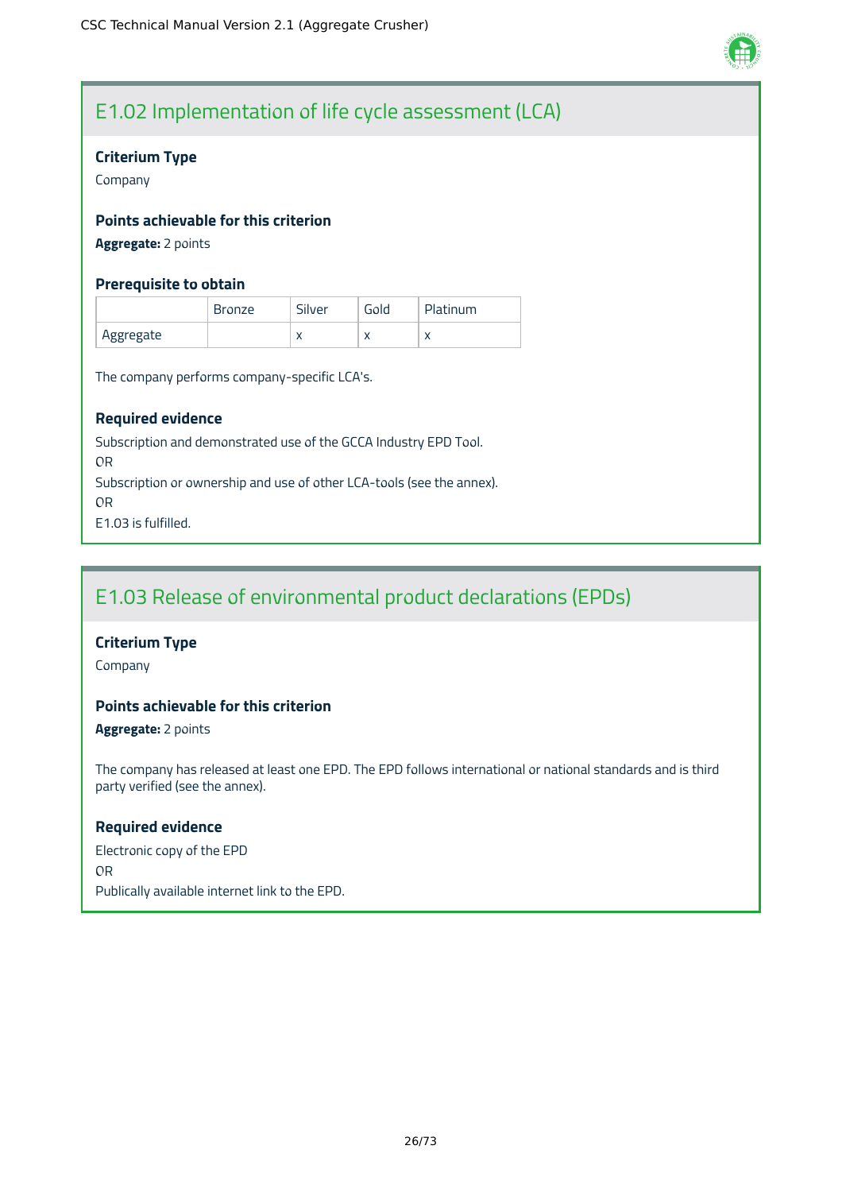## E1.02 Implementation of life cycle assessment (LCA)

### Criterium Type

Company

### Points achievable for this criterion

**Aggregate:** 2 points

### Prerequisite to obtain

| | Bronze | Silver | Gold | Platinum |
|---|---|---|---|---|
| Aggregate | | x | x | x |

The company performs company-specific LCA's.

### Required evidence

Subscription and demonstrated use of the GCCA Industry EPD Tool.

OR

Subscription or ownership and use of other LCA-tools (see the annex).

OR

E1.03 is fulfilled.

## E1.03 Release of environmental product declarations (EPDs)

### Criterium Type

Company

### Points achievable for this criterion

**Aggregate:** 2 points

The company has released at least one EPD. The EPD follows international or national standards and is third party verified (see the annex).

### Required evidence

Electronic copy of the EPD

OR

Publically available internet link to the EPD.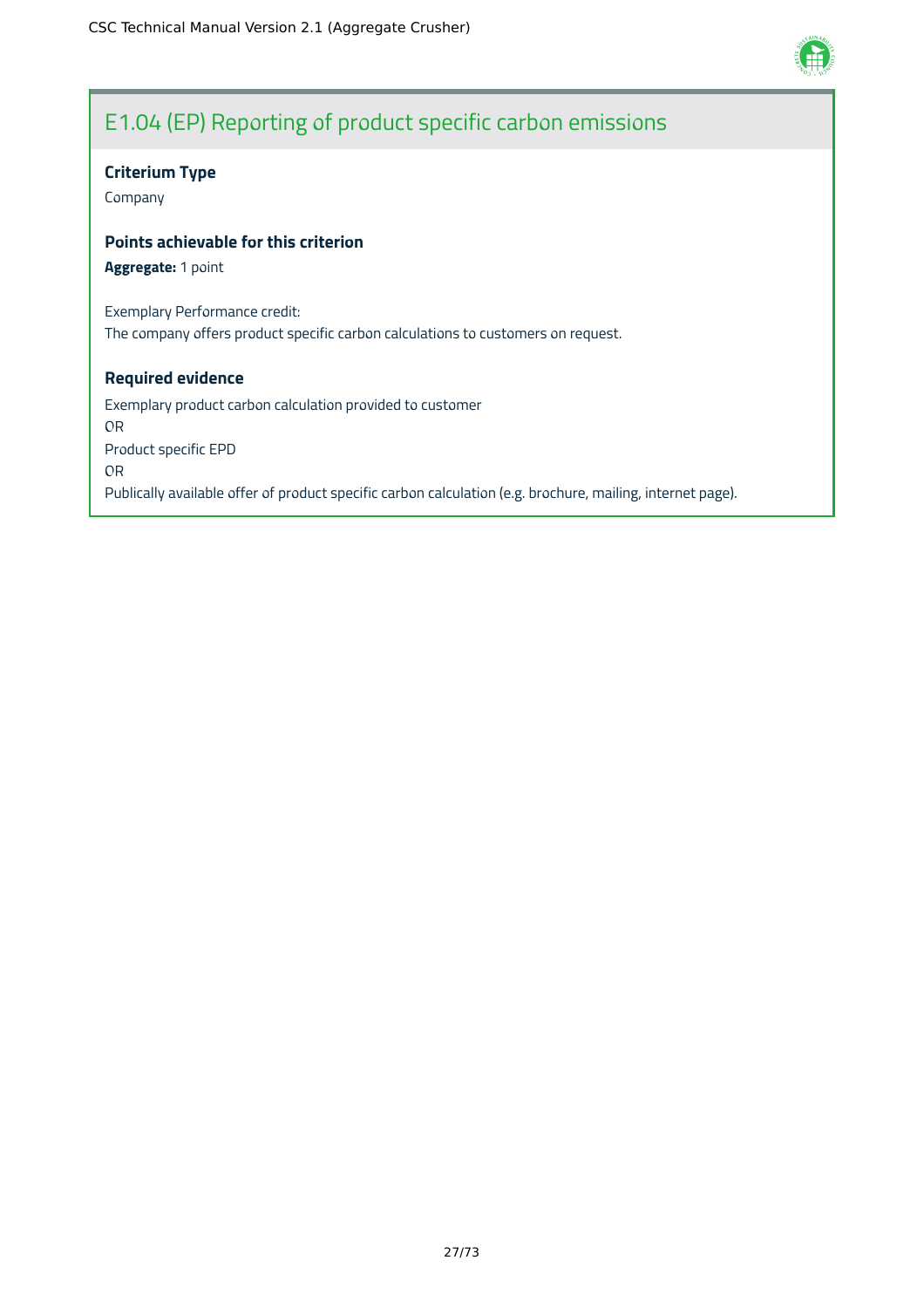## E1.04 (EP) Reporting of product specific carbon emissions

**Criterium Type**

Company

**Points achievable for this criterion**

**Aggregate:** 1 point

Exemplary Performance credit:
The company offers product specific carbon calculations to customers on request.

**Required evidence**

Exemplary product carbon calculation provided to customer
OR
Product specific EPD
OR
Publically available offer of product specific carbon calculation (e.g. brochure, mailing, internet page).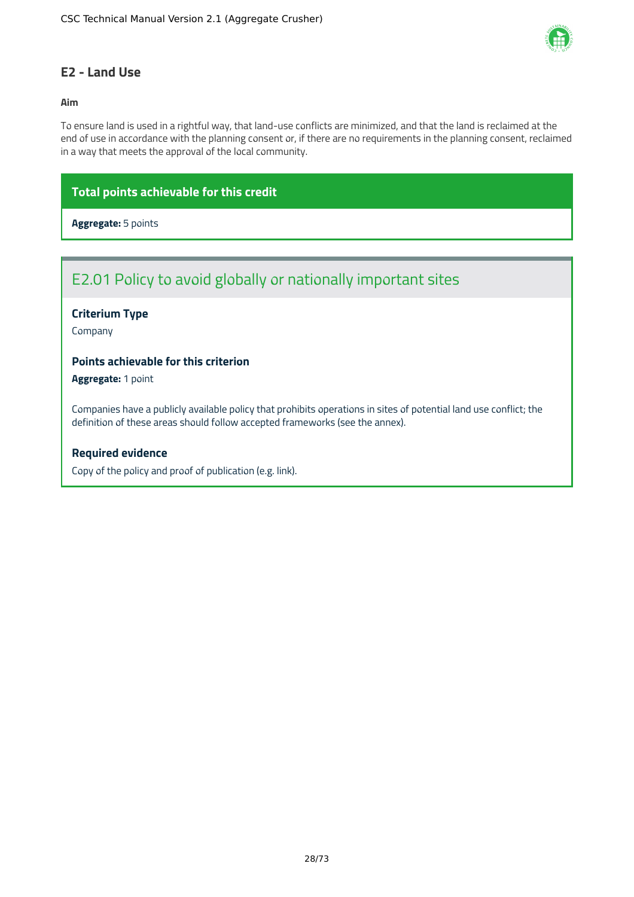## E2 - Land Use

**Aim**

To ensure land is used in a rightful way, that land-use conflicts are minimized, and that the land is reclaimed at the end of use in accordance with the planning consent or, if there are no requirements in the planning consent, reclaimed in a way that meets the approval of the local community.

**Total points achievable for this credit**

**Aggregate:** 5 points

### E2.01 Policy to avoid globally or nationally important sites

#### Criterium Type

Company

#### Points achievable for this criterion

**Aggregate:** 1 point

Companies have a publicly available policy that prohibits operations in sites of potential land use conflict; the definition of these areas should follow accepted frameworks (see the annex).

#### Required evidence

Copy of the policy and proof of publication (e.g. link).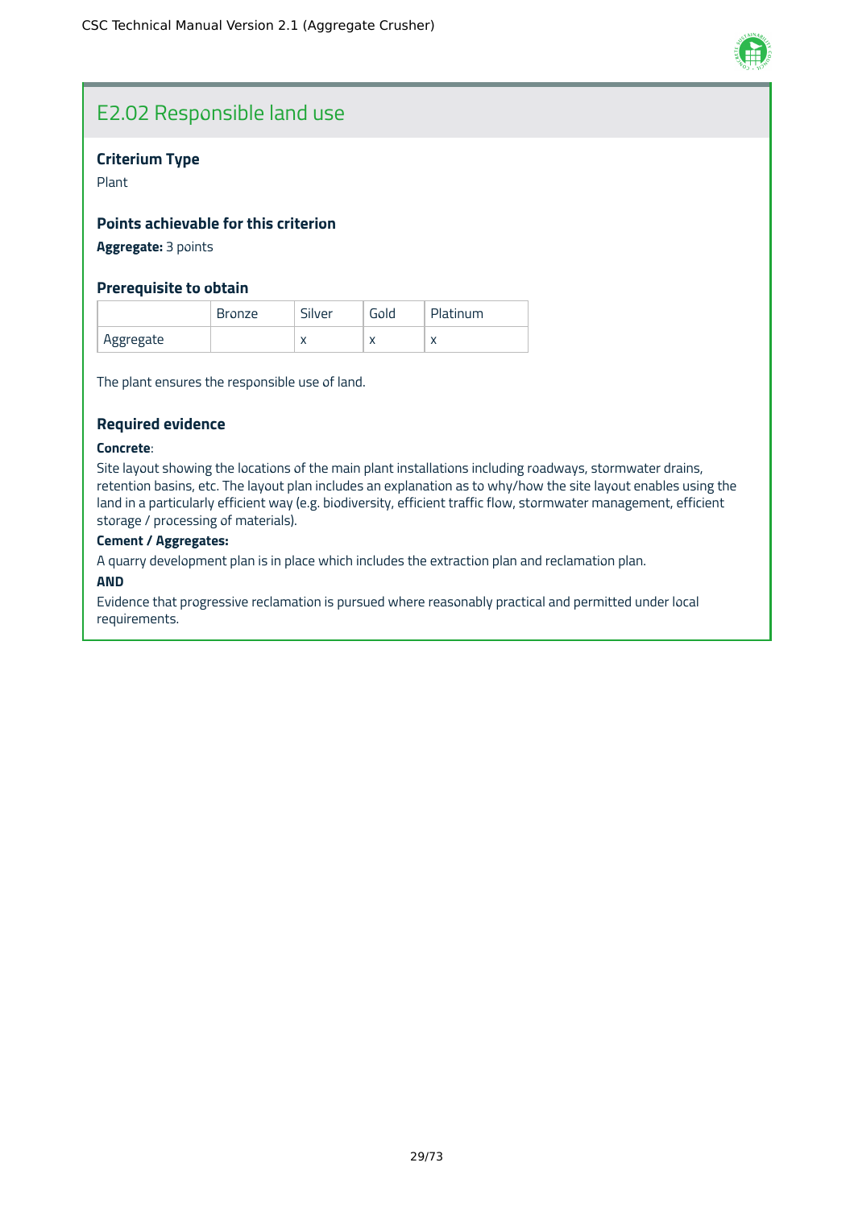## E2.02 Responsible land use

### Criterium Type

Plant

### Points achievable for this criterion

**Aggregate:** 3 points

### Prerequisite to obtain

| | Bronze | Silver | Gold | Platinum |
|---|---|---|---|---|
| Aggregate | | x | x | x |

The plant ensures the responsible use of land.

### Required evidence

**Concrete**:

Site layout showing the locations of the main plant installations including roadways, stormwater drains, retention basins, etc. The layout plan includes an explanation as to why/how the site layout enables using the land in a particularly efficient way (e.g. biodiversity, efficient traffic flow, stormwater management, efficient storage / processing of materials).

**Cement / Aggregates:**

A quarry development plan is in place which includes the extraction plan and reclamation plan.

**AND**

Evidence that progressive reclamation is pursued where reasonably practical and permitted under local requirements.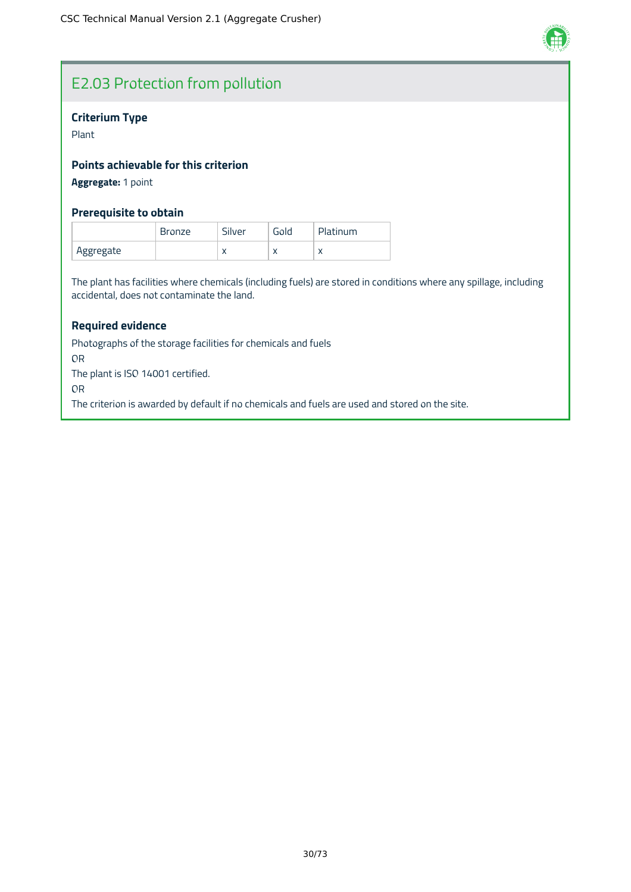## E2.03 Protection from pollution

### Criterium Type

Plant

### Points achievable for this criterion

**Aggregate:** 1 point

### Prerequisite to obtain

| | Bronze | Silver | Gold | Platinum |
|---|---|---|---|---|
| Aggregate | | x | x | x |

The plant has facilities where chemicals (including fuels) are stored in conditions where any spillage, including accidental, does not contaminate the land.

### Required evidence

Photographs of the storage facilities for chemicals and fuels

OR

The plant is ISO 14001 certified.

OR

The criterion is awarded by default if no chemicals and fuels are used and stored on the site.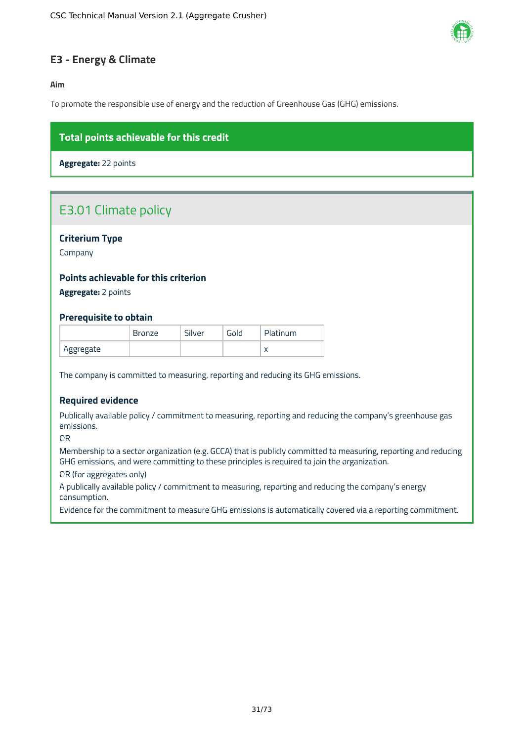# E3 - Energy & Climate

**Aim**

To promote the responsible use of energy and the reduction of Greenhouse Gas (GHG) emissions.

**Total points achievable for this credit**

**Aggregate:** 22 points

## E3.01 Climate policy

### Criterium Type

Company

### Points achievable for this criterion

**Aggregate:** 2 points

### Prerequisite to obtain

| | Bronze | Silver | Gold | Platinum |
|---|---|---|---|---|
| Aggregate | | | | x |

The company is committed to measuring, reporting and reducing its GHG emissions.

### Required evidence

Publically available policy / commitment to measuring, reporting and reducing the company's greenhouse gas emissions.

OR

Membership to a sector organization (e.g. GCCA) that is publicly committed to measuring, reporting and reducing GHG emissions, and were committing to these principles is required to join the organization.

OR (for aggregates only)

A publically available policy / commitment to measuring, reporting and reducing the company's energy consumption.

Evidence for the commitment to measure GHG emissions is automatically covered via a reporting commitment.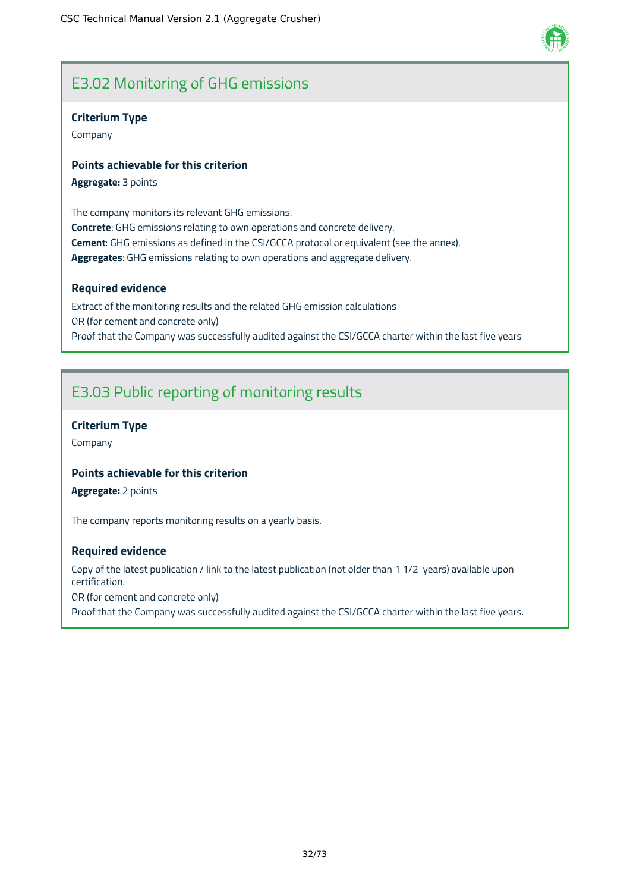## E3.02 Monitoring of GHG emissions

### Criterium Type

Company

### Points achievable for this criterion

**Aggregate:** 3 points

The company monitors its relevant GHG emissions.
**Concrete**: GHG emissions relating to own operations and concrete delivery.
**Cement**: GHG emissions as defined in the CSI/GCCA protocol or equivalent (see the annex).
**Aggregates**: GHG emissions relating to own operations and aggregate delivery.

### Required evidence

Extract of the monitoring results and the related GHG emission calculations
OR (for cement and concrete only)
Proof that the Company was successfully audited against the CSI/GCCA charter within the last five years

## E3.03 Public reporting of monitoring results

### Criterium Type

Company

### Points achievable for this criterion

**Aggregate:** 2 points

The company reports monitoring results on a yearly basis.

### Required evidence

Copy of the latest publication / link to the latest publication (not older than 1 1/2 years) available upon certification.
OR (for cement and concrete only)
Proof that the Company was successfully audited against the CSI/GCCA charter within the last five years.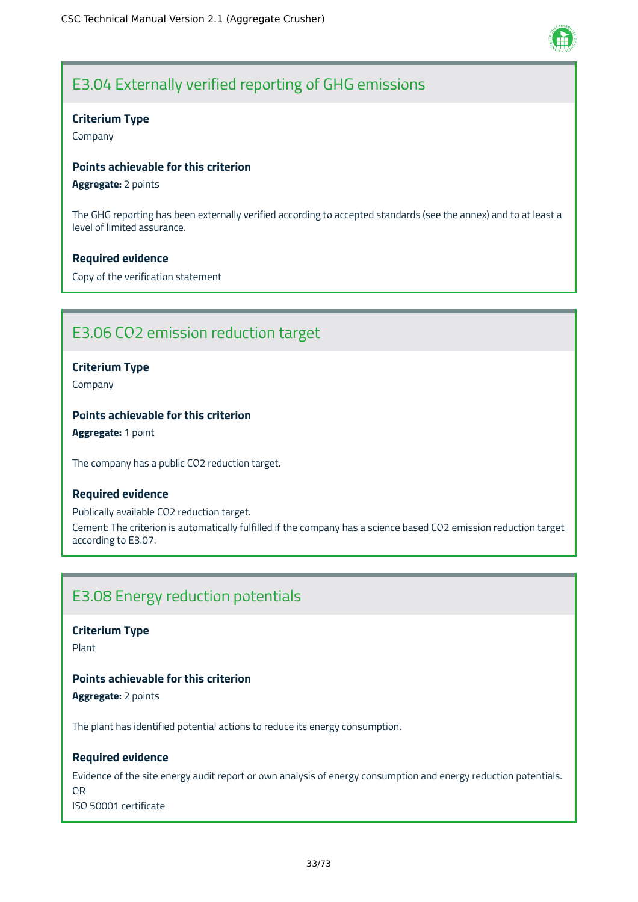## E3.04 Externally verified reporting of GHG emissions

**Criterium Type**

Company

**Points achievable for this criterion**

**Aggregate:** 2 points

The GHG reporting has been externally verified according to accepted standards (see the annex) and to at least a level of limited assurance.

**Required evidence**

Copy of the verification statement

## E3.06 $CO_2$ emission reduction target

**Criterium Type**

Company

**Points achievable for this criterion**

**Aggregate:** 1 point

The company has a public $CO_2$ reduction target.

**Required evidence**

Publically available $CO_2$ reduction target.

Cement: The criterion is automatically fulfilled if the company has a science based $CO_2$ emission reduction target according to E3.07.

## E3.08 Energy reduction potentials

**Criterium Type**

Plant

**Points achievable for this criterion**

**Aggregate:** 2 points

The plant has identified potential actions to reduce its energy consumption.

**Required evidence**

Evidence of the site energy audit report or own analysis of energy consumption and energy reduction potentials.
OR
ISO 50001 certificate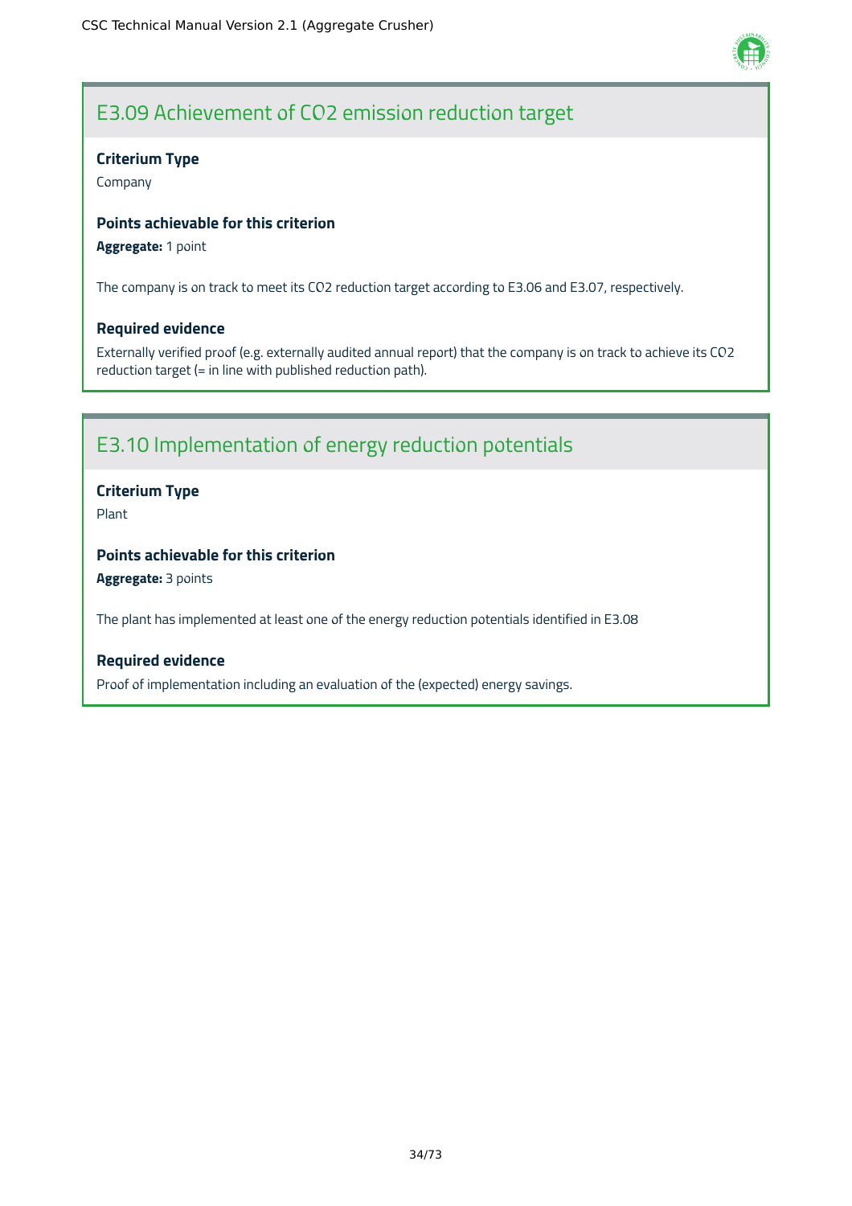## E3.09 Achievement of CO2 emission reduction target

**Criterium Type**

Company

**Points achievable for this criterion**

**Aggregate:** 1 point

The company is on track to meet its CO2 reduction target according to E3.06 and E3.07, respectively.

**Required evidence**

Externally verified proof (e.g. externally audited annual report) that the company is on track to achieve its CO2 reduction target (= in line with published reduction path).

## E3.10 Implementation of energy reduction potentials

**Criterium Type**

Plant

**Points achievable for this criterion**

**Aggregate:** 3 points

The plant has implemented at least one of the energy reduction potentials identified in E3.08

**Required evidence**

Proof of implementation including an evaluation of the (expected) energy savings.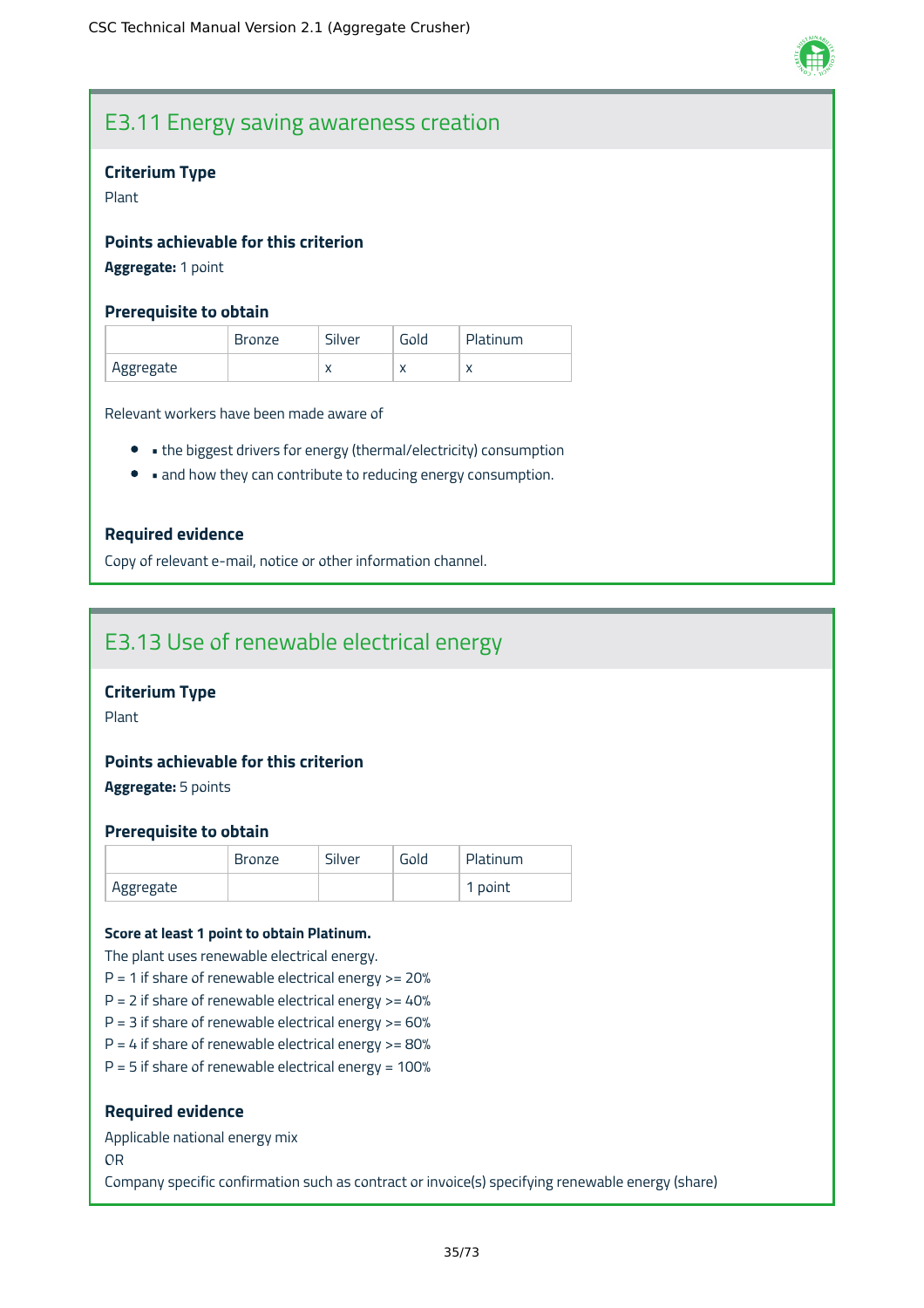## E3.11 Energy saving awareness creation

### Criterium Type

Plant

### Points achievable for this criterion

**Aggregate:** 1 point

### Prerequisite to obtain

| | Bronze | Silver | Gold | Platinum |
|---|---|---|---|---|
| Aggregate | | x | x | x |

Relevant workers have been made aware of

- ▪ the biggest drivers for energy (thermal/electricity) consumption
- ▪ and how they can contribute to reducing energy consumption.

### Required evidence

Copy of relevant e-mail, notice or other information channel.

## E3.13 Use of renewable electrical energy

### Criterium Type

Plant

### Points achievable for this criterion

**Aggregate:** 5 points

### Prerequisite to obtain

| | Bronze | Silver | Gold | Platinum |
|---|---|---|---|---|
| Aggregate | | | | 1 point |

**Score at least 1 point to obtain Platinum.**

The plant uses renewable electrical energy.
P = 1 if share of renewable electrical energy >= 20%
P = 2 if share of renewable electrical energy >= 40%
P = 3 if share of renewable electrical energy >= 60%
P = 4 if share of renewable electrical energy >= 80%
P = 5 if share of renewable electrical energy = 100%

### Required evidence

Applicable national energy mix
OR
Company specific confirmation such as contract or invoice(s) specifying renewable energy (share)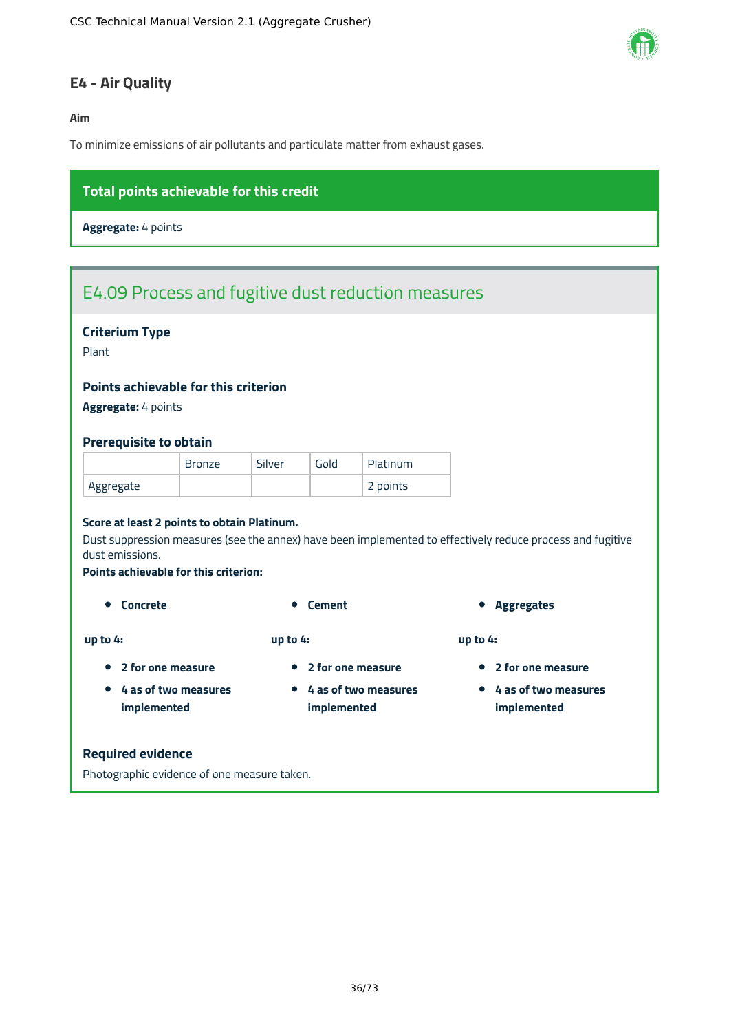## E4 - Air Quality

**Aim**

To minimize emissions of air pollutants and particulate matter from exhaust gases.

**Total points achievable for this credit**

**Aggregate:** 4 points

### E4.09 Process and fugitive dust reduction measures

**Criterium Type**

Plant

**Points achievable for this criterion**

**Aggregate:** 4 points

**Prerequisite to obtain**

| | Bronze | Silver | Gold | Platinum |
|---|---|---|---|---|
| Aggregate | | | | 2 points |

**Score at least 2 points to obtain Platinum.**

Dust suppression measures (see the annex) have been implemented to effectively reduce process and fugitive dust emissions.

**Points achievable for this criterion:**

- **Concrete**

**up to 4:**

- **2 for one measure**
- **4 as of two measures implemented**

- **Cement**

**up to 4:**

- **2 for one measure**
- **4 as of two measures implemented**

- **Aggregates**

**up to 4:**

- **2 for one measure**
- **4 as of two measures implemented**

**Required evidence**

Photographic evidence of one measure taken.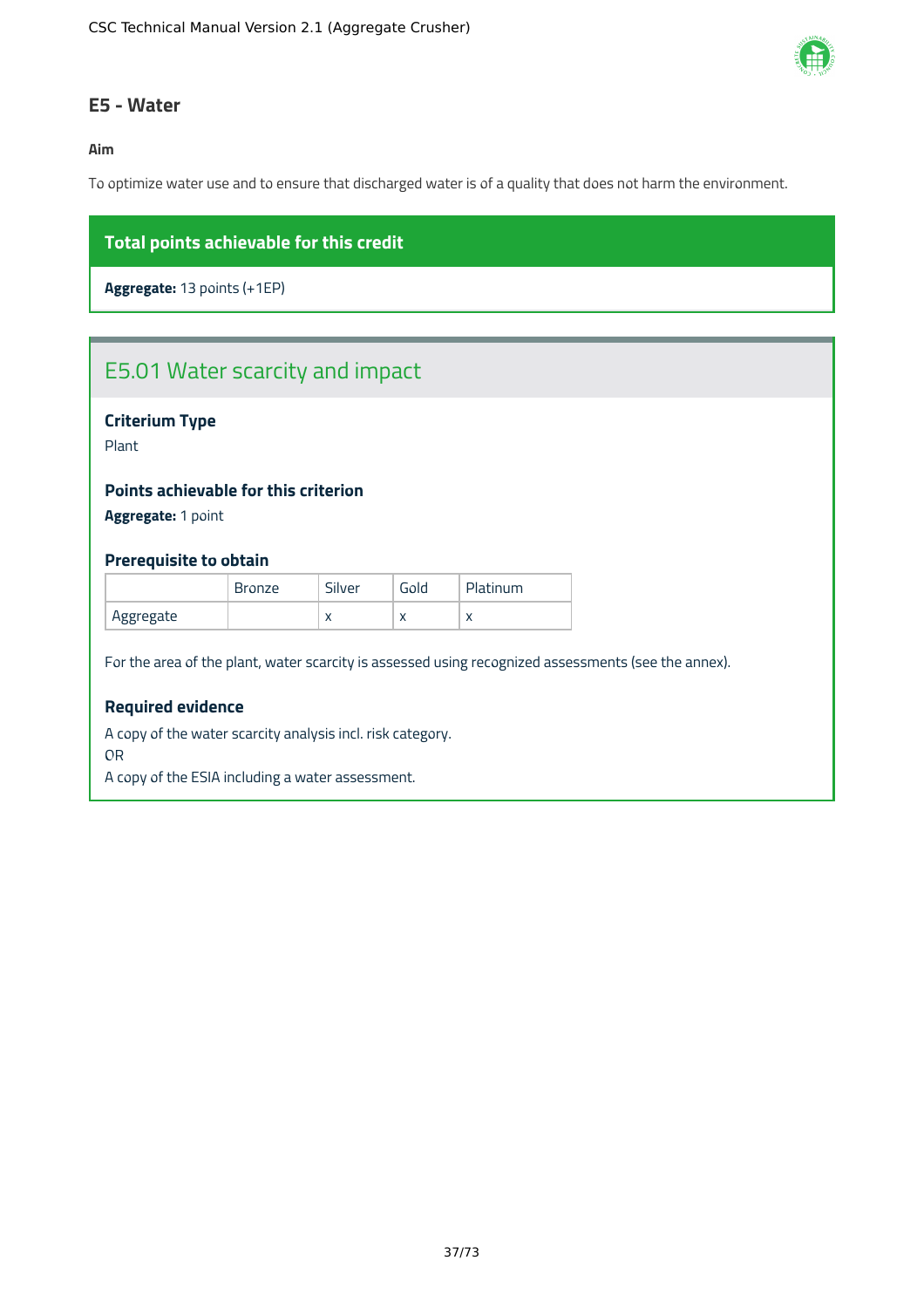## E5 - Water

**Aim**

To optimize water use and to ensure that discharged water is of a quality that does not harm the environment.

**Total points achievable for this credit**

**Aggregate:** 13 points (+1EP)

### E5.01 Water scarcity and impact

**Criterium Type**

Plant

**Points achievable for this criterion**

**Aggregate:** 1 point

**Prerequisite to obtain**

| | Bronze | Silver | Gold | Platinum |
|---|---|---|---|---|
| Aggregate | | x | x | x |

For the area of the plant, water scarcity is assessed using recognized assessments (see the annex).

**Required evidence**

A copy of the water scarcity analysis incl. risk category.
OR
A copy of the ESIA including a water assessment.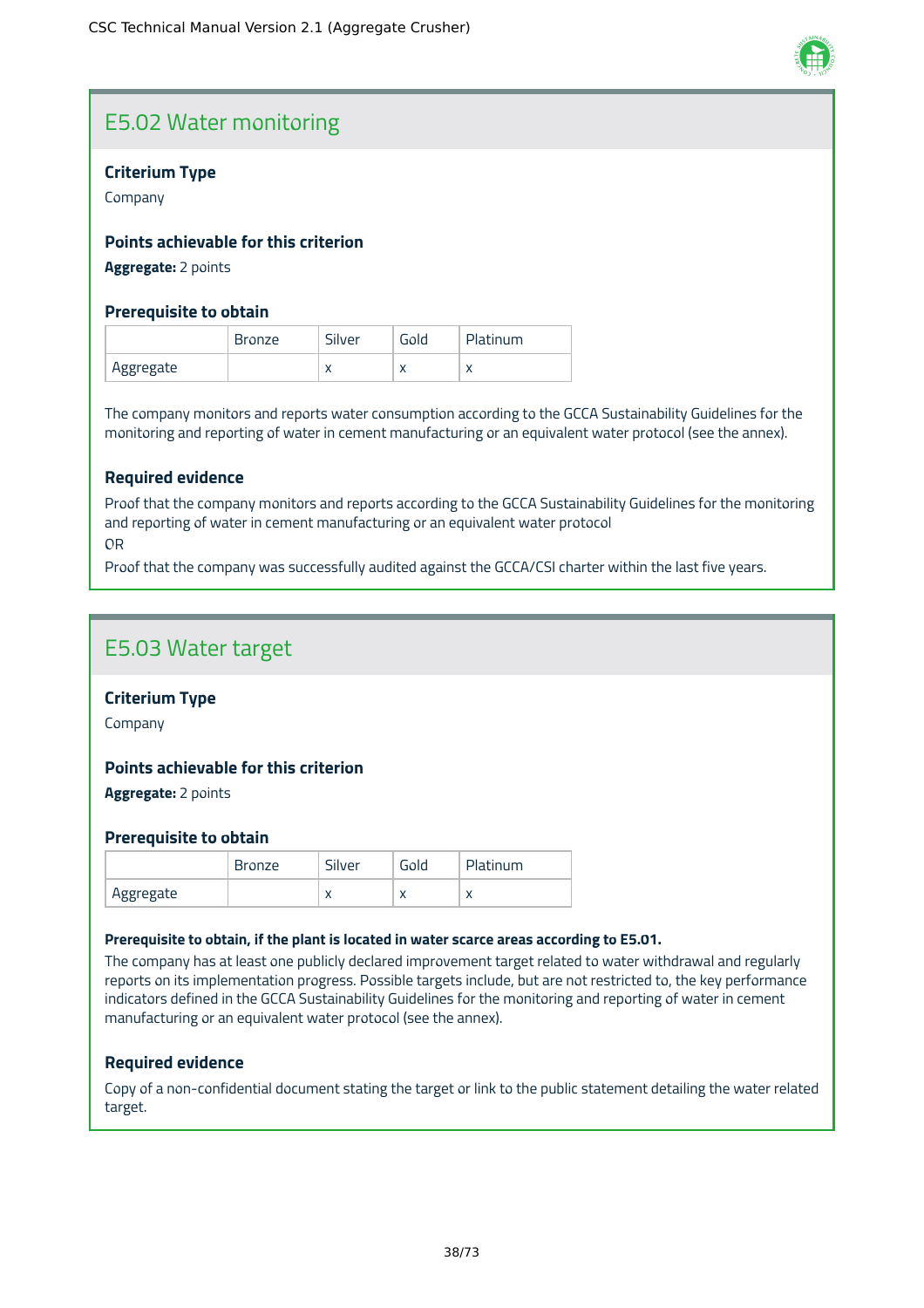## E5.02 Water monitoring

### Criterium Type

Company

### Points achievable for this criterion

**Aggregate:** 2 points

### Prerequisite to obtain

| | Bronze | Silver | Gold | Platinum |
|---|---|---|---|---|
| Aggregate | | x | x | x |

The company monitors and reports water consumption according to the GCCA Sustainability Guidelines for the monitoring and reporting of water in cement manufacturing or an equivalent water protocol (see the annex).

### Required evidence

Proof that the company monitors and reports according to the GCCA Sustainability Guidelines for the monitoring and reporting of water in cement manufacturing or an equivalent water protocol

OR

Proof that the company was successfully audited against the GCCA/CSI charter within the last five years.

## E5.03 Water target

### Criterium Type

Company

### Points achievable for this criterion

**Aggregate:** 2 points

### Prerequisite to obtain

| | Bronze | Silver | Gold | Platinum |
|---|---|---|---|---|
| Aggregate | | x | x | x |

**Prerequisite to obtain, if the plant is located in water scarce areas according to E5.01.**

The company has at least one publicly declared improvement target related to water withdrawal and regularly reports on its implementation progress. Possible targets include, but are not restricted to, the key performance indicators defined in the GCCA Sustainability Guidelines for the monitoring and reporting of water in cement manufacturing or an equivalent water protocol (see the annex).

### Required evidence

Copy of a non-confidential document stating the target or link to the public statement detailing the water related target.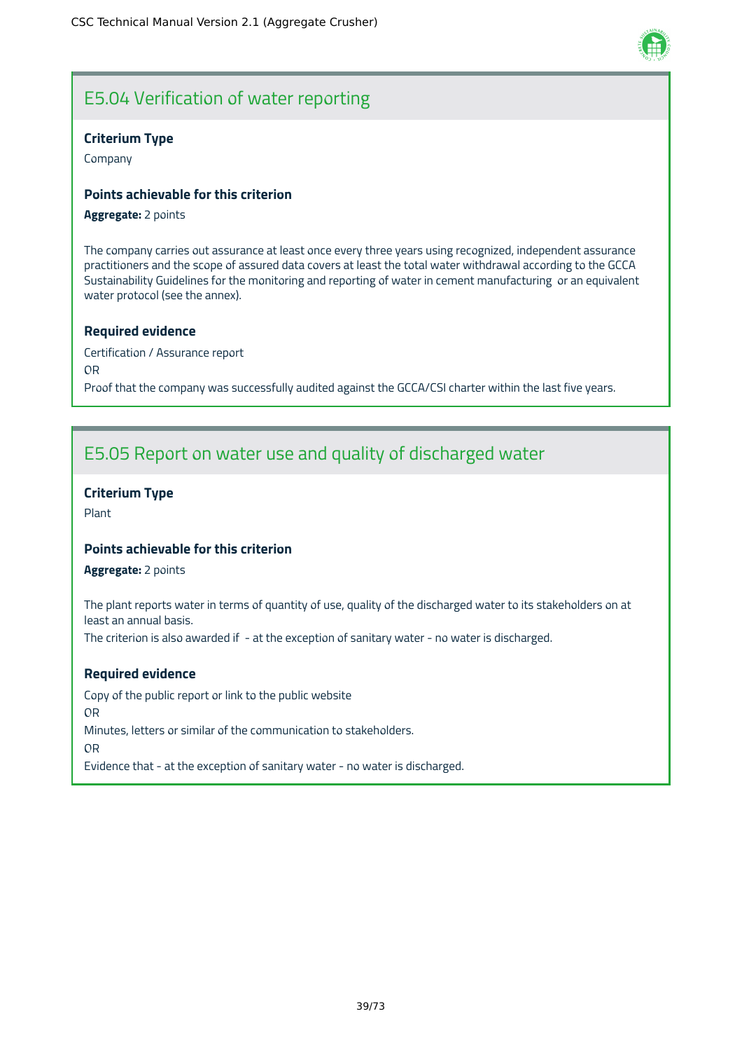## E5.04 Verification of water reporting

**Criterium Type**

Company

**Points achievable for this criterion**

**Aggregate:** 2 points

The company carries out assurance at least once every three years using recognized, independent assurance practitioners and the scope of assured data covers at least the total water withdrawal according to the GCCA Sustainability Guidelines for the monitoring and reporting of water in cement manufacturing or an equivalent water protocol (see the annex).

**Required evidence**

Certification / Assurance report

OR

Proof that the company was successfully audited against the GCCA/CSI charter within the last five years.

## E5.05 Report on water use and quality of discharged water

**Criterium Type**

Plant

**Points achievable for this criterion**

**Aggregate:** 2 points

The plant reports water in terms of quantity of use, quality of the discharged water to its stakeholders on at least an annual basis.

The criterion is also awarded if - at the exception of sanitary water - no water is discharged.

**Required evidence**

Copy of the public report or link to the public website

OR

Minutes, letters or similar of the communication to stakeholders.

OR

Evidence that - at the exception of sanitary water - no water is discharged.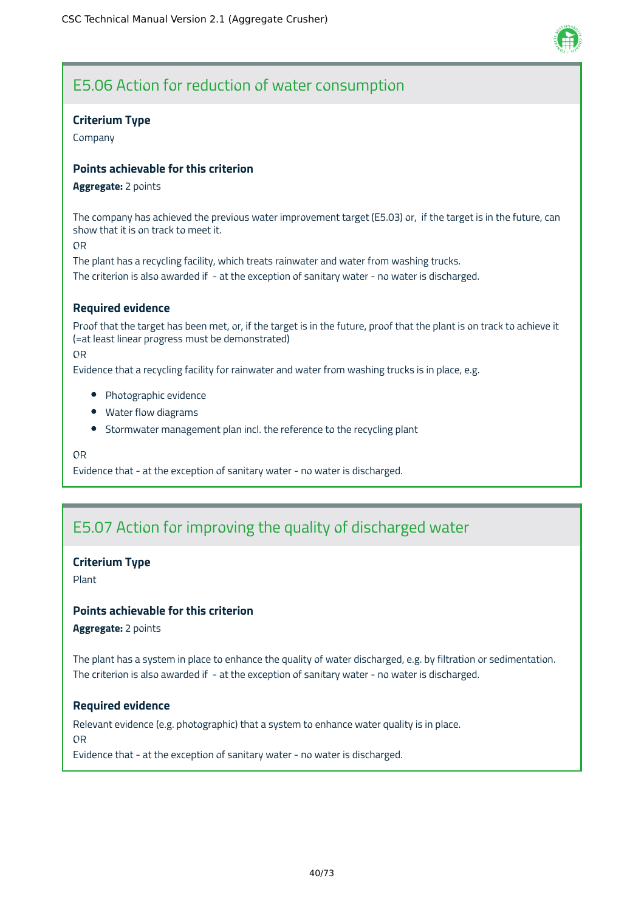## E5.06 Action for reduction of water consumption

### Criterium Type

Company

### Points achievable for this criterion

**Aggregate:** 2 points

The company has achieved the previous water improvement target (E5.03) or, if the target is in the future, can show that it is on track to meet it.

OR

The plant has a recycling facility, which treats rainwater and water from washing trucks.

The criterion is also awarded if - at the exception of sanitary water - no water is discharged.

### Required evidence

Proof that the target has been met, or, if the target is in the future, proof that the plant is on track to achieve it (=at least linear progress must be demonstrated)

OR

Evidence that a recycling facility for rainwater and water from washing trucks is in place, e.g.

- Photographic evidence
- Water flow diagrams
- Stormwater management plan incl. the reference to the recycling plant

OR

Evidence that - at the exception of sanitary water - no water is discharged.

## E5.07 Action for improving the quality of discharged water

### Criterium Type

Plant

### Points achievable for this criterion

**Aggregate:** 2 points

The plant has a system in place to enhance the quality of water discharged, e.g. by filtration or sedimentation.

The criterion is also awarded if - at the exception of sanitary water - no water is discharged.

### Required evidence

Relevant evidence (e.g. photographic) that a system to enhance water quality is in place.

OR

Evidence that - at the exception of sanitary water - no water is discharged.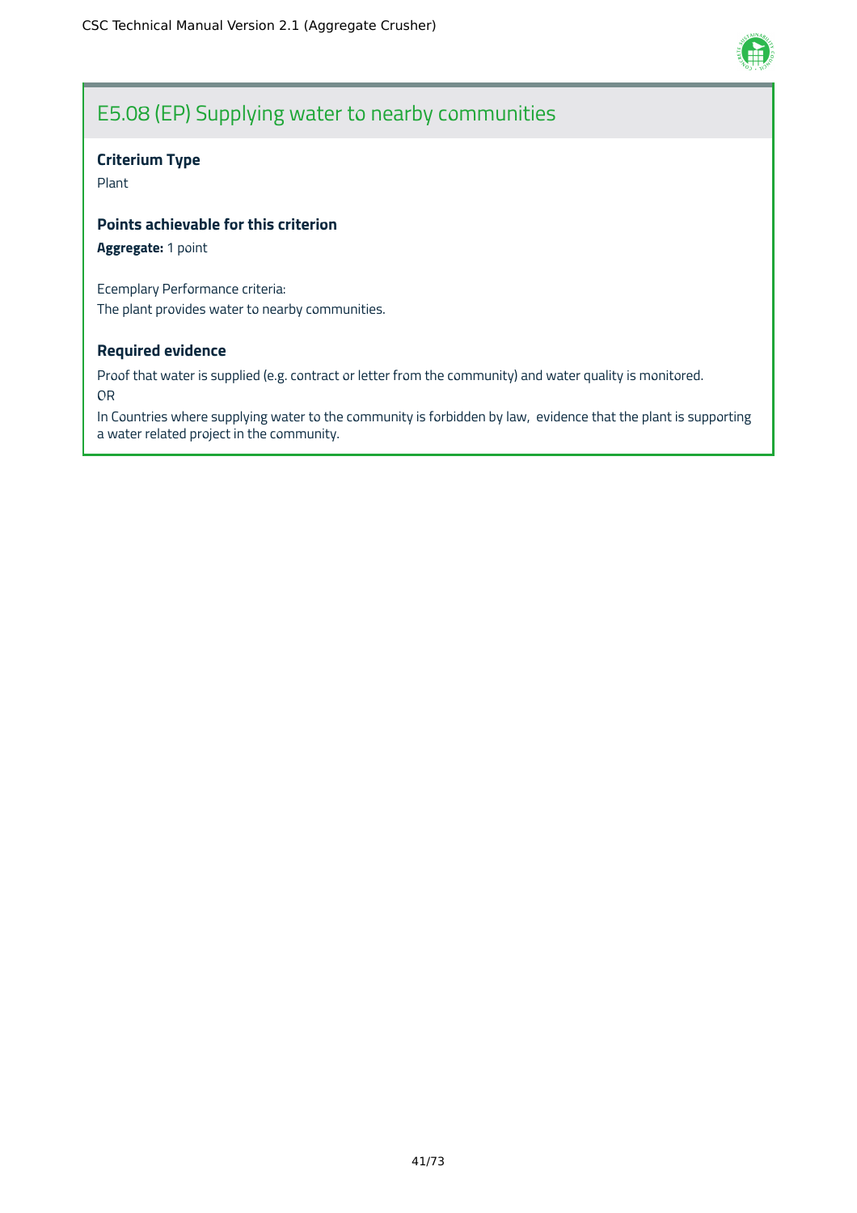## E5.08 (EP) Supplying water to nearby communities

**Criterium Type**

Plant

**Points achievable for this criterion**

**Aggregate:** 1 point

Ecemplary Performance criteria:
The plant provides water to nearby communities.

**Required evidence**

Proof that water is supplied (e.g. contract or letter from the community) and water quality is monitored.
OR
In Countries where supplying water to the community is forbidden by law, evidence that the plant is supporting a water related project in the community.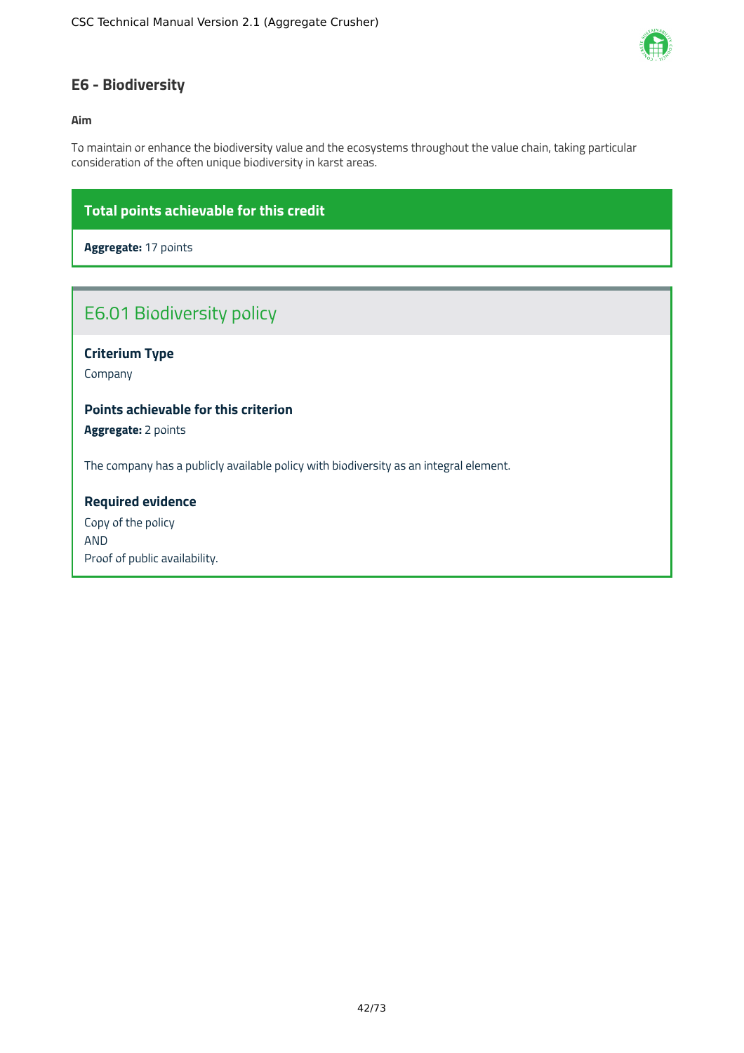## E6 - Biodiversity

**Aim**

To maintain or enhance the biodiversity value and the ecosystems throughout the value chain, taking particular consideration of the often unique biodiversity in karst areas.

**Total points achievable for this credit**

**Aggregate:** 17 points

### E6.01 Biodiversity policy

**Criterium Type**

Company

**Points achievable for this criterion**

**Aggregate:** 2 points

The company has a publicly available policy with biodiversity as an integral element.

**Required evidence**

Copy of the policy
AND
Proof of public availability.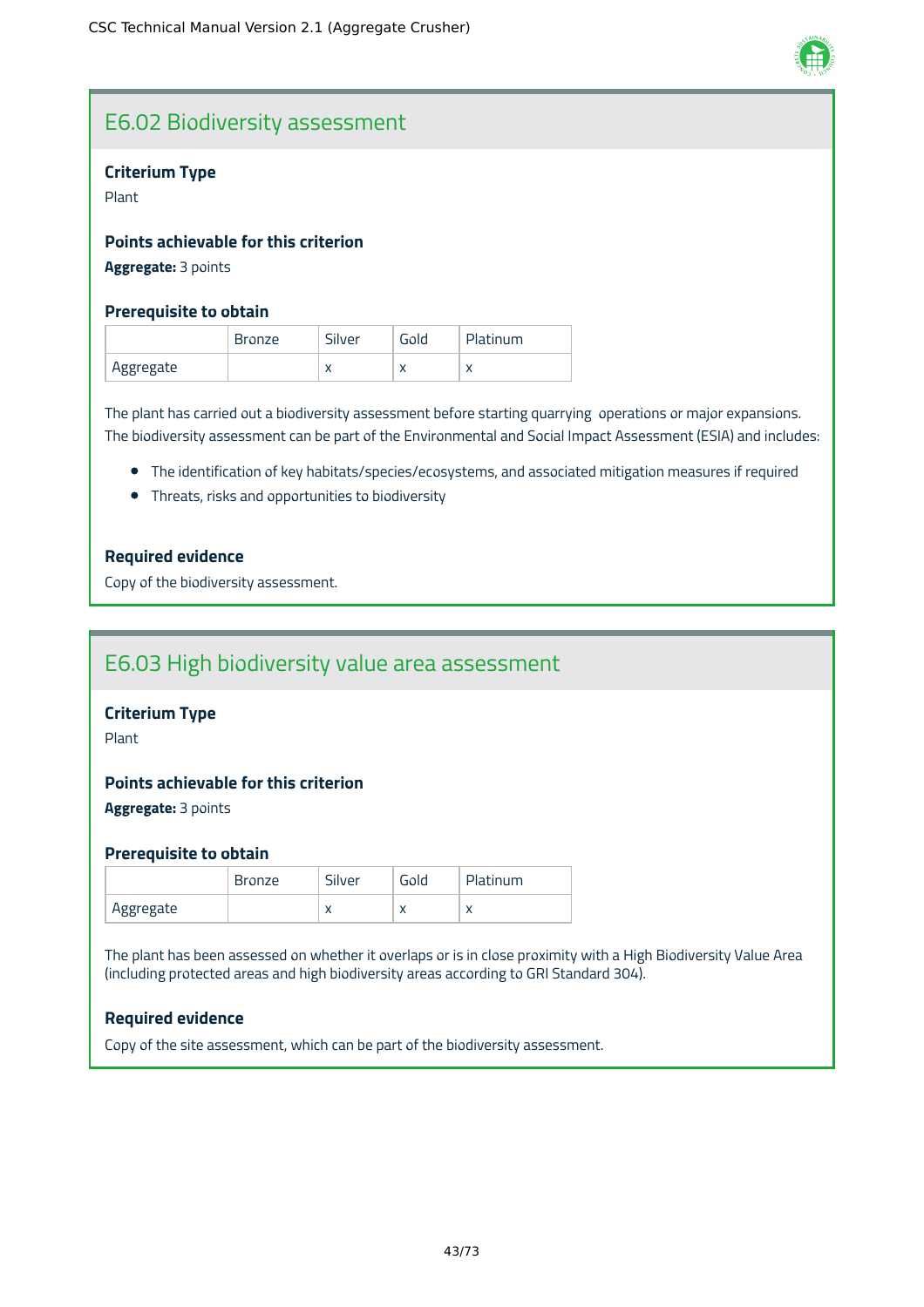## E6.02 Biodiversity assessment

**Criterium Type**

Plant

**Points achievable for this criterion**

**Aggregate:** 3 points

**Prerequisite to obtain**

| | Bronze | Silver | Gold | Platinum |
|---|---|---|---|---|
| Aggregate | | x | x | x |

The plant has carried out a biodiversity assessment before starting quarrying operations or major expansions. The biodiversity assessment can be part of the Environmental and Social Impact Assessment (ESIA) and includes:

- The identification of key habitats/species/ecosystems, and associated mitigation measures if required
- Threats, risks and opportunities to biodiversity

**Required evidence**

Copy of the biodiversity assessment.

## E6.03 High biodiversity value area assessment

**Criterium Type**

Plant

**Points achievable for this criterion**

**Aggregate:** 3 points

**Prerequisite to obtain**

| | Bronze | Silver | Gold | Platinum |
|---|---|---|---|---|
| Aggregate | | x | x | x |

The plant has been assessed on whether it overlaps or is in close proximity with a High Biodiversity Value Area (including protected areas and high biodiversity areas according to GRI Standard 304).

**Required evidence**

Copy of the site assessment, which can be part of the biodiversity assessment.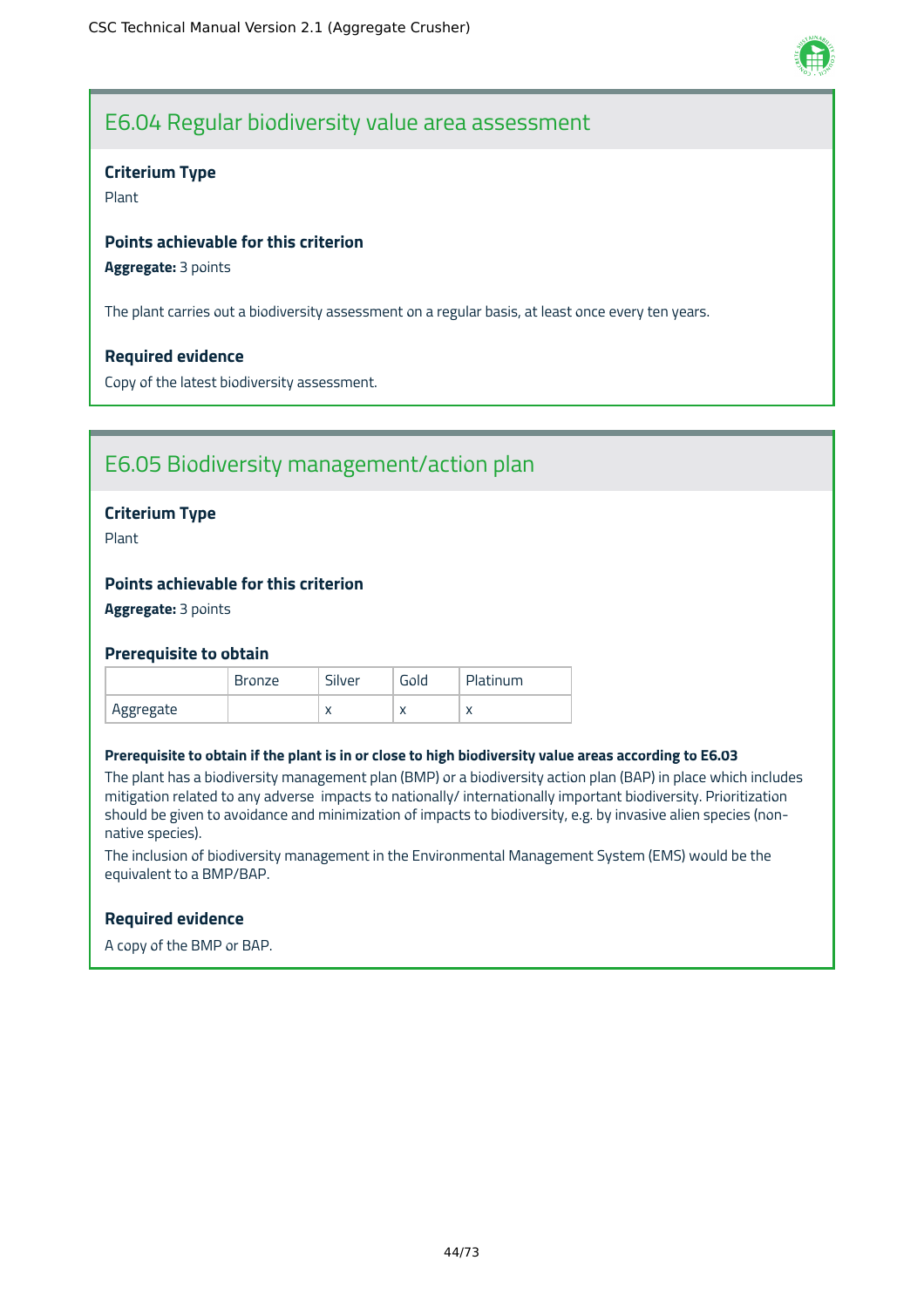## E6.04 Regular biodiversity value area assessment

**Criterium Type**

Plant

**Points achievable for this criterion**

**Aggregate:** 3 points

The plant carries out a biodiversity assessment on a regular basis, at least once every ten years.

**Required evidence**

Copy of the latest biodiversity assessment.

## E6.05 Biodiversity management/action plan

**Criterium Type**

Plant

**Points achievable for this criterion**

**Aggregate:** 3 points

**Prerequisite to obtain**

| | Bronze | Silver | Gold | Platinum |
|---|---|---|---|---|
| Aggregate | | x | x | x |

**Prerequisite to obtain if the plant is in or close to high biodiversity value areas according to E6.03**

The plant has a biodiversity management plan (BMP) or a biodiversity action plan (BAP) in place which includes mitigation related to any adverse impacts to nationally/ internationally important biodiversity. Prioritization should be given to avoidance and minimization of impacts to biodiversity, e.g. by invasive alien species (non-native species).

The inclusion of biodiversity management in the Environmental Management System (EMS) would be the equivalent to a BMP/BAP.

**Required evidence**

A copy of the BMP or BAP.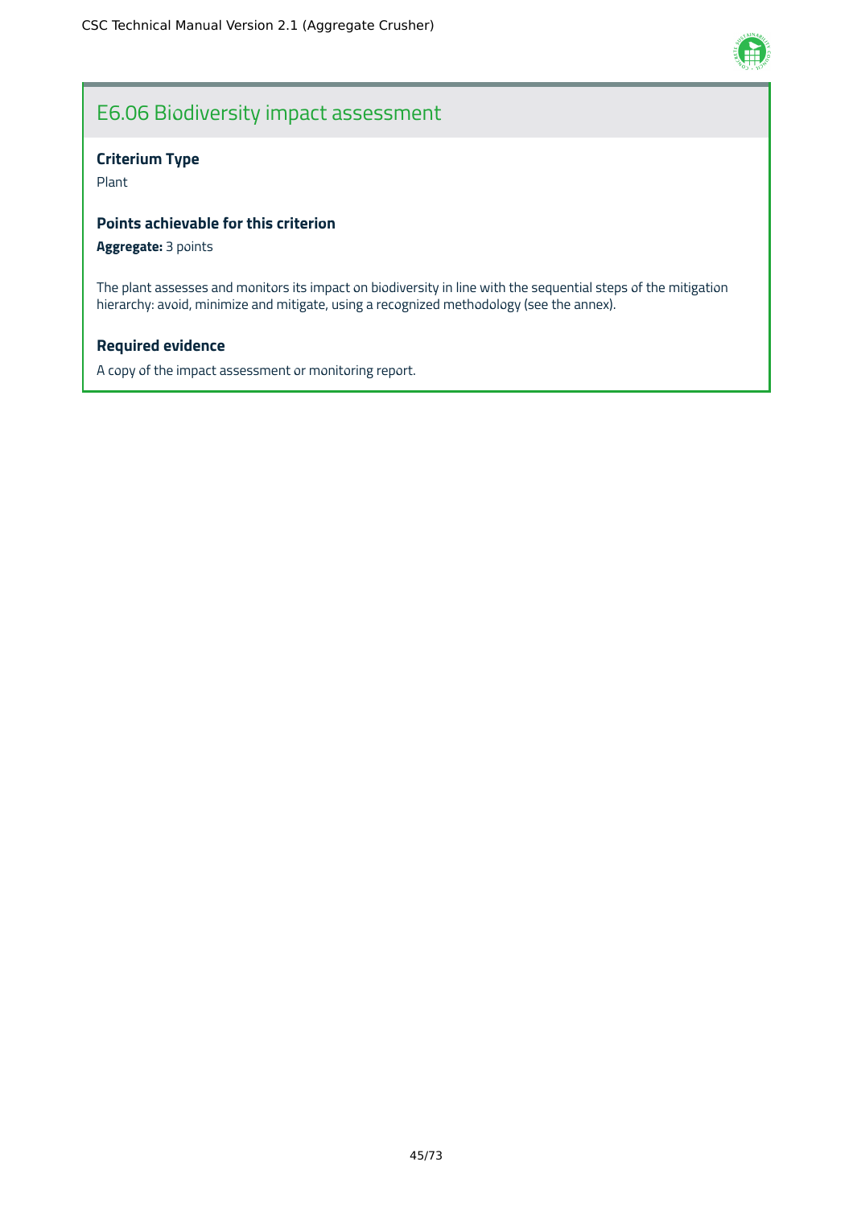## E6.06 Biodiversity impact assessment

### Criterium Type

Plant

### Points achievable for this criterion

**Aggregate:** 3 points

The plant assesses and monitors its impact on biodiversity in line with the sequential steps of the mitigation hierarchy: avoid, minimize and mitigate, using a recognized methodology (see the annex).

### Required evidence

A copy of the impact assessment or monitoring report.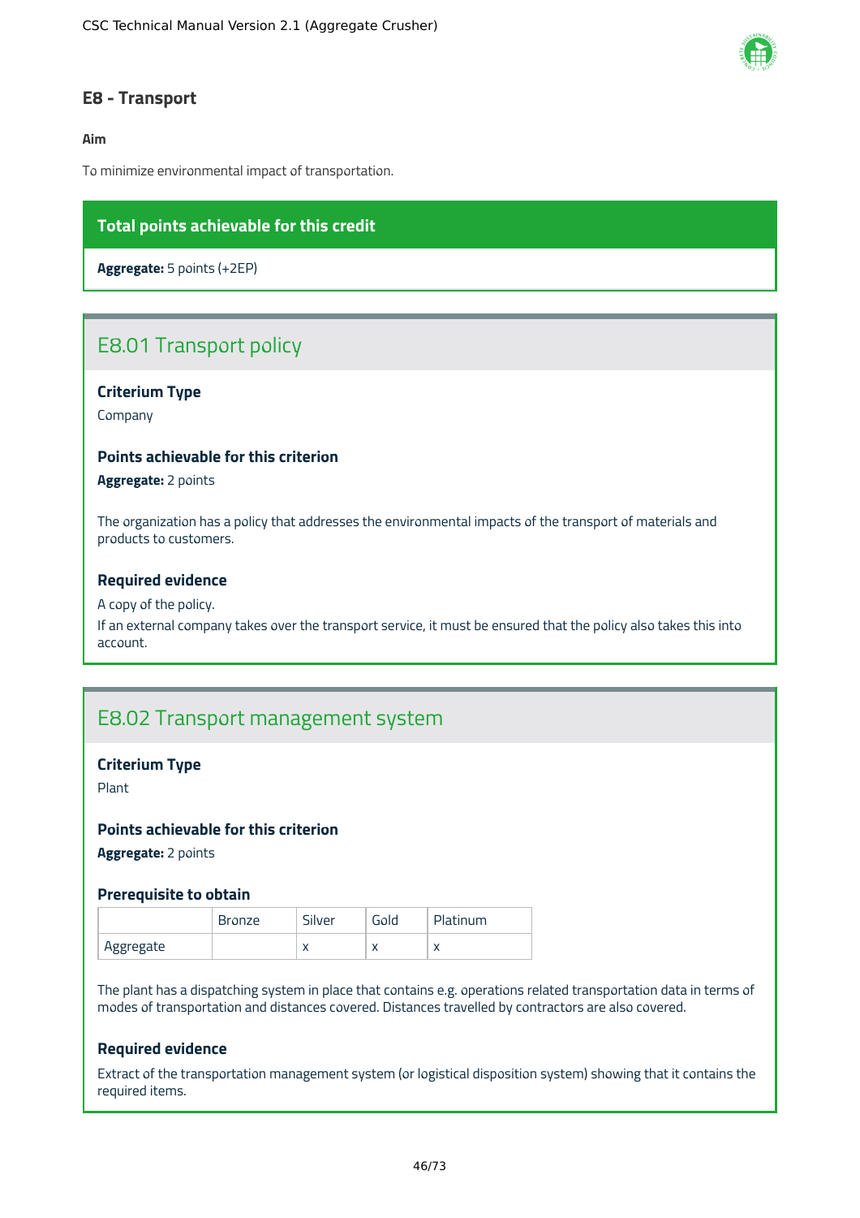## E8 - Transport

**Aim**

To minimize environmental impact of transportation.

**Total points achievable for this credit**

**Aggregate:** 5 points (+2EP)

### E8.01 Transport policy

**Criterium Type**

Company

**Points achievable for this criterion**

**Aggregate:** 2 points

The organization has a policy that addresses the environmental impacts of the transport of materials and products to customers.

**Required evidence**

A copy of the policy.
If an external company takes over the transport service, it must be ensured that the policy also takes this into account.

### E8.02 Transport management system

**Criterium Type**

Plant

**Points achievable for this criterion**

**Aggregate:** 2 points

**Prerequisite to obtain**

| | Bronze | Silver | Gold | Platinum |
|---|---|---|---|---|
| Aggregate | | x | x | x |

The plant has a dispatching system in place that contains e.g. operations related transportation data in terms of modes of transportation and distances covered. Distances travelled by contractors are also covered.

**Required evidence**

Extract of the transportation management system (or logistical disposition system) showing that it contains the required items.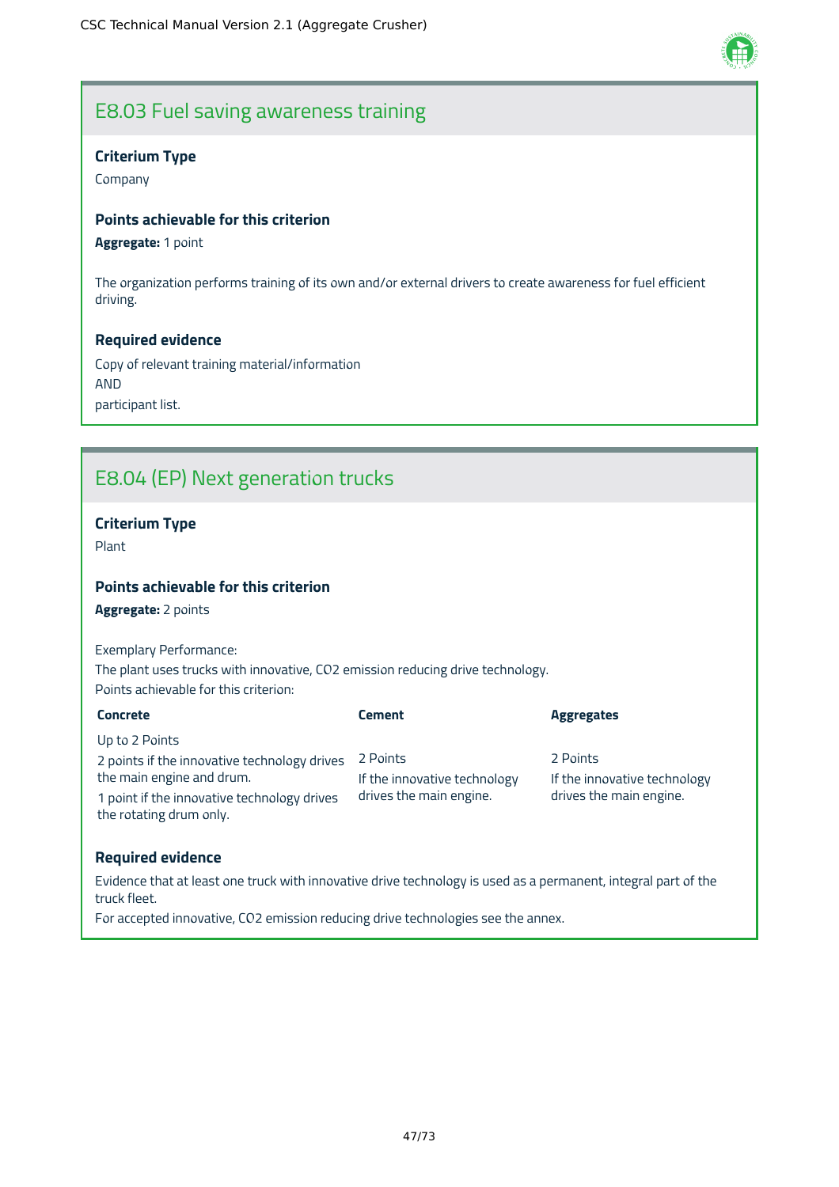## E8.03 Fuel saving awareness training

**Criterium Type**

Company

**Points achievable for this criterion**

**Aggregate:** 1 point

The organization performs training of its own and/or external drivers to create awareness for fuel efficient driving.

**Required evidence**

Copy of relevant training material/information
AND
participant list.

## E8.04 (EP) Next generation trucks

**Criterium Type**

Plant

**Points achievable for this criterion**

**Aggregate:** 2 points

Exemplary Performance:
The plant uses trucks with innovative, CO2 emission reducing drive technology.
Points achievable for this criterion:

| Concrete | Cement | Aggregates |
|---|---|---|
| Up to 2 Points<br>2 points if the innovative technology drives the main engine and drum.<br>1 point if the innovative technology drives the rotating drum only. | 2 Points<br>If the innovative technology drives the main engine. | 2 Points<br>If the innovative technology drives the main engine. |

**Required evidence**

Evidence that at least one truck with innovative drive technology is used as a permanent, integral part of the truck fleet.
For accepted innovative, CO2 emission reducing drive technologies see the annex.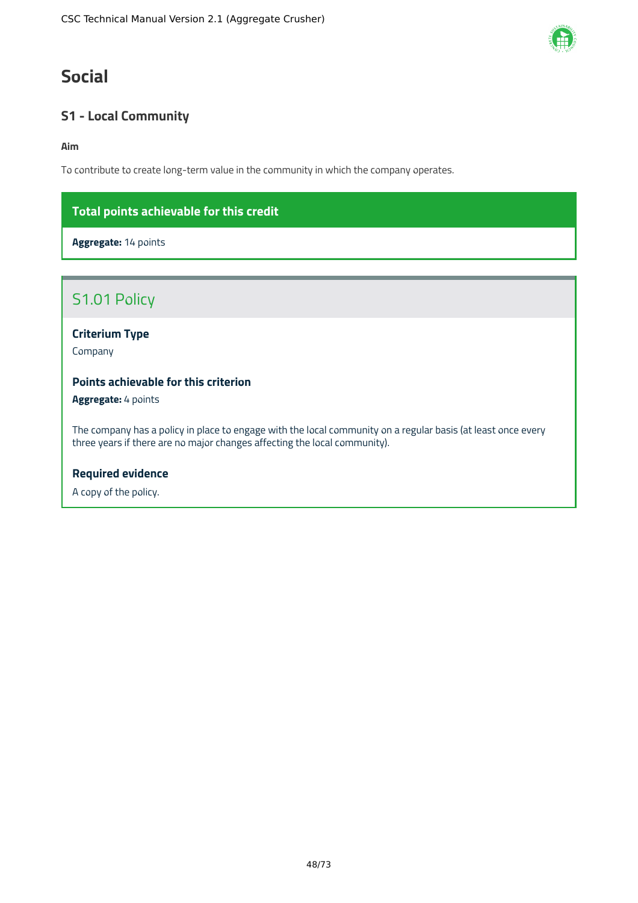# Social

## S1 - Local Community

**Aim**

To contribute to create long-term value in the community in which the company operates.

**Total points achievable for this credit**

**Aggregate:** 14 points

### S1.01 Policy

**Criterium Type**

Company

**Points achievable for this criterion**

**Aggregate:** 4 points

The company has a policy in place to engage with the local community on a regular basis (at least once every three years if there are no major changes affecting the local community).

**Required evidence**

A copy of the policy.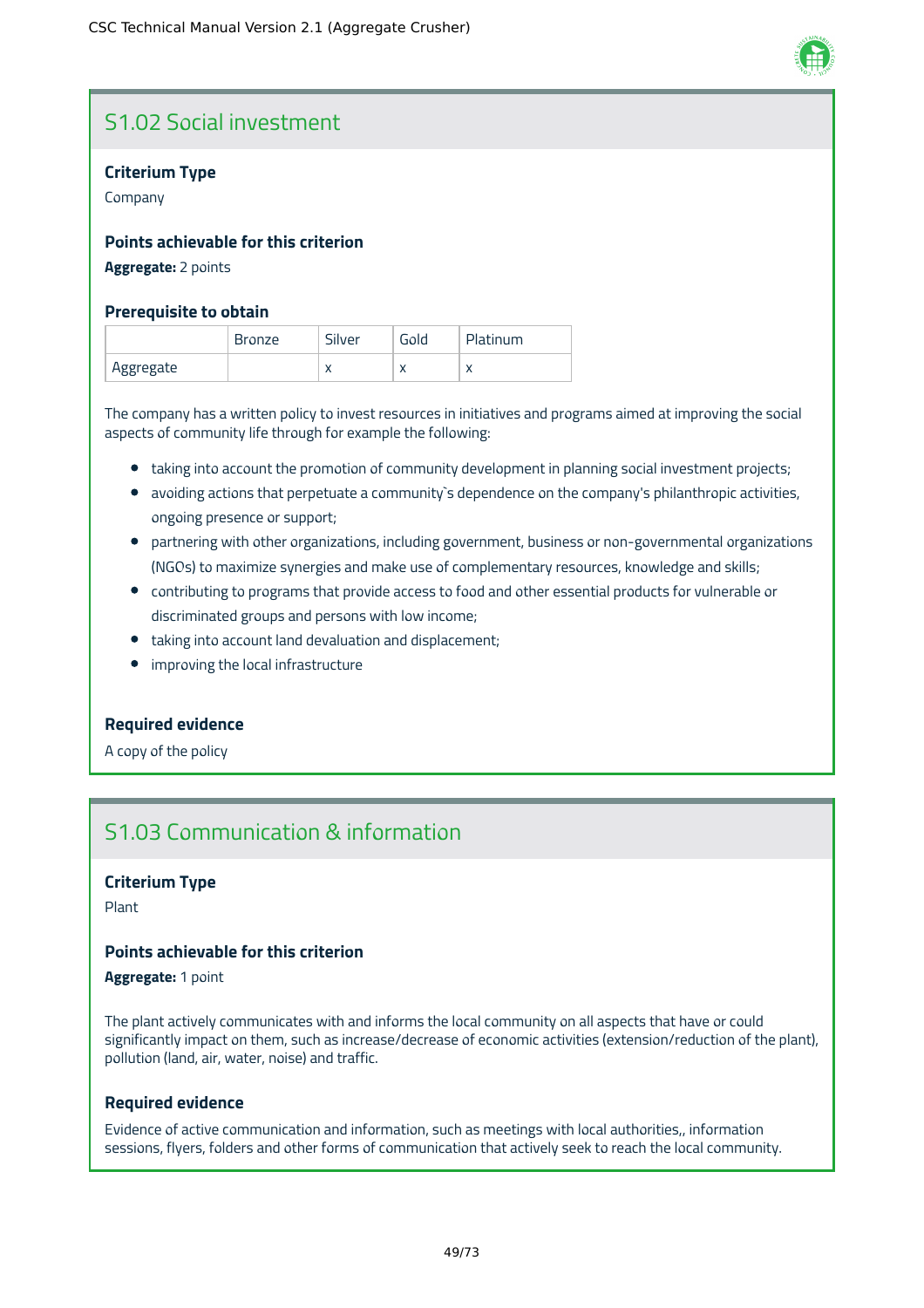## S1.02 Social investment

**Criterium Type**

Company

**Points achievable for this criterion**

**Aggregate:** 2 points

**Prerequisite to obtain**

| | Bronze | Silver | Gold | Platinum |
|---|---|---|---|---|
| Aggregate | | x | x | x |

The company has a written policy to invest resources in initiatives and programs aimed at improving the social aspects of community life through for example the following:

- taking into account the promotion of community development in planning social investment projects;
- avoiding actions that perpetuate a community`s dependence on the company's philanthropic activities, ongoing presence or support;
- partnering with other organizations, including government, business or non-governmental organizations (NGOs) to maximize synergies and make use of complementary resources, knowledge and skills;
- contributing to programs that provide access to food and other essential products for vulnerable or discriminated groups and persons with low income;
- taking into account land devaluation and displacement;
- improving the local infrastructure

**Required evidence**

A copy of the policy

## S1.03 Communication & information

**Criterium Type**

Plant

**Points achievable for this criterion**

**Aggregate:** 1 point

The plant actively communicates with and informs the local community on all aspects that have or could significantly impact on them, such as increase/decrease of economic activities (extension/reduction of the plant), pollution (land, air, water, noise) and traffic.

**Required evidence**

Evidence of active communication and information, such as meetings with local authorities,, information sessions, flyers, folders and other forms of communication that actively seek to reach the local community.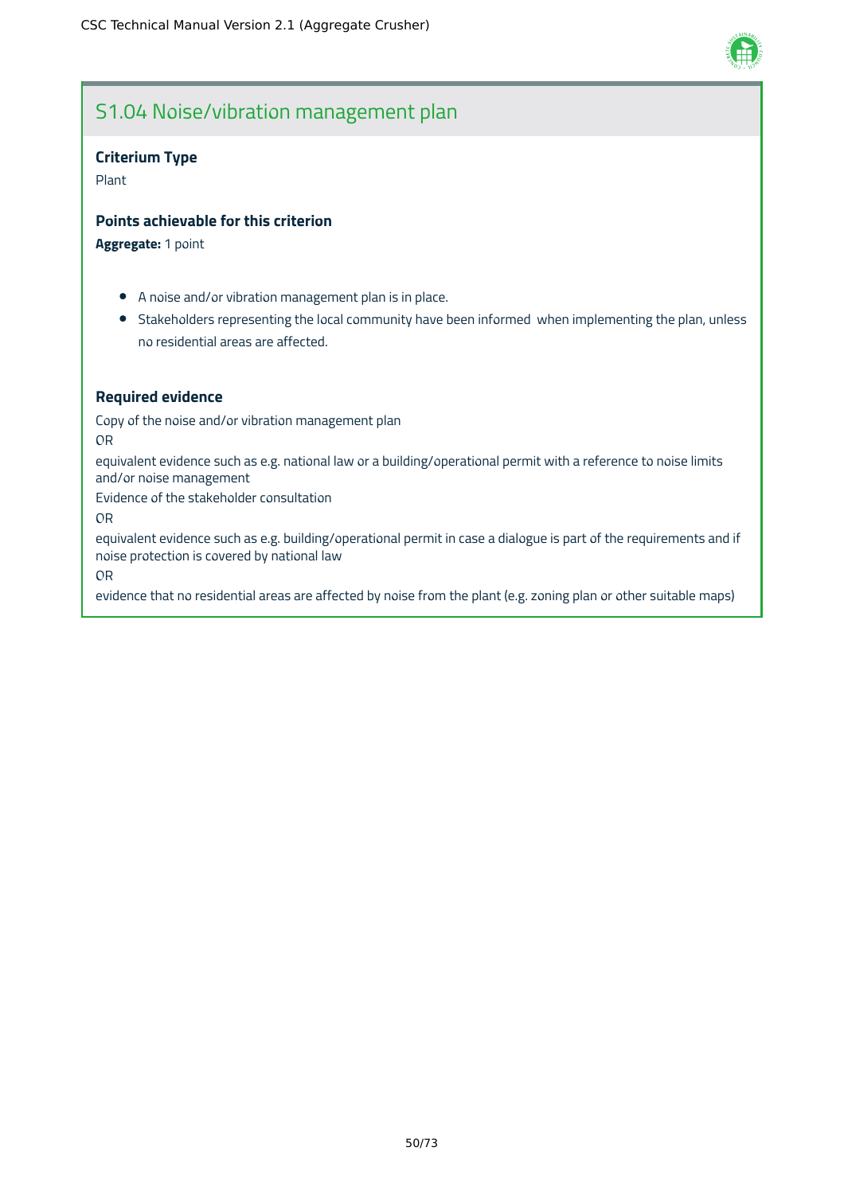## S1.04 Noise/vibration management plan

### Criterium Type

Plant

### Points achievable for this criterion

**Aggregate:** 1 point

- A noise and/or vibration management plan is in place.
- Stakeholders representing the local community have been informed when implementing the plan, unless no residential areas are affected.

### Required evidence

Copy of the noise and/or vibration management plan

OR

equivalent evidence such as e.g. national law or a building/operational permit with a reference to noise limits and/or noise management

Evidence of the stakeholder consultation

OR

equivalent evidence such as e.g. building/operational permit in case a dialogue is part of the requirements and if noise protection is covered by national law

OR

evidence that no residential areas are affected by noise from the plant (e.g. zoning plan or other suitable maps)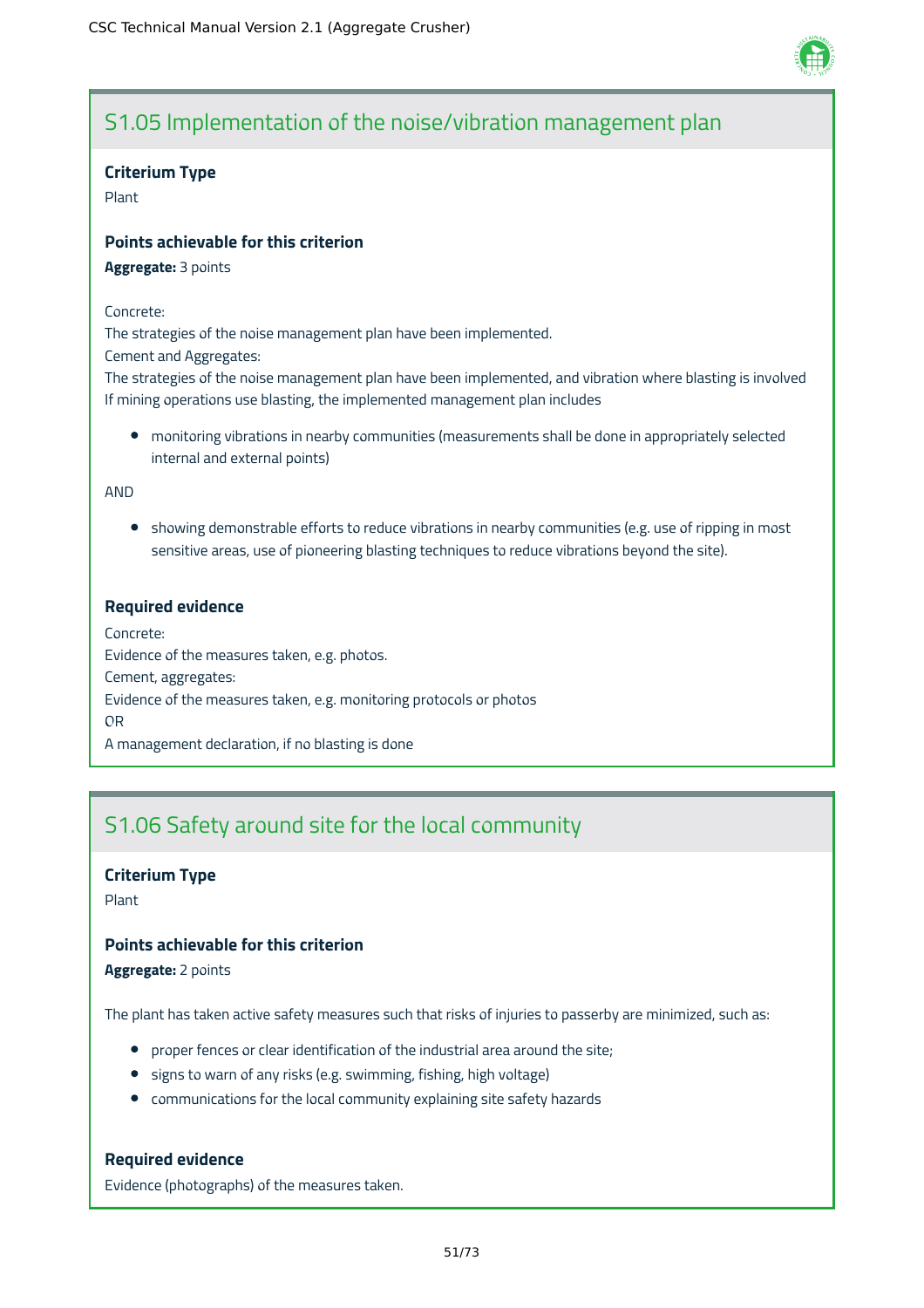## S1.05 Implementation of the noise/vibration management plan

**Criterium Type**

Plant

**Points achievable for this criterion**

**Aggregate:** 3 points

Concrete:
The strategies of the noise management plan have been implemented.
Cement and Aggregates:
The strategies of the noise management plan have been implemented, and vibration where blasting is involved
If mining operations use blasting, the implemented management plan includes

- monitoring vibrations in nearby communities (measurements shall be done in appropriately selected internal and external points)

AND

- showing demonstrable efforts to reduce vibrations in nearby communities (e.g. use of ripping in most sensitive areas, use of pioneering blasting techniques to reduce vibrations beyond the site).

**Required evidence**

Concrete:
Evidence of the measures taken, e.g. photos.
Cement, aggregates:
Evidence of the measures taken, e.g. monitoring protocols or photos
OR
A management declaration, if no blasting is done

## S1.06 Safety around site for the local community

**Criterium Type**

Plant

**Points achievable for this criterion**

**Aggregate:** 2 points

The plant has taken active safety measures such that risks of injuries to passerby are minimized, such as:

- proper fences or clear identification of the industrial area around the site;
- signs to warn of any risks (e.g. swimming, fishing, high voltage)
- communications for the local community explaining site safety hazards

**Required evidence**

Evidence (photographs) of the measures taken.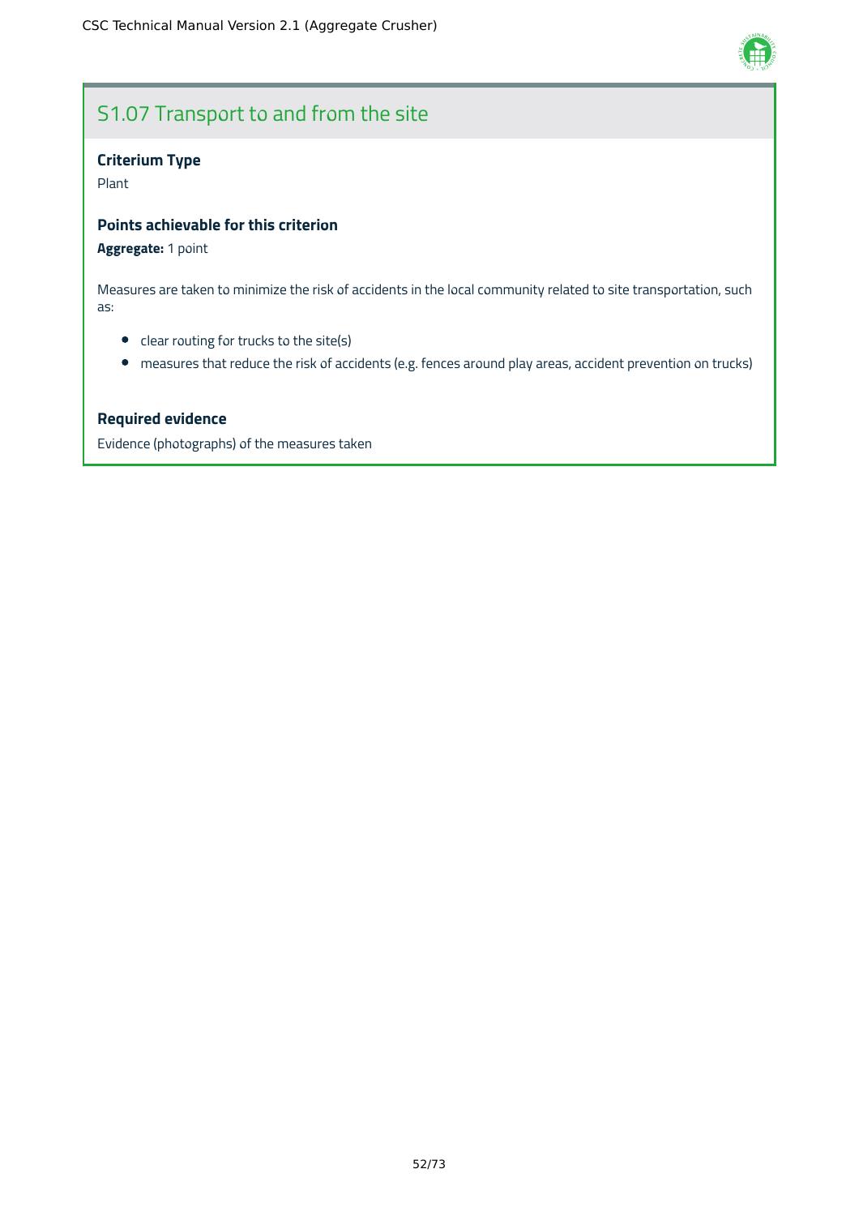## S1.07 Transport to and from the site

### Criterium Type

Plant

### Points achievable for this criterion

**Aggregate:** 1 point

Measures are taken to minimize the risk of accidents in the local community related to site transportation, such as:

- clear routing for trucks to the site(s)
- measures that reduce the risk of accidents (e.g. fences around play areas, accident prevention on trucks)

### Required evidence

Evidence (photographs) of the measures taken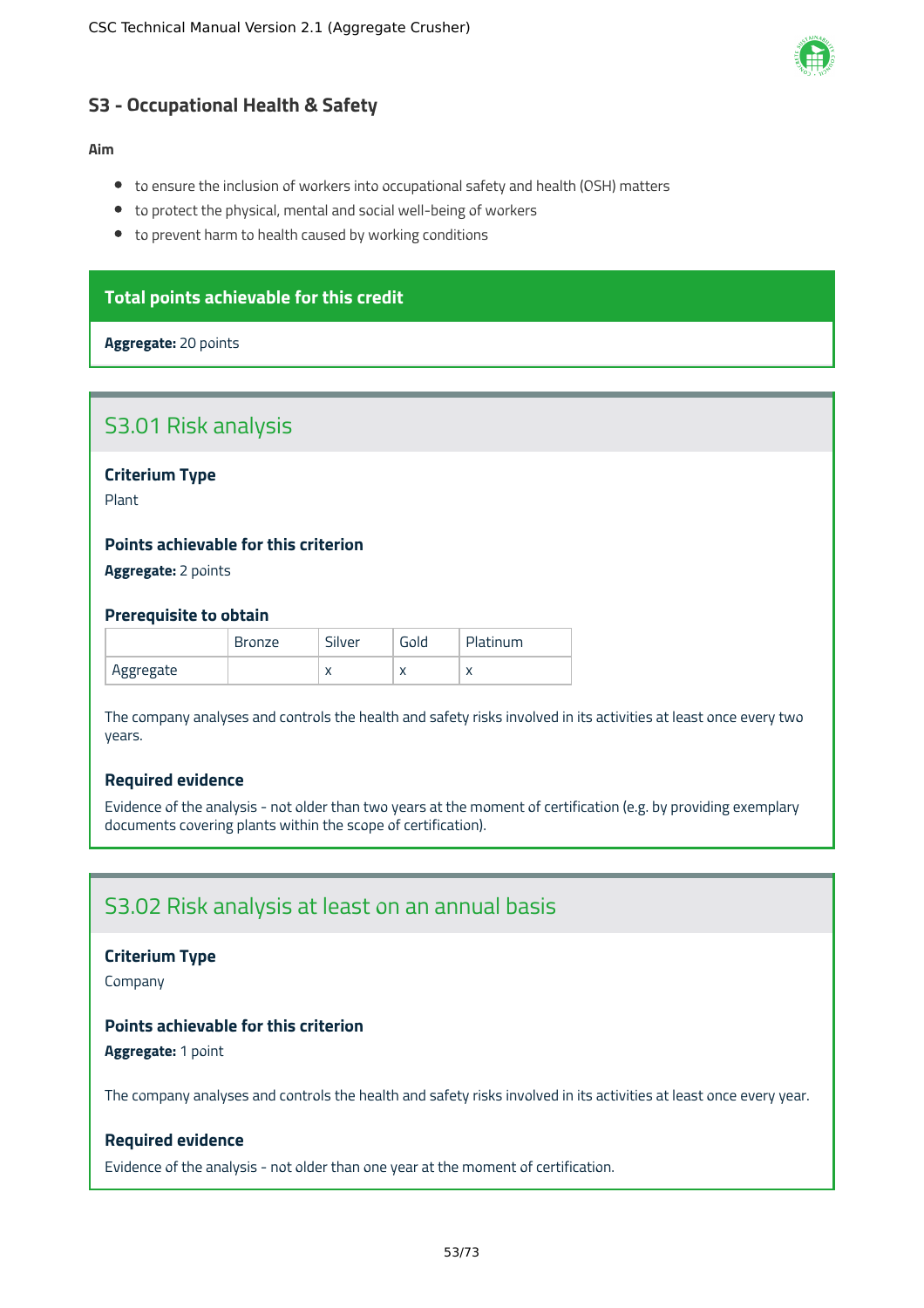## S3 - Occupational Health & Safety

**Aim**

- to ensure the inclusion of workers into occupational safety and health (OSH) matters
- to protect the physical, mental and social well-being of workers
- to prevent harm to health caused by working conditions

**Total points achievable for this credit**

**Aggregate:** 20 points

### S3.01 Risk analysis

**Criterium Type**

Plant

**Points achievable for this criterion**

**Aggregate:** 2 points

**Prerequisite to obtain**

| | Bronze | Silver | Gold | Platinum |
|---|---|---|---|---|
| Aggregate | | x | x | x |

The company analyses and controls the health and safety risks involved in its activities at least once every two years.

**Required evidence**

Evidence of the analysis - not older than two years at the moment of certification (e.g. by providing exemplary documents covering plants within the scope of certification).

### S3.02 Risk analysis at least on an annual basis

**Criterium Type**

Company

**Points achievable for this criterion**

**Aggregate:** 1 point

The company analyses and controls the health and safety risks involved in its activities at least once every year.

**Required evidence**

Evidence of the analysis - not older than one year at the moment of certification.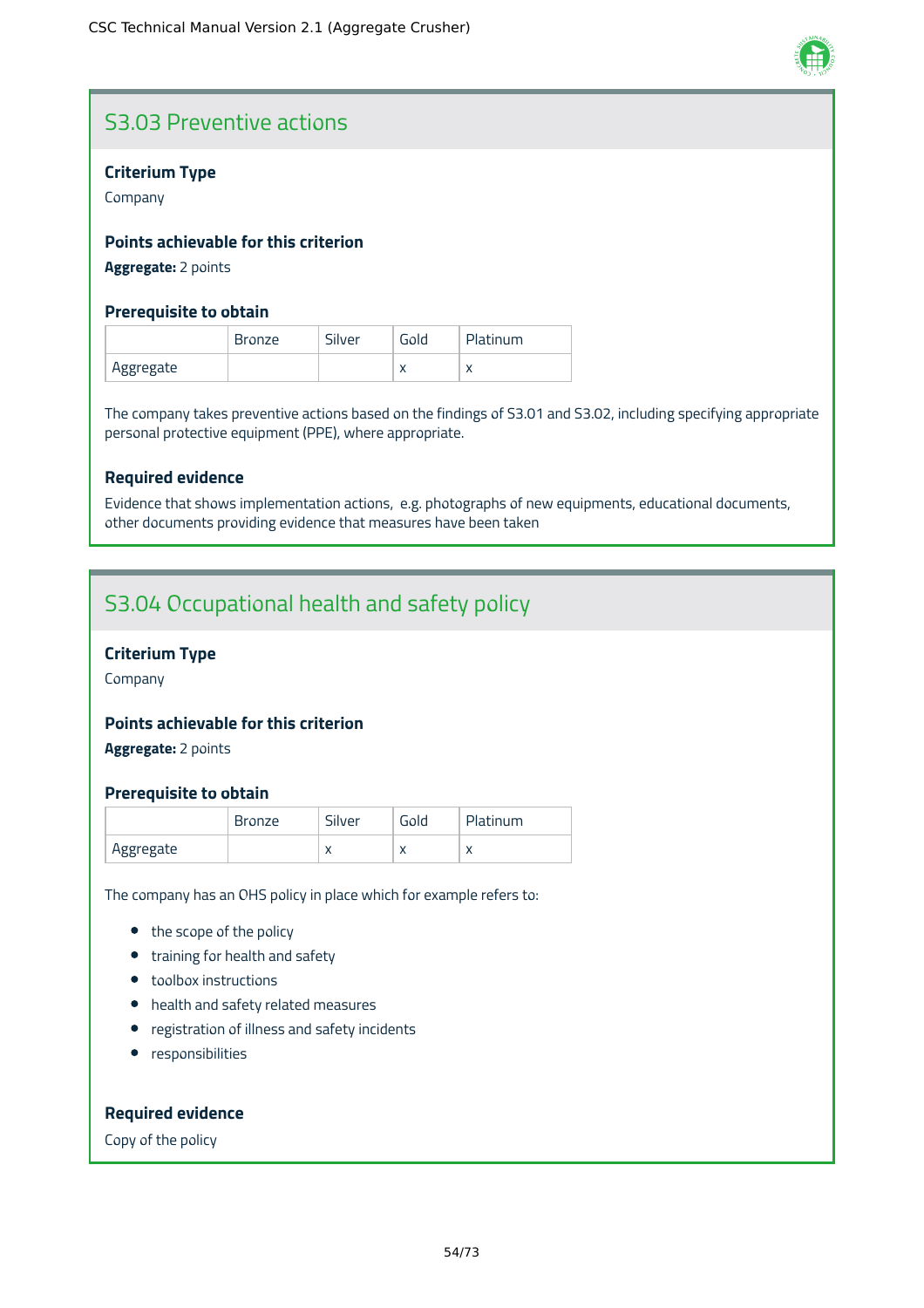## S3.03 Preventive actions

### Criterium Type

Company

### Points achievable for this criterion

**Aggregate:** 2 points

### Prerequisite to obtain

| | Bronze | Silver | Gold | Platinum |
|---|---|---|---|---|
| Aggregate | | | x | x |

The company takes preventive actions based on the findings of S3.01 and S3.02, including specifying appropriate personal protective equipment (PPE), where appropriate.

### Required evidence

Evidence that shows implementation actions,  e.g. photographs of new equipments, educational documents, other documents providing evidence that measures have been taken

## S3.04 Occupational health and safety policy

### Criterium Type

Company

### Points achievable for this criterion

**Aggregate:** 2 points

### Prerequisite to obtain

| | Bronze | Silver | Gold | Platinum |
|---|---|---|---|---|
| Aggregate | | x | x | x |

The company has an OHS policy in place which for example refers to:

- the scope of the policy
- training for health and safety
- toolbox instructions
- health and safety related measures
- registration of illness and safety incidents
- responsibilities

### Required evidence

Copy of the policy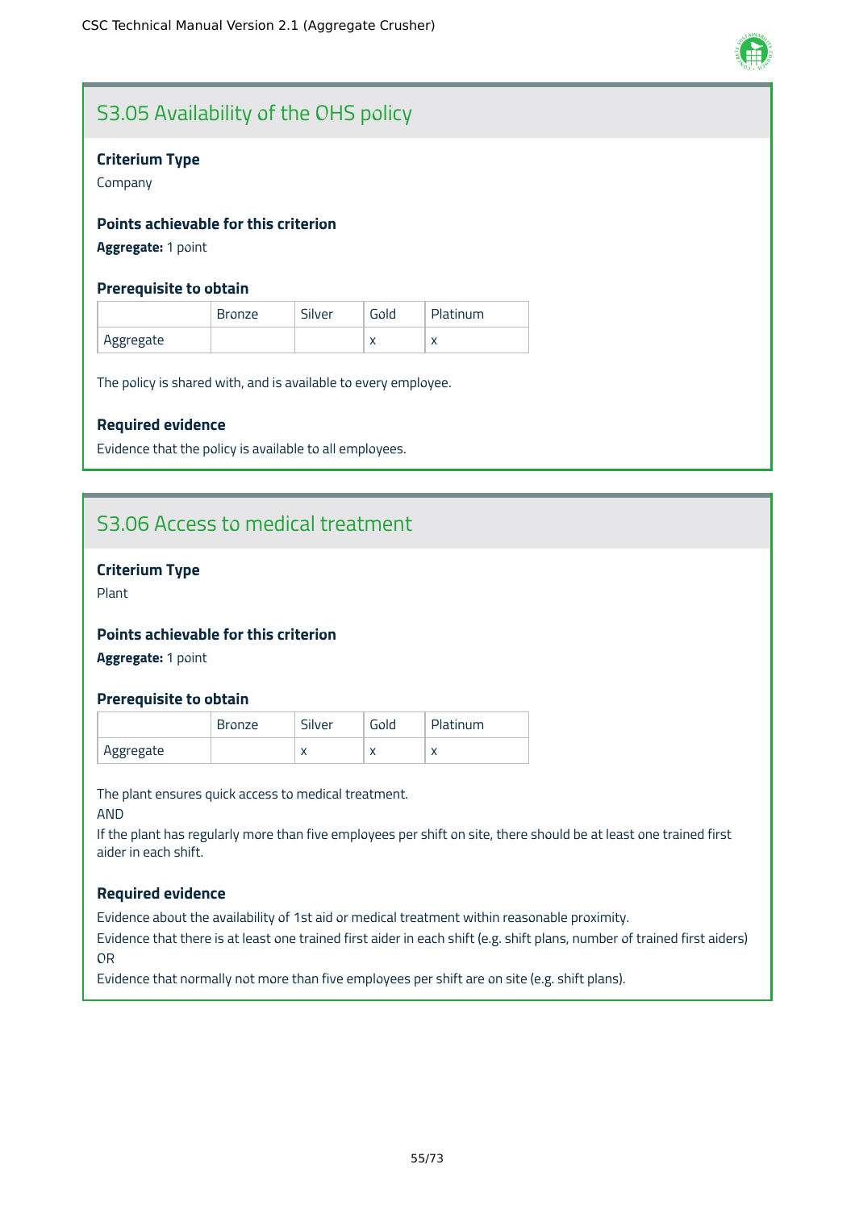## S3.05 Availability of the OHS policy

### Criterium Type

Company

### Points achievable for this criterion

**Aggregate:** 1 point

### Prerequisite to obtain

| | Bronze | Silver | Gold | Platinum |
|---|---|---|---|---|
| Aggregate | | | x | x |

The policy is shared with, and is available to every employee.

### Required evidence

Evidence that the policy is available to all employees.

## S3.06 Access to medical treatment

### Criterium Type

Plant

### Points achievable for this criterion

**Aggregate:** 1 point

### Prerequisite to obtain

| | Bronze | Silver | Gold | Platinum |
|---|---|---|---|---|
| Aggregate | | x | x | x |

The plant ensures quick access to medical treatment.

AND

If the plant has regularly more than five employees per shift on site, there should be at least one trained first aider in each shift.

### Required evidence

Evidence about the availability of 1st aid or medical treatment within reasonable proximity.

Evidence that there is at least one trained first aider in each shift (e.g. shift plans, number of trained first aiders)

OR

Evidence that normally not more than five employees per shift are on site (e.g. shift plans).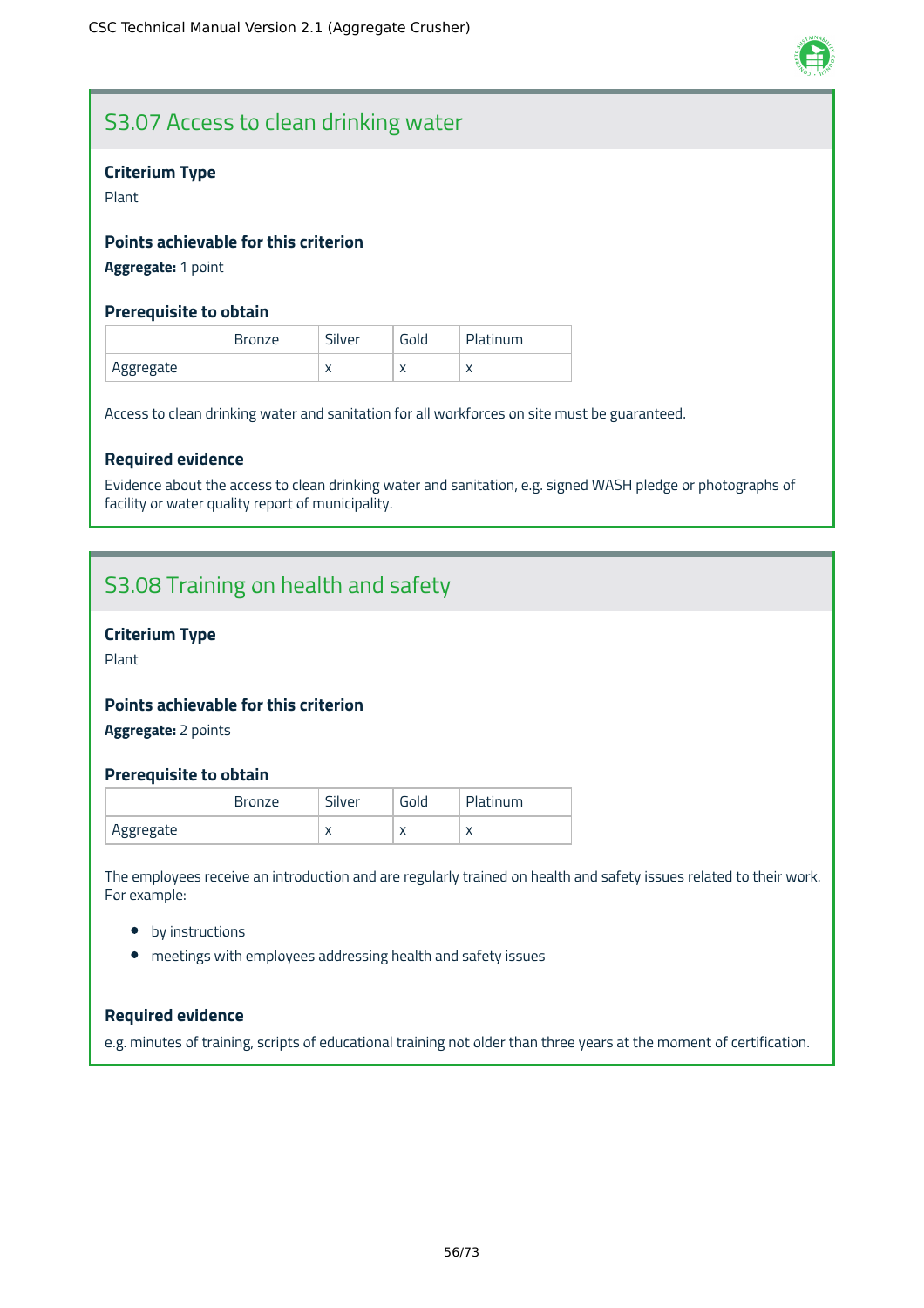## S3.07 Access to clean drinking water

### Criterium Type

Plant

### Points achievable for this criterion

**Aggregate:** 1 point

### Prerequisite to obtain

| | Bronze | Silver | Gold | Platinum |
|---|---|---|---|---|
| Aggregate | | x | x | x |

Access to clean drinking water and sanitation for all workforces on site must be guaranteed.

### Required evidence

Evidence about the access to clean drinking water and sanitation, e.g. signed WASH pledge or photographs of facility or water quality report of municipality.

## S3.08 Training on health and safety

### Criterium Type

Plant

### Points achievable for this criterion

**Aggregate:** 2 points

### Prerequisite to obtain

| | Bronze | Silver | Gold | Platinum |
|---|---|---|---|---|
| Aggregate | | x | x | x |

The employees receive an introduction and are regularly trained on health and safety issues related to their work. For example:

- by instructions
- meetings with employees addressing health and safety issues

### Required evidence

e.g. minutes of training, scripts of educational training not older than three years at the moment of certification.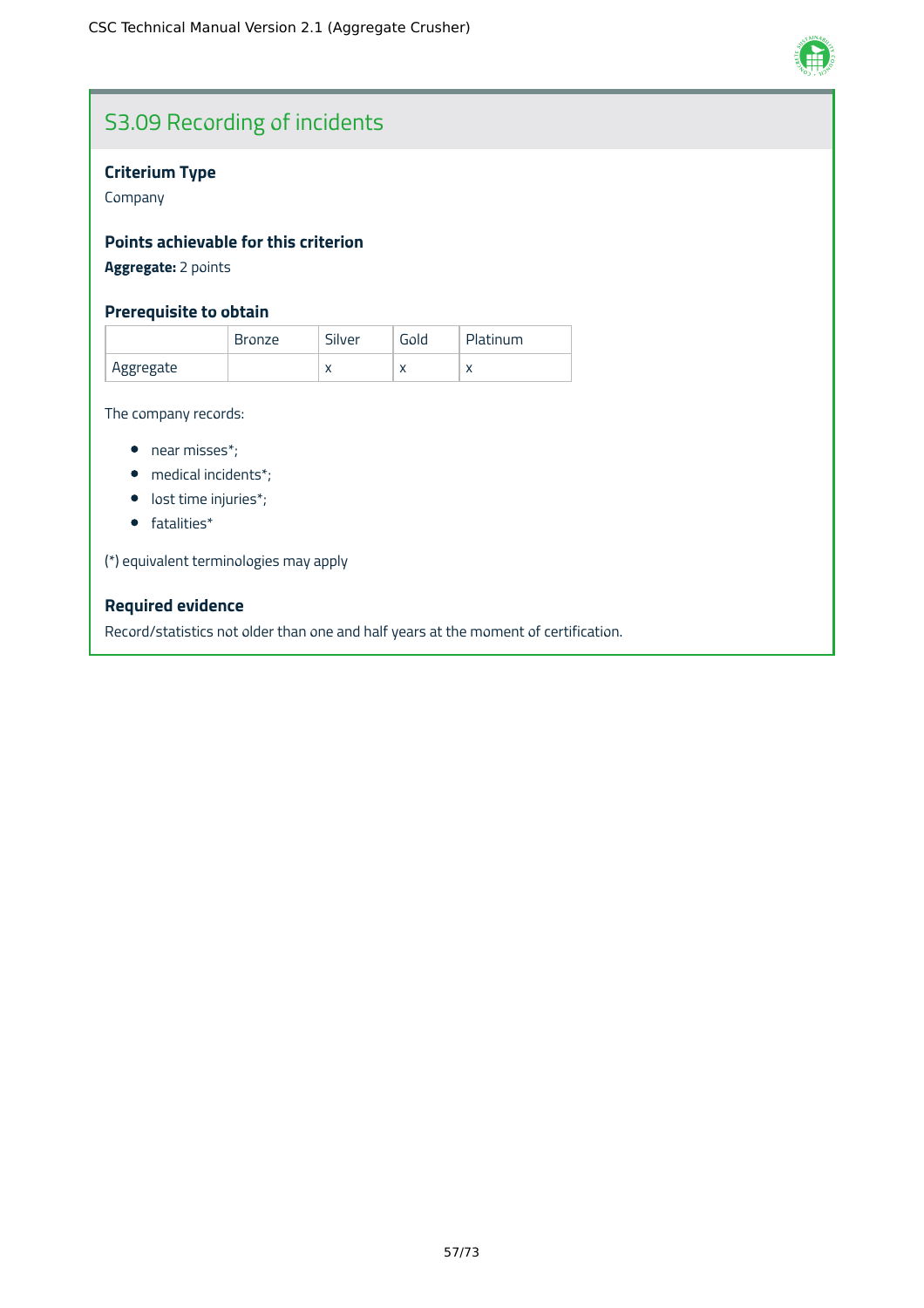## S3.09 Recording of incidents

### Criterium Type

Company

### Points achievable for this criterion

**Aggregate:** 2 points

### Prerequisite to obtain

| | Bronze | Silver | Gold | Platinum |
|---|---|---|---|---|
| Aggregate | | x | x | x |

The company records:

- near misses*;
- medical incidents*;
- lost time injuries*;
- fatalities*

(*) equivalent terminologies may apply

### Required evidence

Record/statistics not older than one and half years at the moment of certification.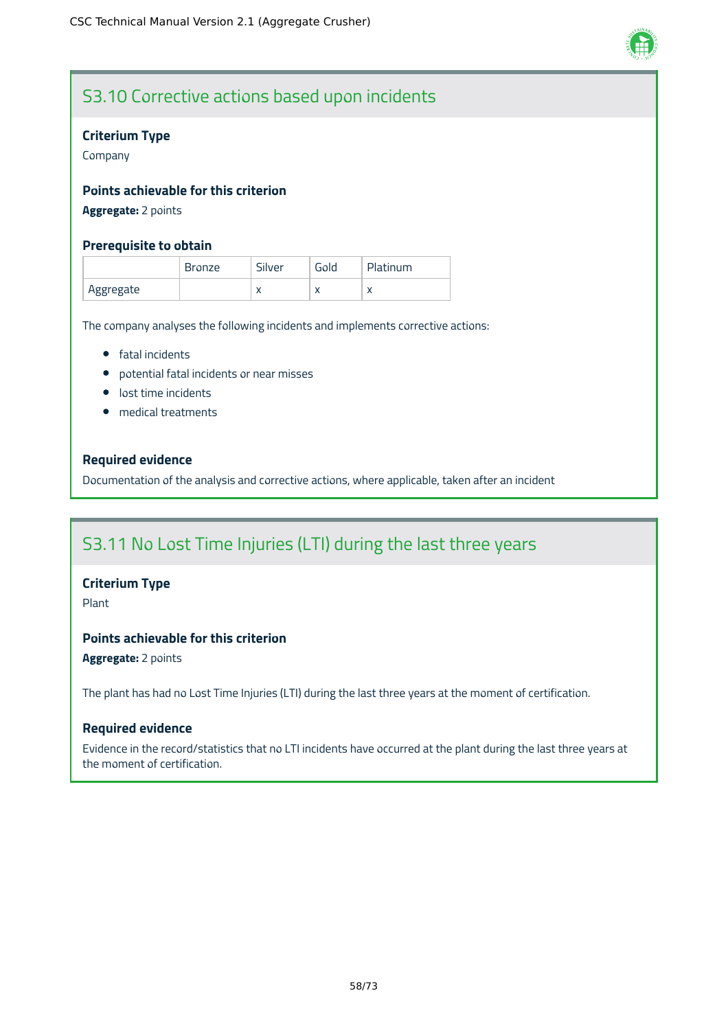## S3.10 Corrective actions based upon incidents

**Criterium Type**

Company

**Points achievable for this criterion**

**Aggregate:** 2 points

**Prerequisite to obtain**

| | Bronze | Silver | Gold | Platinum |
|---|---|---|---|---|
| Aggregate | | x | x | x |

The company analyses the following incidents and implements corrective actions:

- fatal incidents
- potential fatal incidents or near misses
- lost time incidents
- medical treatments

**Required evidence**

Documentation of the analysis and corrective actions, where applicable, taken after an incident

## S3.11 No Lost Time Injuries (LTI) during the last three years

**Criterium Type**

Plant

**Points achievable for this criterion**

**Aggregate:** 2 points

The plant has had no Lost Time Injuries (LTI) during the last three years at the moment of certification.

**Required evidence**

Evidence in the record/statistics that no LTI incidents have occurred at the plant during the last three years at the moment of certification.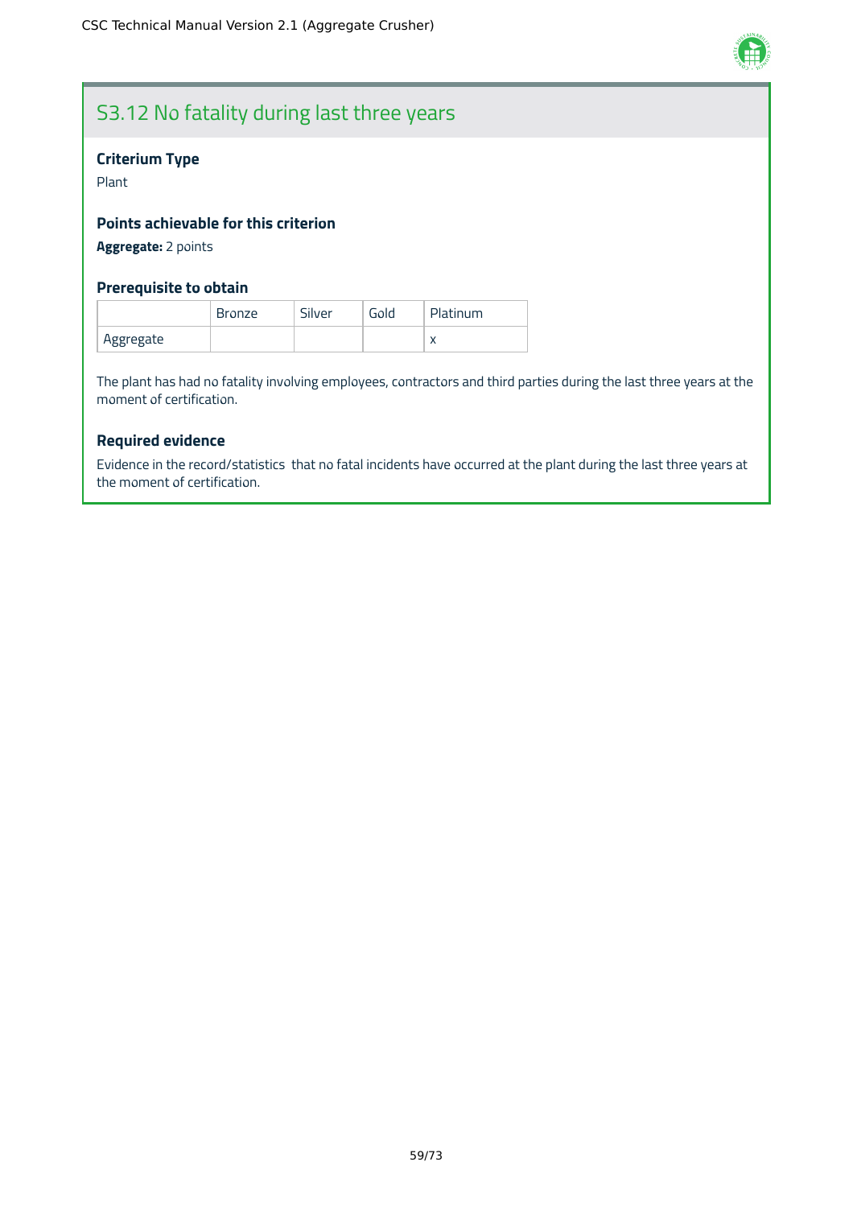## S3.12 No fatality during last three years

### Criterium Type

Plant

### Points achievable for this criterion

**Aggregate:** 2 points

### Prerequisite to obtain

| | Bronze | Silver | Gold | Platinum |
|---|---|---|---|---|
| Aggregate | | | | x |

The plant has had no fatality involving employees, contractors and third parties during the last three years at the moment of certification.

### Required evidence

Evidence in the record/statistics that no fatal incidents have occurred at the plant during the last three years at the moment of certification.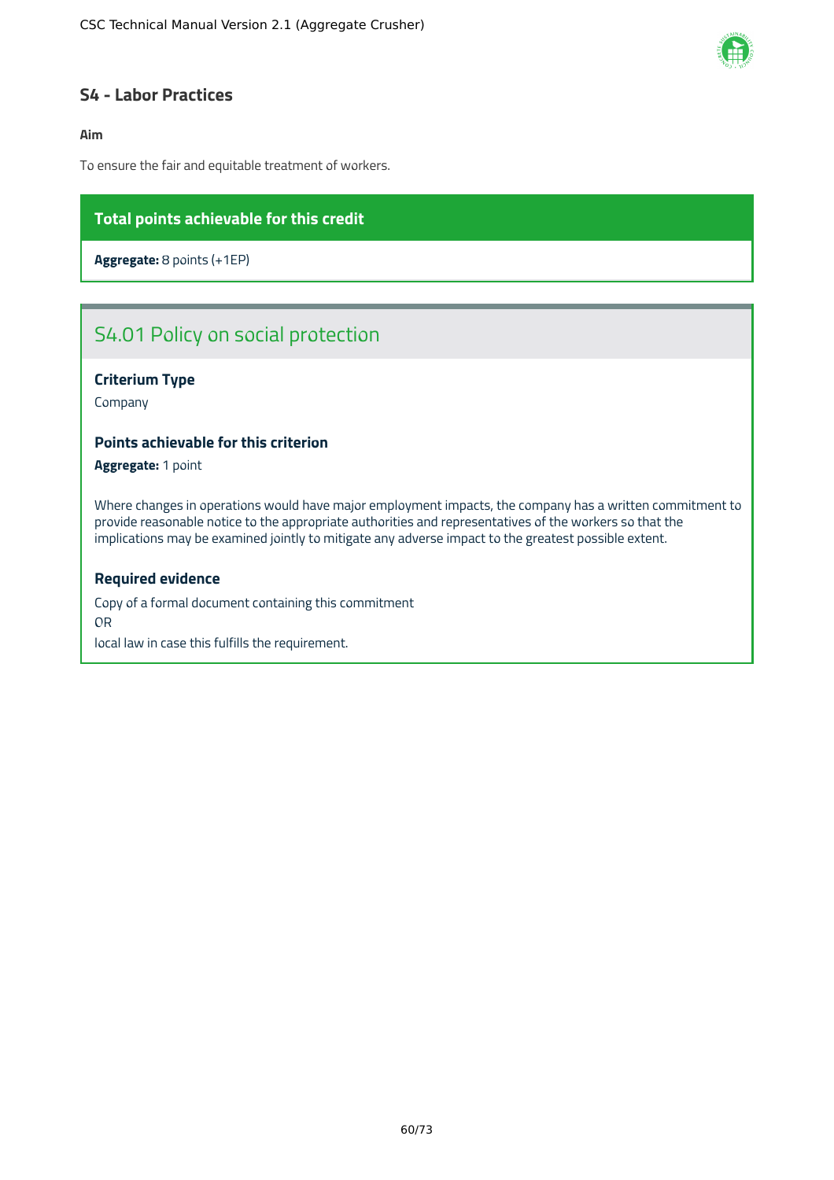## S4 - Labor Practices

**Aim**

To ensure the fair and equitable treatment of workers.

**Total points achievable for this credit**

**Aggregate:** 8 points (+1EP)

### S4.01 Policy on social protection

**Criterium Type**

Company

**Points achievable for this criterion**

**Aggregate:** 1 point

Where changes in operations would have major employment impacts, the company has a written commitment to provide reasonable notice to the appropriate authorities and representatives of the workers so that the implications may be examined jointly to mitigate any adverse impact to the greatest possible extent.

**Required evidence**

Copy of a formal document containing this commitment
OR
local law in case this fulfills the requirement.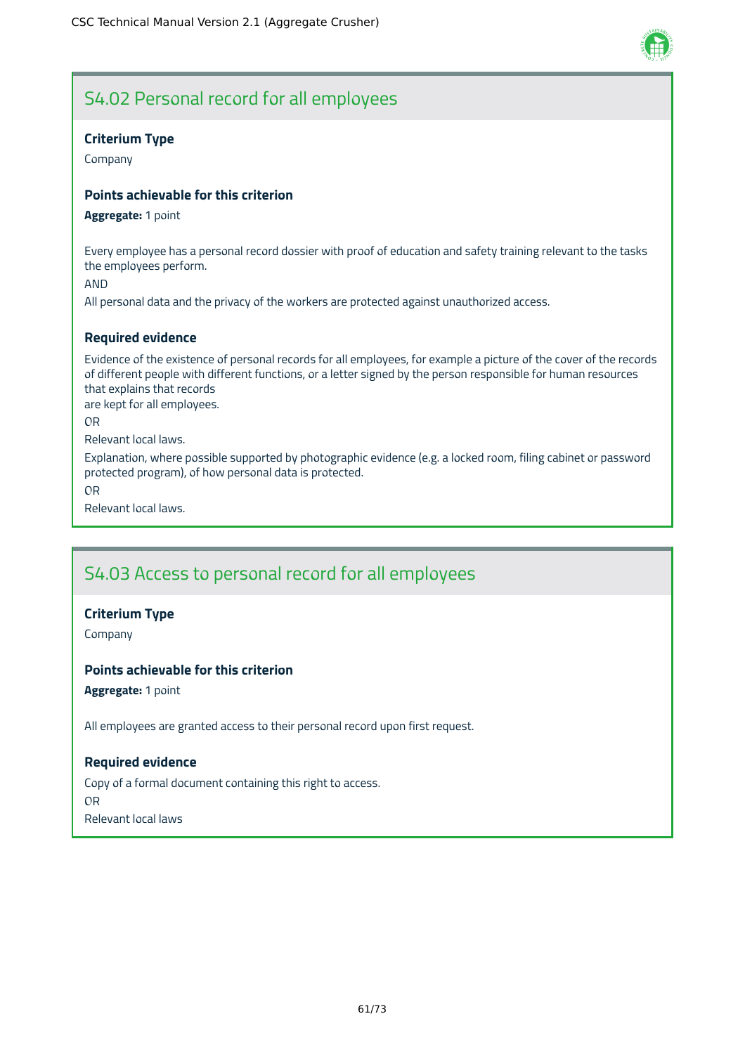## S4.02 Personal record for all employees

### Criterium Type

Company

### Points achievable for this criterion

**Aggregate:** 1 point

Every employee has a personal record dossier with proof of education and safety training relevant to the tasks the employees perform.

AND

All personal data and the privacy of the workers are protected against unauthorized access.

### Required evidence

Evidence of the existence of personal records for all employees, for example a picture of the cover of the records of different people with different functions, or a letter signed by the person responsible for human resources that explains that records are kept for all employees.

OR

Relevant local laws.

Explanation, where possible supported by photographic evidence (e.g. a locked room, filing cabinet or password protected program), of how personal data is protected.

OR

Relevant local laws.

## S4.03 Access to personal record for all employees

### Criterium Type

Company

### Points achievable for this criterion

**Aggregate:** 1 point

All employees are granted access to their personal record upon first request.

### Required evidence

Copy of a formal document containing this right to access.

OR

Relevant local laws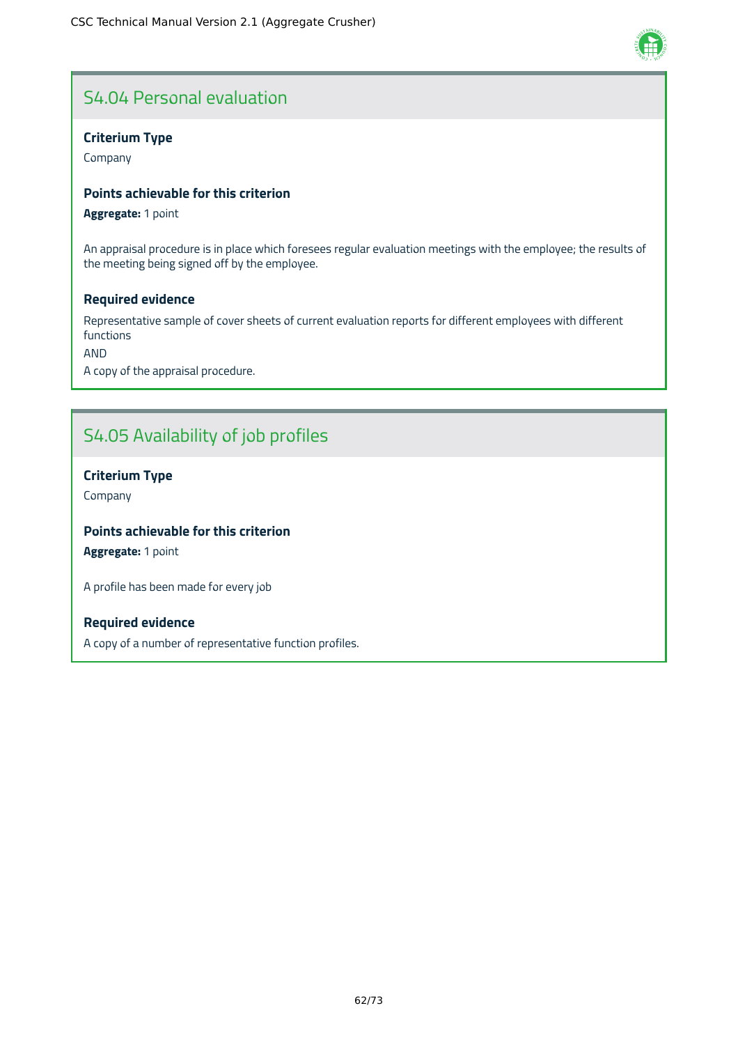## S4.04 Personal evaluation

**Criterium Type**

Company

**Points achievable for this criterion**

**Aggregate:** 1 point

An appraisal procedure is in place which foresees regular evaluation meetings with the employee; the results of the meeting being signed off by the employee.

**Required evidence**

Representative sample of cover sheets of current evaluation reports for different employees with different functions

AND

A copy of the appraisal procedure.

## S4.05 Availability of job profiles

**Criterium Type**

Company

**Points achievable for this criterion**

**Aggregate:** 1 point

A profile has been made for every job

**Required evidence**

A copy of a number of representative function profiles.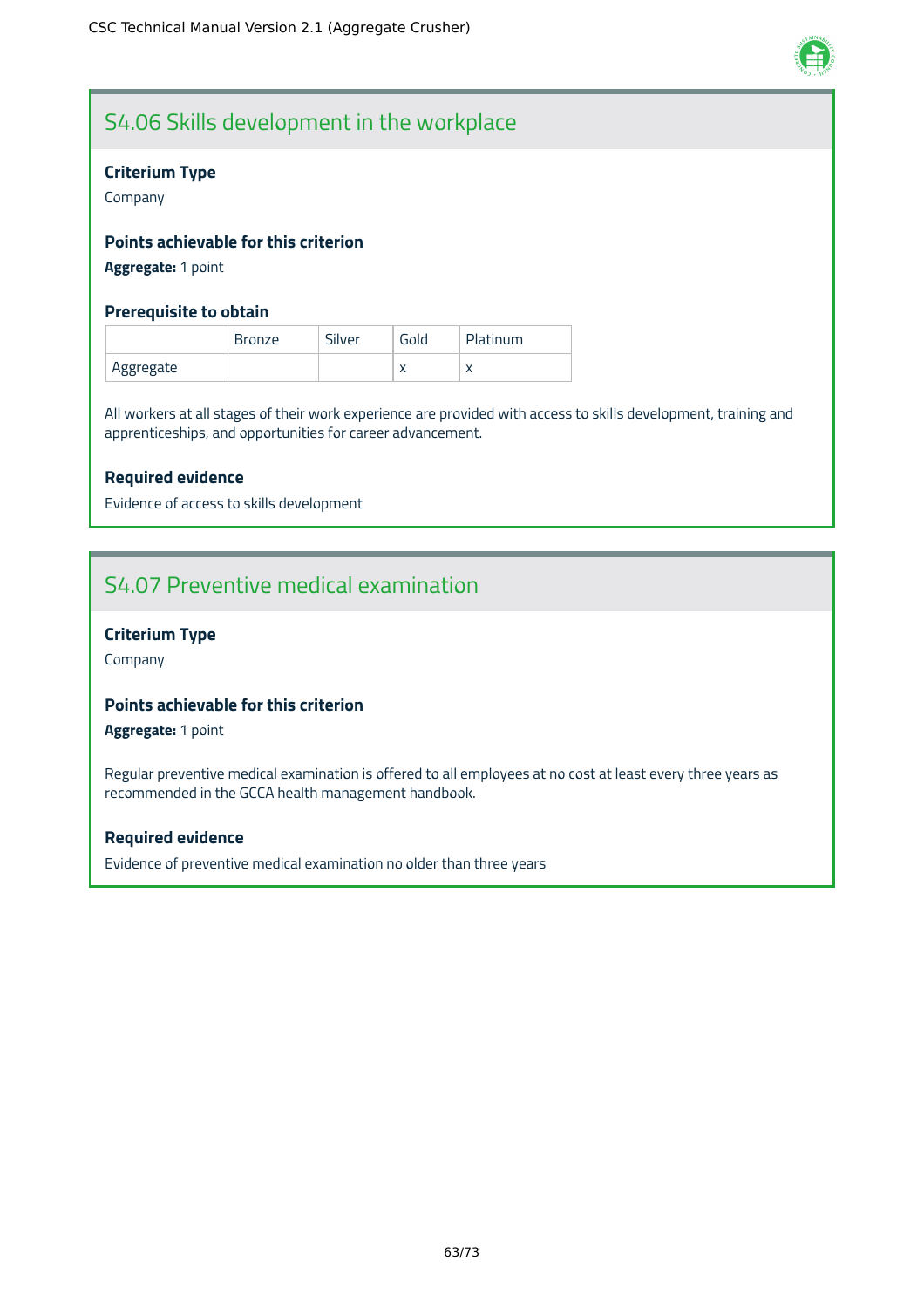## S4.06 Skills development in the workplace

### Criterium Type

Company

### Points achievable for this criterion

**Aggregate:** 1 point

### Prerequisite to obtain

| | Bronze | Silver | Gold | Platinum |
|---|---|---|---|---|
| Aggregate | | | x | x |

All workers at all stages of their work experience are provided with access to skills development, training and apprenticeships, and opportunities for career advancement.

### Required evidence

Evidence of access to skills development

## S4.07 Preventive medical examination

### Criterium Type

Company

### Points achievable for this criterion

**Aggregate:** 1 point

Regular preventive medical examination is offered to all employees at no cost at least every three years as recommended in the GCCA health management handbook.

### Required evidence

Evidence of preventive medical examination no older than three years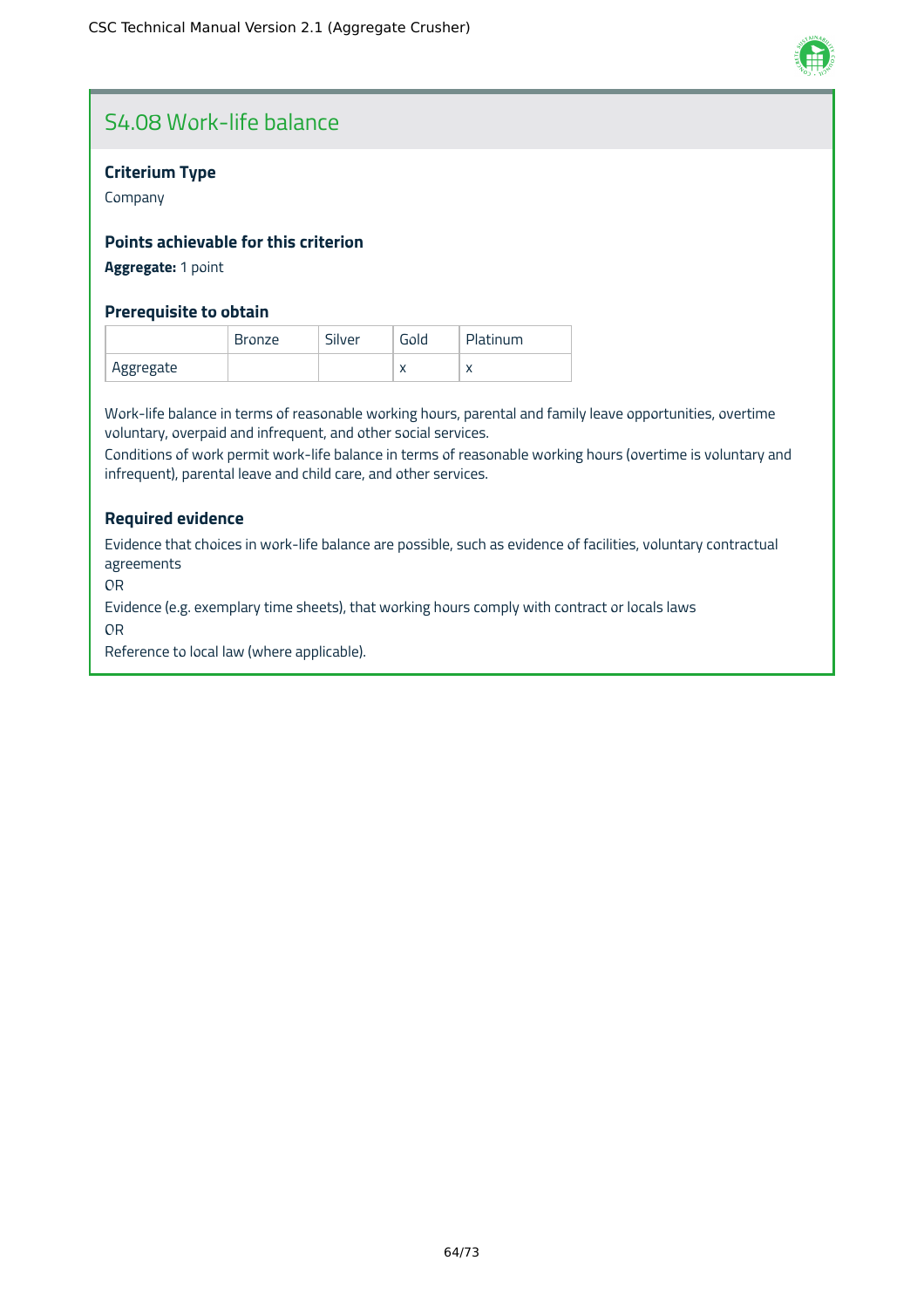## S4.08 Work-life balance

### Criterium Type

Company

### Points achievable for this criterion

**Aggregate:** 1 point

### Prerequisite to obtain

| | Bronze | Silver | Gold | Platinum |
|---|---|---|---|---|
| Aggregate | | | x | x |

Work-life balance in terms of reasonable working hours, parental and family leave opportunities, overtime voluntary, overpaid and infrequent, and other social services.
Conditions of work permit work-life balance in terms of reasonable working hours (overtime is voluntary and infrequent), parental leave and child care, and other services.

### Required evidence

Evidence that choices in work-life balance are possible, such as evidence of facilities, voluntary contractual agreements

OR

Evidence (e.g. exemplary time sheets), that working hours comply with contract or locals laws

OR

Reference to local law (where applicable).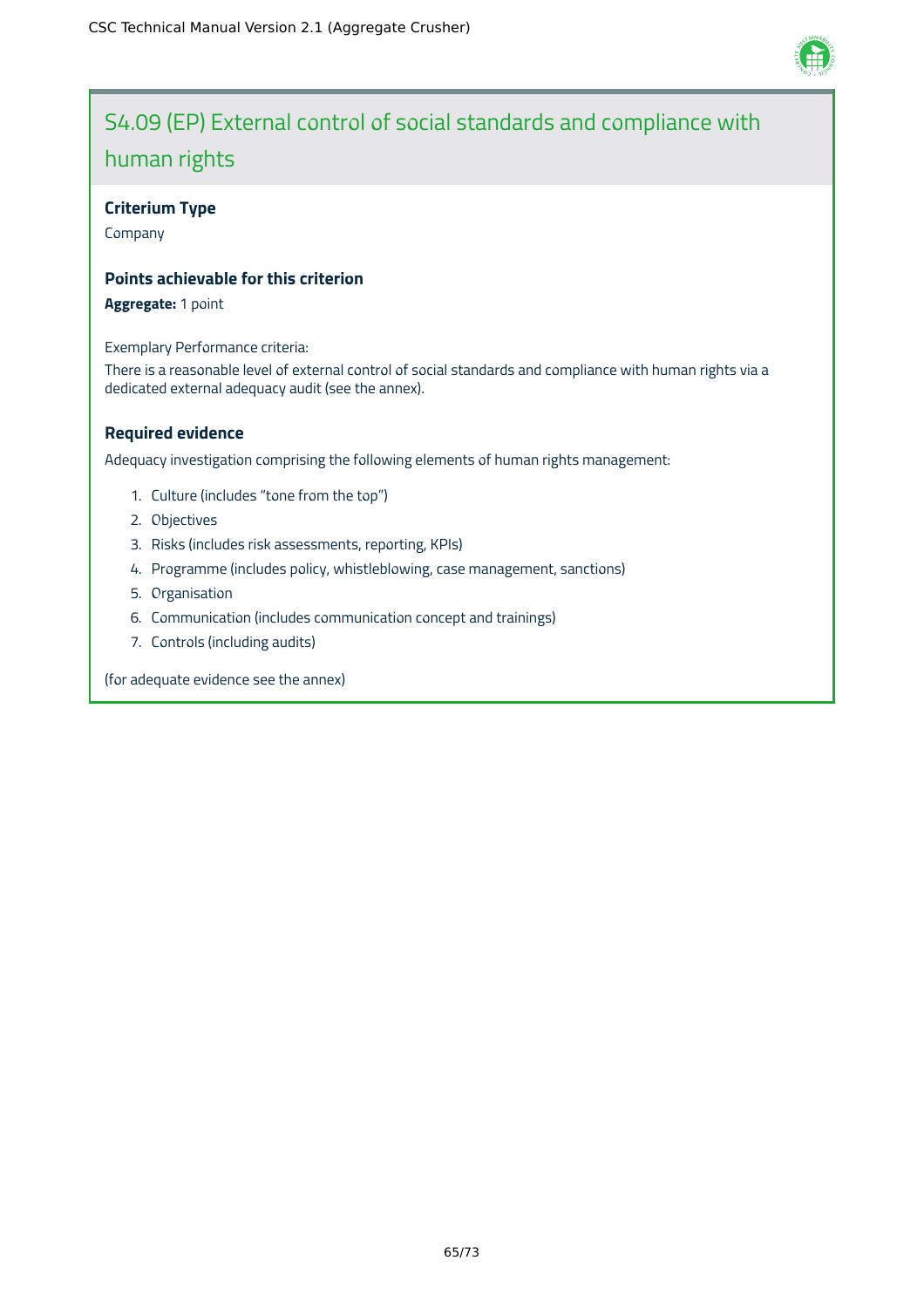## S4.09 (EP) External control of social standards and compliance with human rights

**Criterium Type**

Company

**Points achievable for this criterion**

**Aggregate:** 1 point

Exemplary Performance criteria:

There is a reasonable level of external control of social standards and compliance with human rights via a dedicated external adequacy audit (see the annex).

**Required evidence**

Adequacy investigation comprising the following elements of human rights management:

1. Culture (includes "tone from the top")
2. Objectives
3. Risks (includes risk assessments, reporting, KPIs)
4. Programme (includes policy, whistleblowing, case management, sanctions)
5. Organisation
6. Communication (includes communication concept and trainings)
7. Controls (including audits)

(for adequate evidence see the annex)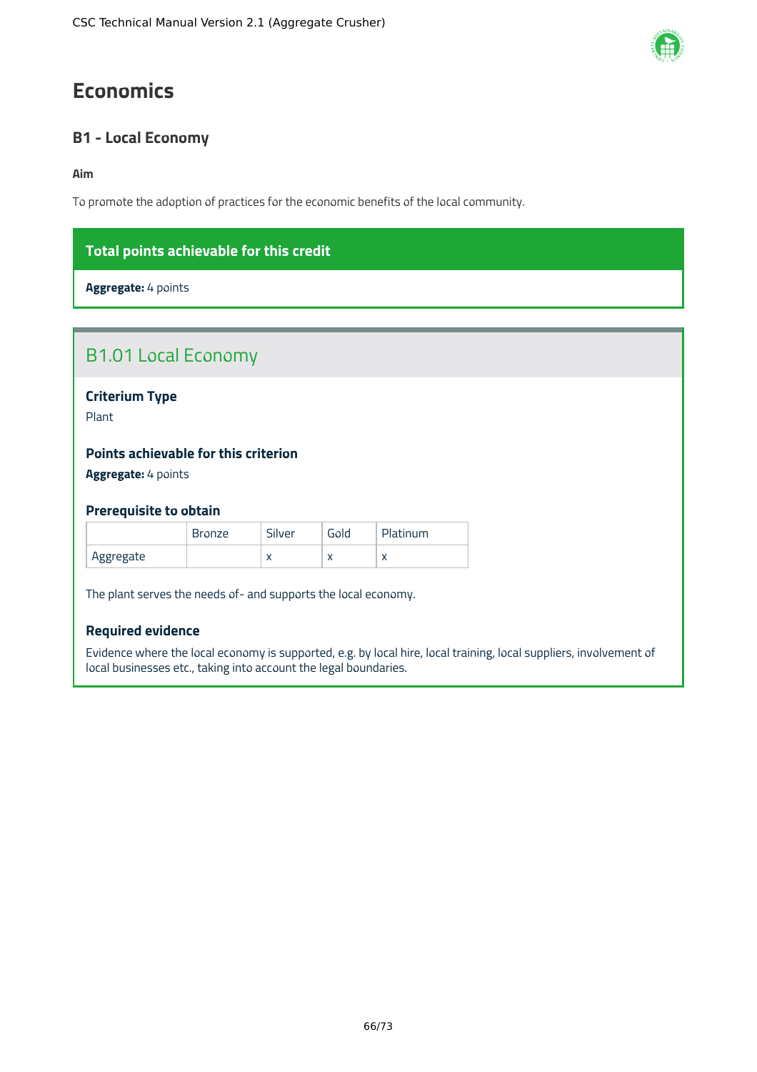# Economics

## B1 - Local Economy

**Aim**

To promote the adoption of practices for the economic benefits of the local community.

**Total points achievable for this credit**

**Aggregate:** 4 points

## B1.01 Local Economy

### Criterium Type

Plant

### Points achievable for this criterion

**Aggregate:** 4 points

### Prerequisite to obtain

| | Bronze | Silver | Gold | Platinum |
|---|---|---|---|---|
| Aggregate | | x | x | x |

The plant serves the needs of- and supports the local economy.

### Required evidence

Evidence where the local economy is supported, e.g. by local hire, local training, local suppliers, involvement of local businesses etc., taking into account the legal boundaries.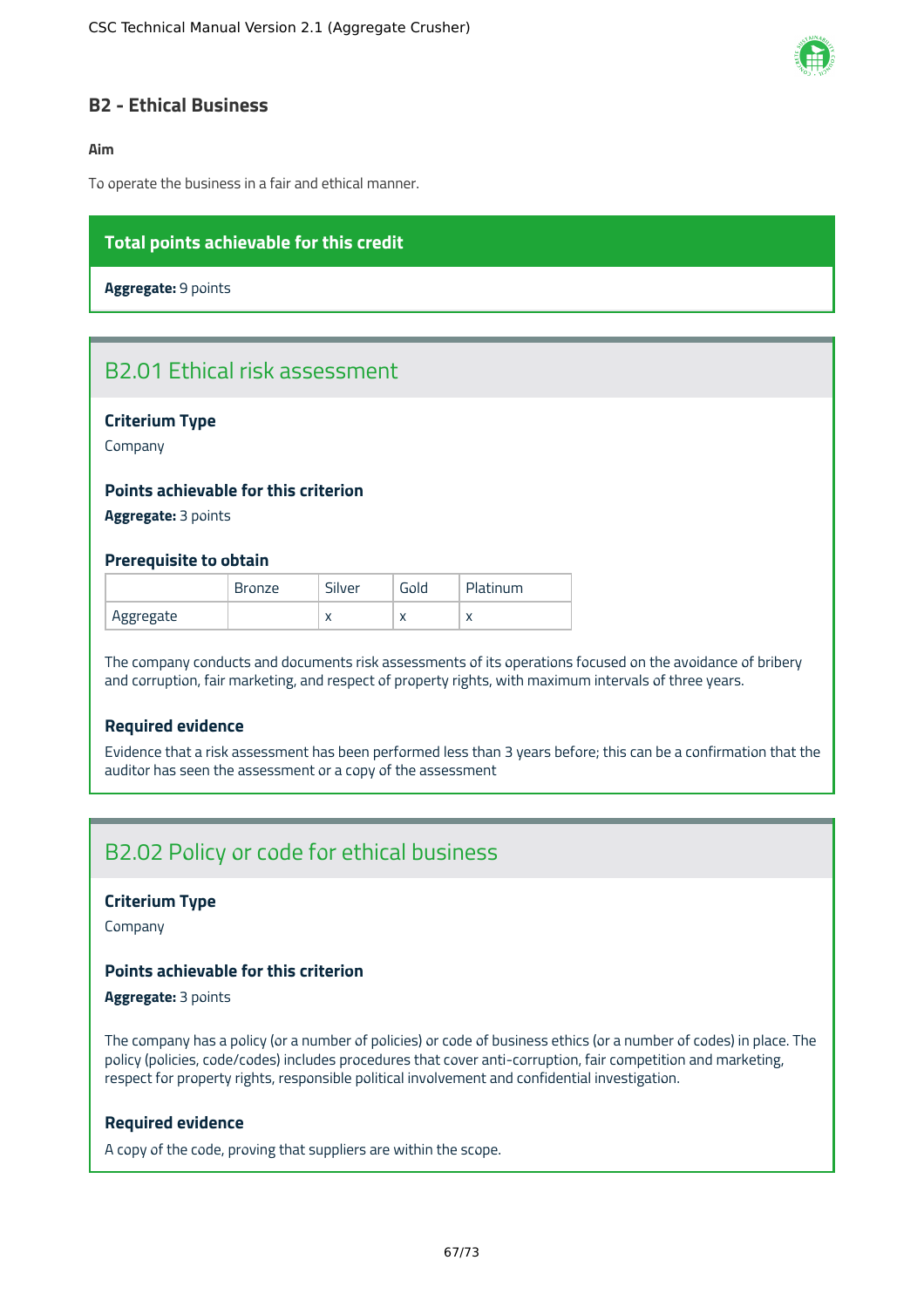## B2 - Ethical Business

**Aim**

To operate the business in a fair and ethical manner.

**Total points achievable for this credit**

**Aggregate:** 9 points

### B2.01 Ethical risk assessment

#### Criterium Type

Company

#### Points achievable for this criterion

**Aggregate:** 3 points

#### Prerequisite to obtain

| | Bronze | Silver | Gold | Platinum |
|---|---|---|---|---|
| Aggregate | | x | x | x |

The company conducts and documents risk assessments of its operations focused on the avoidance of bribery and corruption, fair marketing, and respect of property rights, with maximum intervals of three years.

#### Required evidence

Evidence that a risk assessment has been performed less than 3 years before; this can be a confirmation that the auditor has seen the assessment or a copy of the assessment

### B2.02 Policy or code for ethical business

#### Criterium Type

Company

#### Points achievable for this criterion

**Aggregate:** 3 points

The company has a policy (or a number of policies) or code of business ethics (or a number of codes) in place. The policy (policies, code/codes) includes procedures that cover anti-corruption, fair competition and marketing, respect for property rights, responsible political involvement and confidential investigation.

#### Required evidence

A copy of the code, proving that suppliers are within the scope.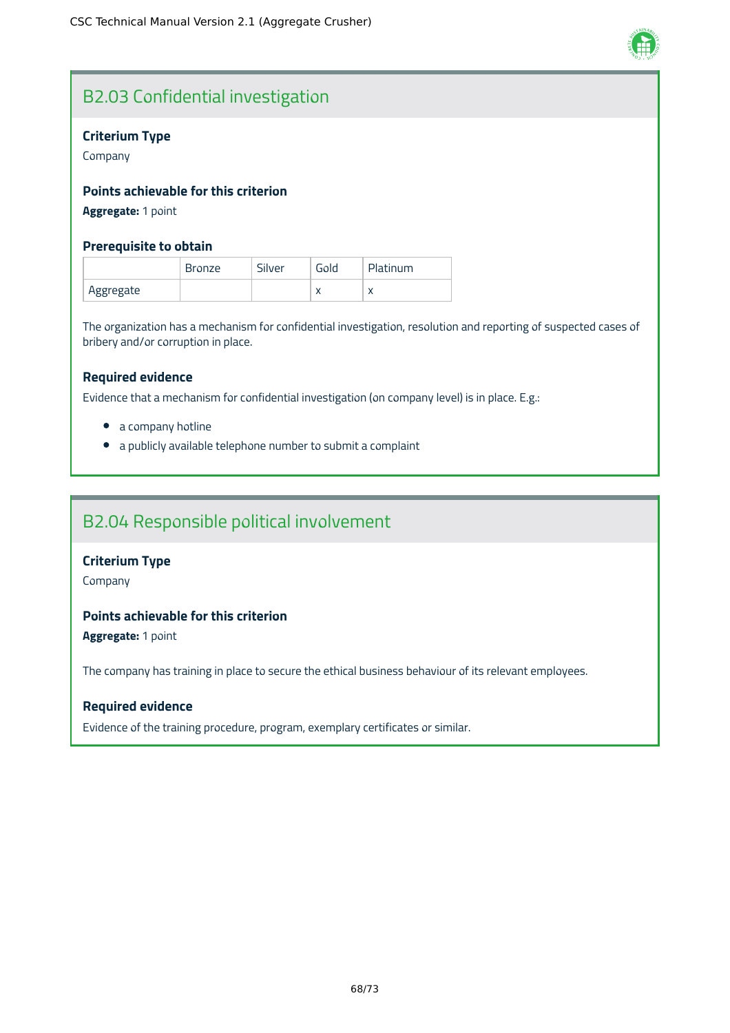## B2.03 Confidential investigation

### Criterium Type

Company

### Points achievable for this criterion

**Aggregate:** 1 point

### Prerequisite to obtain

| | Bronze | Silver | Gold | Platinum |
|---|---|---|---|---|
| Aggregate | | | x | x |

The organization has a mechanism for confidential investigation, resolution and reporting of suspected cases of bribery and/or corruption in place.

### Required evidence

Evidence that a mechanism for confidential investigation (on company level) is in place. E.g.:

- a company hotline
- a publicly available telephone number to submit a complaint

## B2.04 Responsible political involvement

### Criterium Type

Company

### Points achievable for this criterion

**Aggregate:** 1 point

The company has training in place to secure the ethical business behaviour of its relevant employees.

### Required evidence

Evidence of the training procedure, program, exemplary certificates or similar.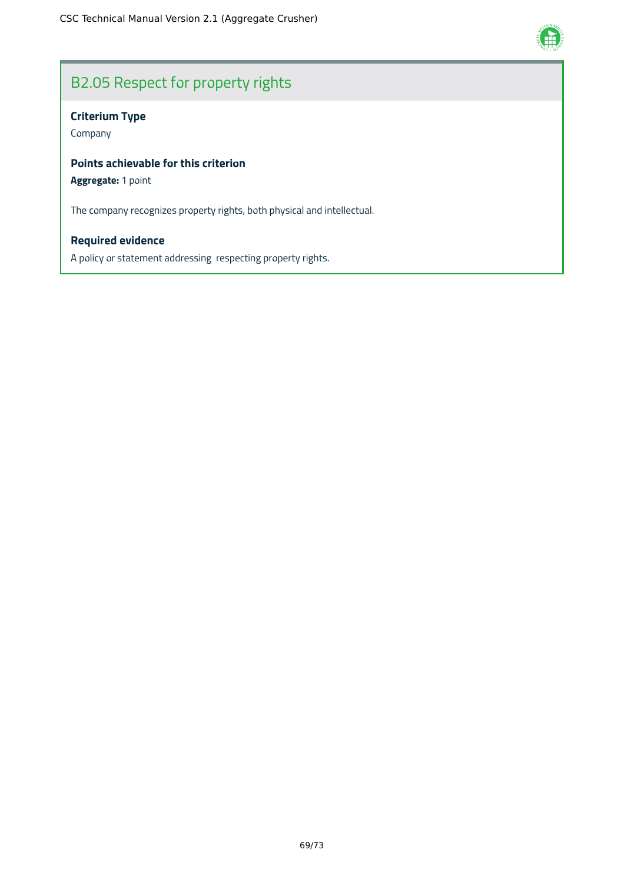## B2.05 Respect for property rights

**Criterium Type**

Company

**Points achievable for this criterion**

**Aggregate:** 1 point

The company recognizes property rights, both physical and intellectual.

**Required evidence**

A policy or statement addressing respecting property rights.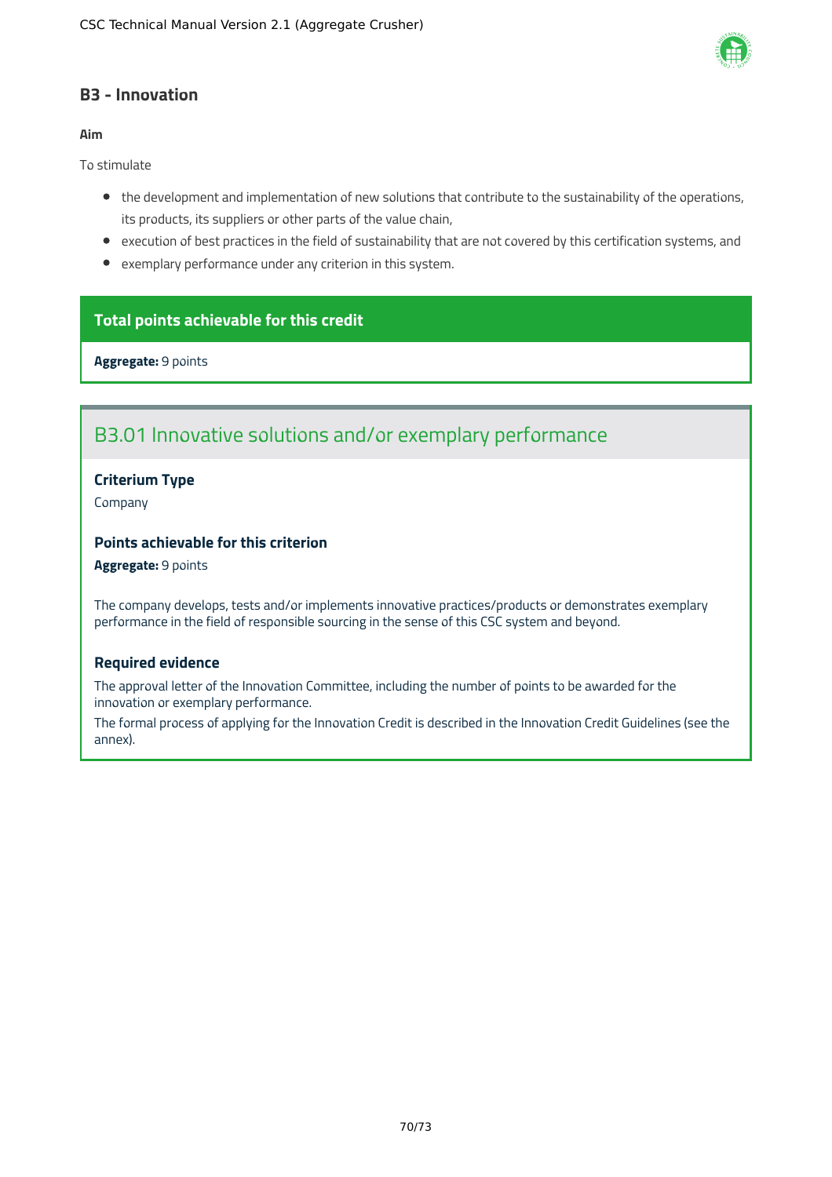## B3 - Innovation

**Aim**

To stimulate

- the development and implementation of new solutions that contribute to the sustainability of the operations, its products, its suppliers or other parts of the value chain,
- execution of best practices in the field of sustainability that are not covered by this certification systems, and
- exemplary performance under any criterion in this system.

**Total points achievable for this credit**

**Aggregate:** 9 points

### B3.01 Innovative solutions and/or exemplary performance

**Criterium Type**

Company

**Points achievable for this criterion**

**Aggregate:** 9 points

The company develops, tests and/or implements innovative practices/products or demonstrates exemplary performance in the field of responsible sourcing in the sense of this CSC system and beyond.

**Required evidence**

The approval letter of the Innovation Committee, including the number of points to be awarded for the innovation or exemplary performance.

The formal process of applying for the Innovation Credit is described in the Innovation Credit Guidelines (see the annex).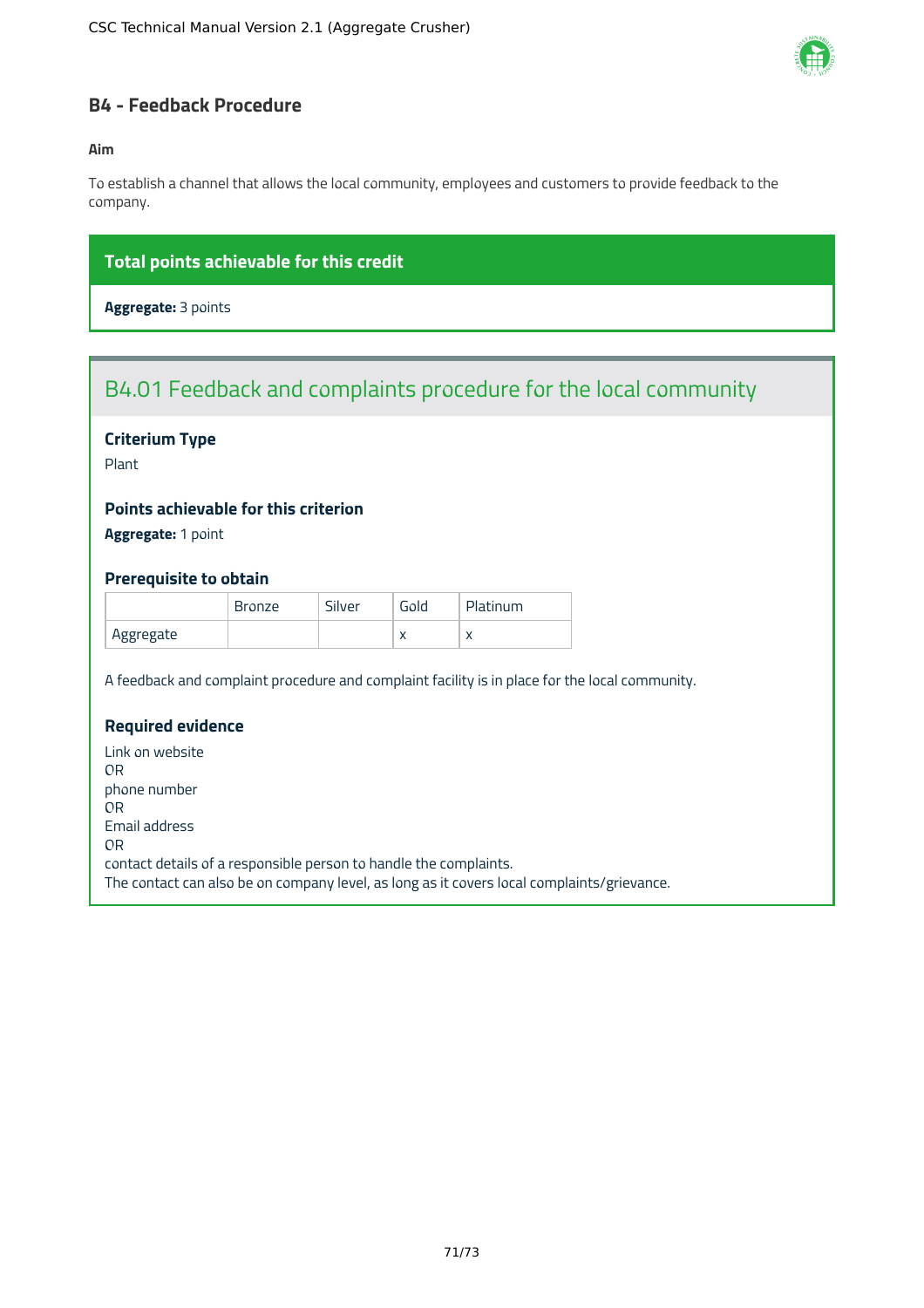## B4 - Feedback Procedure

**Aim**

To establish a channel that allows the local community, employees and customers to provide feedback to the company.

### Total points achievable for this credit

**Aggregate:** 3 points

### B4.01 Feedback and complaints procedure for the local community

#### Criterium Type

Plant

#### Points achievable for this criterion

**Aggregate:** 1 point

#### Prerequisite to obtain

| | Bronze | Silver | Gold | Platinum |
|---|---|---|---|---|
| Aggregate | | | x | x |

A feedback and complaint procedure and complaint facility is in place for the local community.

#### Required evidence

Link on website
OR
phone number
OR
Email address
OR
contact details of a responsible person to handle the complaints.
The contact can also be on company level, as long as it covers local complaints/grievance.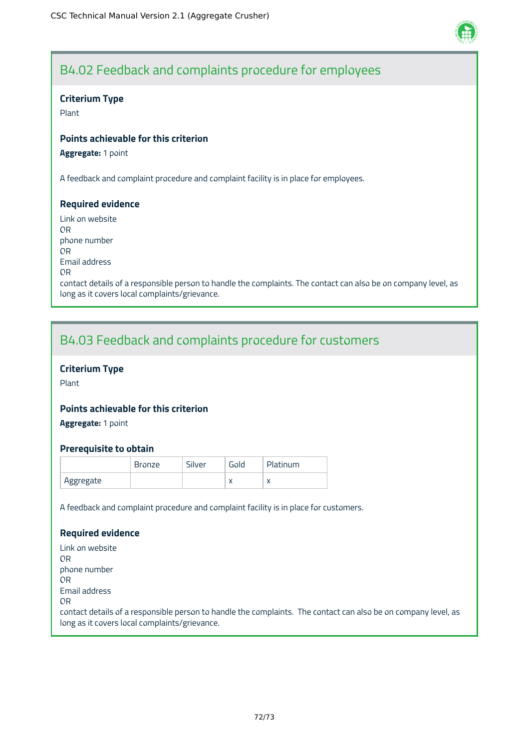## B4.02 Feedback and complaints procedure for employees

**Criterium Type**

Plant

**Points achievable for this criterion**

**Aggregate:** 1 point

A feedback and complaint procedure and complaint facility is in place for employees.

**Required evidence**

Link on website
OR
phone number
OR
Email address
OR
contact details of a responsible person to handle the complaints. The contact can also be on company level, as long as it covers local complaints/grievance.

## B4.03 Feedback and complaints procedure for customers

**Criterium Type**

Plant

**Points achievable for this criterion**

**Aggregate:** 1 point

**Prerequisite to obtain**

| | Bronze | Silver | Gold | Platinum |
|---|---|---|---|---|
| Aggregate | | | x | x |

A feedback and complaint procedure and complaint facility is in place for customers.

**Required evidence**

Link on website
OR
phone number
OR
Email address
OR
contact details of a responsible person to handle the complaints. The contact can also be on company level, as long as it covers local complaints/grievance.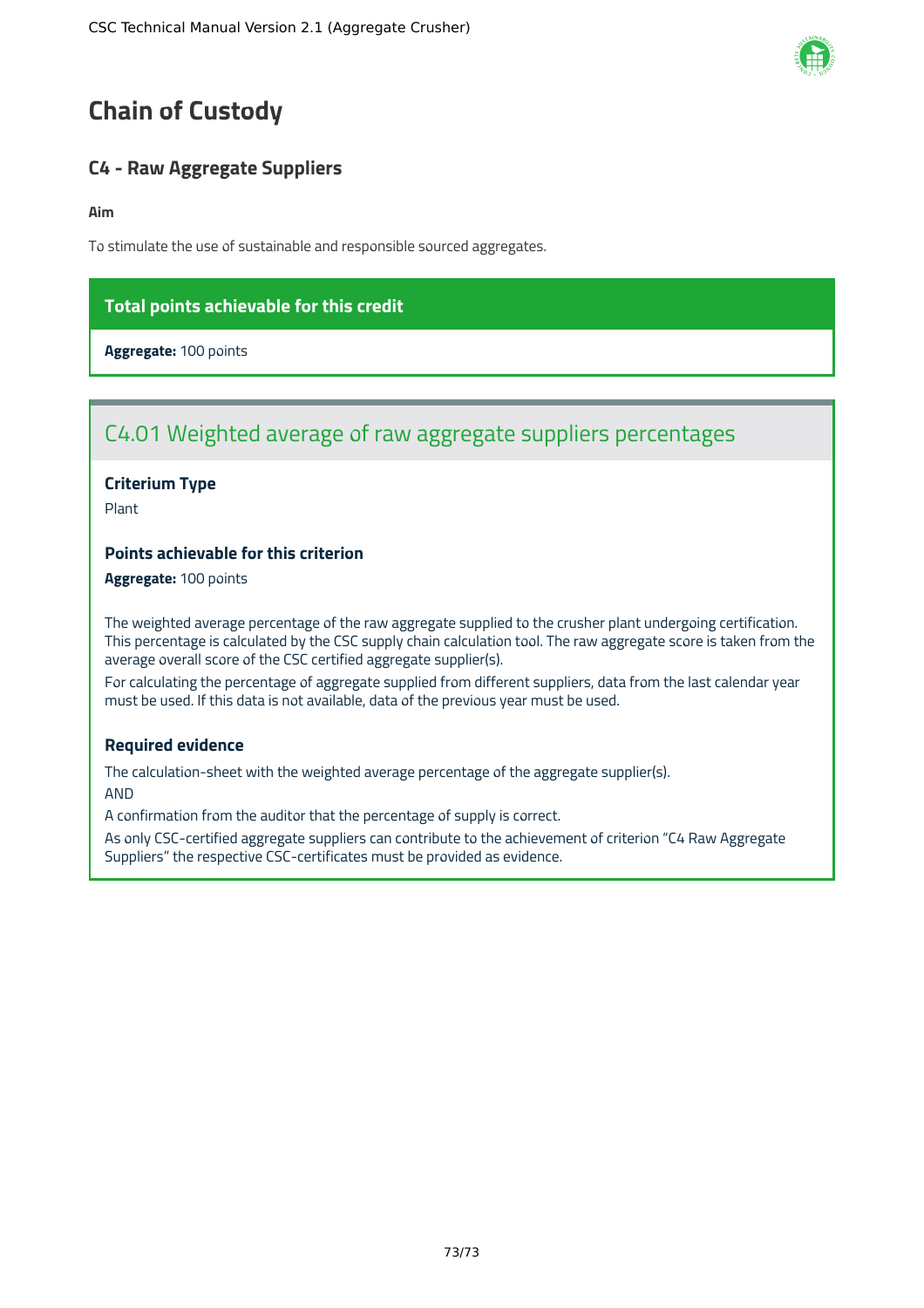# Chain of Custody

## C4 - Raw Aggregate Suppliers

**Aim**

To stimulate the use of sustainable and responsible sourced aggregates.

**Total points achievable for this credit**

**Aggregate:** 100 points

### C4.01 Weighted average of raw aggregate suppliers percentages

**Criterium Type**

Plant

**Points achievable for this criterion**

**Aggregate:** 100 points

The weighted average percentage of the raw aggregate supplied to the crusher plant undergoing certification. This percentage is calculated by the CSC supply chain calculation tool. The raw aggregate score is taken from the average overall score of the CSC certified aggregate supplier(s).

For calculating the percentage of aggregate supplied from different suppliers, data from the last calendar year must be used. If this data is not available, data of the previous year must be used.

**Required evidence**

The calculation-sheet with the weighted average percentage of the aggregate supplier(s).

AND

A confirmation from the auditor that the percentage of supply is correct.

As only CSC-certified aggregate suppliers can contribute to the achievement of criterion "C4 Raw Aggregate Suppliers" the respective CSC-certificates must be provided as evidence.